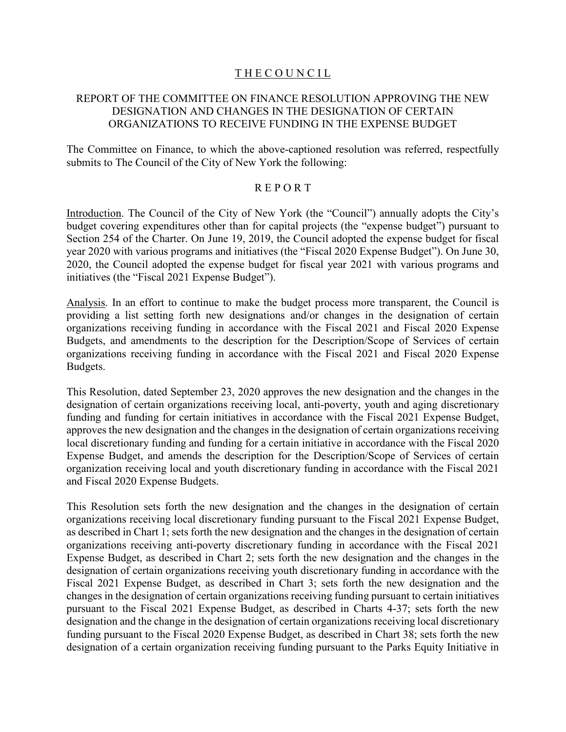# T H E C O U N C I L

## REPORT OF THE COMMITTEE ON FINANCE RESOLUTION APPROVING THE NEW DESIGNATION AND CHANGES IN THE DESIGNATION OF CERTAIN ORGANIZATIONS TO RECEIVE FUNDING IN THE EXPENSE BUDGET

The Committee on Finance, to which the above-captioned resolution was referred, respectfully submits to The Council of the City of New York the following:

## R E P O R T

Introduction. The Council of the City of New York (the "Council") annually adopts the City's budget covering expenditures other than for capital projects (the "expense budget") pursuant to Section 254 of the Charter. On June 19, 2019, the Council adopted the expense budget for fiscal year 2020 with various programs and initiatives (the "Fiscal 2020 Expense Budget"). On June 30, 2020, the Council adopted the expense budget for fiscal year 2021 with various programs and initiatives (the "Fiscal 2021 Expense Budget").

Analysis. In an effort to continue to make the budget process more transparent, the Council is providing a list setting forth new designations and/or changes in the designation of certain organizations receiving funding in accordance with the Fiscal 2021 and Fiscal 2020 Expense Budgets, and amendments to the description for the Description/Scope of Services of certain organizations receiving funding in accordance with the Fiscal 2021 and Fiscal 2020 Expense Budgets.

This Resolution, dated September 23, 2020 approves the new designation and the changes in the designation of certain organizations receiving local, anti-poverty, youth and aging discretionary funding and funding for certain initiatives in accordance with the Fiscal 2021 Expense Budget, approves the new designation and the changes in the designation of certain organizations receiving local discretionary funding and funding for a certain initiative in accordance with the Fiscal 2020 Expense Budget, and amends the description for the Description/Scope of Services of certain organization receiving local and youth discretionary funding in accordance with the Fiscal 2021 and Fiscal 2020 Expense Budgets.

This Resolution sets forth the new designation and the changes in the designation of certain organizations receiving local discretionary funding pursuant to the Fiscal 2021 Expense Budget, as described in Chart 1; sets forth the new designation and the changes in the designation of certain organizations receiving anti-poverty discretionary funding in accordance with the Fiscal 2021 Expense Budget, as described in Chart 2; sets forth the new designation and the changes in the designation of certain organizations receiving youth discretionary funding in accordance with the Fiscal 2021 Expense Budget, as described in Chart 3; sets forth the new designation and the changes in the designation of certain organizations receiving funding pursuant to certain initiatives pursuant to the Fiscal 2021 Expense Budget, as described in Charts 4-37; sets forth the new designation and the change in the designation of certain organizations receiving local discretionary funding pursuant to the Fiscal 2020 Expense Budget, as described in Chart 38; sets forth the new designation of a certain organization receiving funding pursuant to the Parks Equity Initiative in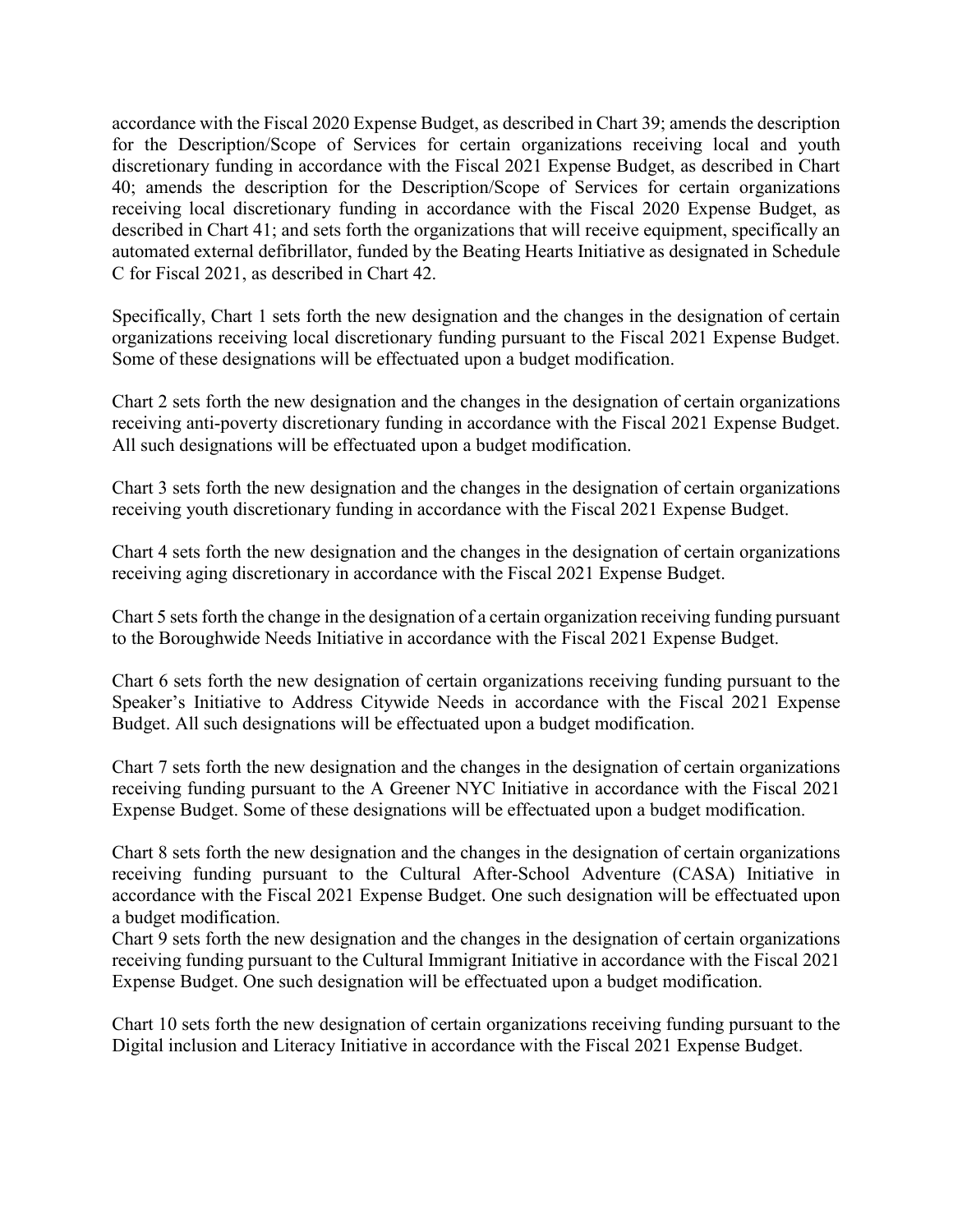accordance with the Fiscal 2020 Expense Budget, as described in Chart 39; amends the description for the Description/Scope of Services for certain organizations receiving local and youth discretionary funding in accordance with the Fiscal 2021 Expense Budget, as described in Chart 40; amends the description for the Description/Scope of Services for certain organizations receiving local discretionary funding in accordance with the Fiscal 2020 Expense Budget, as described in Chart 41; and sets forth the organizations that will receive equipment, specifically an automated external defibrillator, funded by the Beating Hearts Initiative as designated in Schedule C for Fiscal 2021, as described in Chart 42.

Specifically, Chart 1 sets forth the new designation and the changes in the designation of certain organizations receiving local discretionary funding pursuant to the Fiscal 2021 Expense Budget. Some of these designations will be effectuated upon a budget modification.

Chart 2 sets forth the new designation and the changes in the designation of certain organizations receiving anti-poverty discretionary funding in accordance with the Fiscal 2021 Expense Budget. All such designations will be effectuated upon a budget modification.

Chart 3 sets forth the new designation and the changes in the designation of certain organizations receiving youth discretionary funding in accordance with the Fiscal 2021 Expense Budget.

Chart 4 sets forth the new designation and the changes in the designation of certain organizations receiving aging discretionary in accordance with the Fiscal 2021 Expense Budget.

Chart 5 sets forth the change in the designation of a certain organization receiving funding pursuant to the Boroughwide Needs Initiative in accordance with the Fiscal 2021 Expense Budget.

Chart 6 sets forth the new designation of certain organizations receiving funding pursuant to the Speaker's Initiative to Address Citywide Needs in accordance with the Fiscal 2021 Expense Budget. All such designations will be effectuated upon a budget modification.

Chart 7 sets forth the new designation and the changes in the designation of certain organizations receiving funding pursuant to the A Greener NYC Initiative in accordance with the Fiscal 2021 Expense Budget. Some of these designations will be effectuated upon a budget modification.

Chart 8 sets forth the new designation and the changes in the designation of certain organizations receiving funding pursuant to the Cultural After-School Adventure (CASA) Initiative in accordance with the Fiscal 2021 Expense Budget. One such designation will be effectuated upon a budget modification.

Chart 9 sets forth the new designation and the changes in the designation of certain organizations receiving funding pursuant to the Cultural Immigrant Initiative in accordance with the Fiscal 2021 Expense Budget. One such designation will be effectuated upon a budget modification.

Chart 10 sets forth the new designation of certain organizations receiving funding pursuant to the Digital inclusion and Literacy Initiative in accordance with the Fiscal 2021 Expense Budget.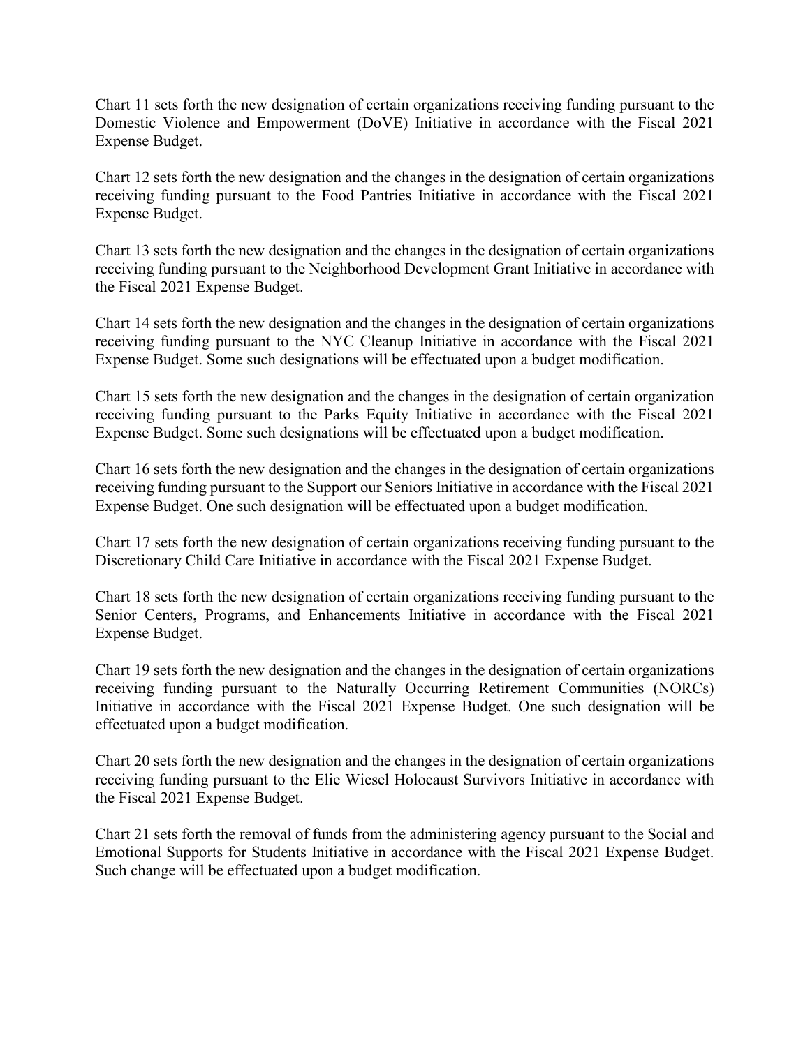Chart 11 sets forth the new designation of certain organizations receiving funding pursuant to the Domestic Violence and Empowerment (DoVE) Initiative in accordance with the Fiscal 2021 Expense Budget.

Chart 12 sets forth the new designation and the changes in the designation of certain organizations receiving funding pursuant to the Food Pantries Initiative in accordance with the Fiscal 2021 Expense Budget.

Chart 13 sets forth the new designation and the changes in the designation of certain organizations receiving funding pursuant to the Neighborhood Development Grant Initiative in accordance with the Fiscal 2021 Expense Budget.

Chart 14 sets forth the new designation and the changes in the designation of certain organizations receiving funding pursuant to the NYC Cleanup Initiative in accordance with the Fiscal 2021 Expense Budget. Some such designations will be effectuated upon a budget modification.

Chart 15 sets forth the new designation and the changes in the designation of certain organization receiving funding pursuant to the Parks Equity Initiative in accordance with the Fiscal 2021 Expense Budget. Some such designations will be effectuated upon a budget modification.

Chart 16 sets forth the new designation and the changes in the designation of certain organizations receiving funding pursuant to the Support our Seniors Initiative in accordance with the Fiscal 2021 Expense Budget. One such designation will be effectuated upon a budget modification.

Chart 17 sets forth the new designation of certain organizations receiving funding pursuant to the Discretionary Child Care Initiative in accordance with the Fiscal 2021 Expense Budget.

Chart 18 sets forth the new designation of certain organizations receiving funding pursuant to the Senior Centers, Programs, and Enhancements Initiative in accordance with the Fiscal 2021 Expense Budget.

Chart 19 sets forth the new designation and the changes in the designation of certain organizations receiving funding pursuant to the Naturally Occurring Retirement Communities (NORCs) Initiative in accordance with the Fiscal 2021 Expense Budget. One such designation will be effectuated upon a budget modification.

Chart 20 sets forth the new designation and the changes in the designation of certain organizations receiving funding pursuant to the Elie Wiesel Holocaust Survivors Initiative in accordance with the Fiscal 2021 Expense Budget.

Chart 21 sets forth the removal of funds from the administering agency pursuant to the Social and Emotional Supports for Students Initiative in accordance with the Fiscal 2021 Expense Budget. Such change will be effectuated upon a budget modification.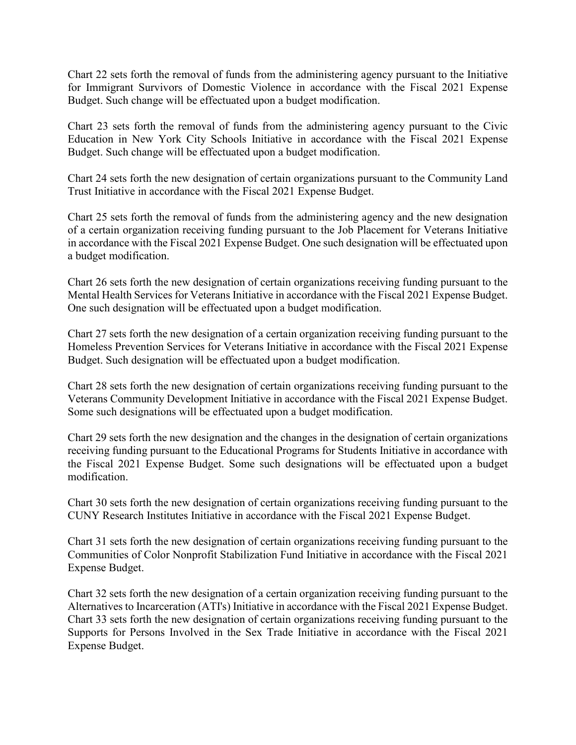Chart 22 sets forth the removal of funds from the administering agency pursuant to the Initiative for Immigrant Survivors of Domestic Violence in accordance with the Fiscal 2021 Expense Budget. Such change will be effectuated upon a budget modification.

Chart 23 sets forth the removal of funds from the administering agency pursuant to the Civic Education in New York City Schools Initiative in accordance with the Fiscal 2021 Expense Budget. Such change will be effectuated upon a budget modification.

Chart 24 sets forth the new designation of certain organizations pursuant to the Community Land Trust Initiative in accordance with the Fiscal 2021 Expense Budget.

Chart 25 sets forth the removal of funds from the administering agency and the new designation of a certain organization receiving funding pursuant to the Job Placement for Veterans Initiative in accordance with the Fiscal 2021 Expense Budget. One such designation will be effectuated upon a budget modification.

Chart 26 sets forth the new designation of certain organizations receiving funding pursuant to the Mental Health Services for Veterans Initiative in accordance with the Fiscal 2021 Expense Budget. One such designation will be effectuated upon a budget modification.

Chart 27 sets forth the new designation of a certain organization receiving funding pursuant to the Homeless Prevention Services for Veterans Initiative in accordance with the Fiscal 2021 Expense Budget. Such designation will be effectuated upon a budget modification.

Chart 28 sets forth the new designation of certain organizations receiving funding pursuant to the Veterans Community Development Initiative in accordance with the Fiscal 2021 Expense Budget. Some such designations will be effectuated upon a budget modification.

Chart 29 sets forth the new designation and the changes in the designation of certain organizations receiving funding pursuant to the Educational Programs for Students Initiative in accordance with the Fiscal 2021 Expense Budget. Some such designations will be effectuated upon a budget modification.

Chart 30 sets forth the new designation of certain organizations receiving funding pursuant to the CUNY Research Institutes Initiative in accordance with the Fiscal 2021 Expense Budget.

Chart 31 sets forth the new designation of certain organizations receiving funding pursuant to the Communities of Color Nonprofit Stabilization Fund Initiative in accordance with the Fiscal 2021 Expense Budget.

Chart 32 sets forth the new designation of a certain organization receiving funding pursuant to the Alternatives to Incarceration (ATI's) Initiative in accordance with the Fiscal 2021 Expense Budget. Chart 33 sets forth the new designation of certain organizations receiving funding pursuant to the Supports for Persons Involved in the Sex Trade Initiative in accordance with the Fiscal 2021 Expense Budget.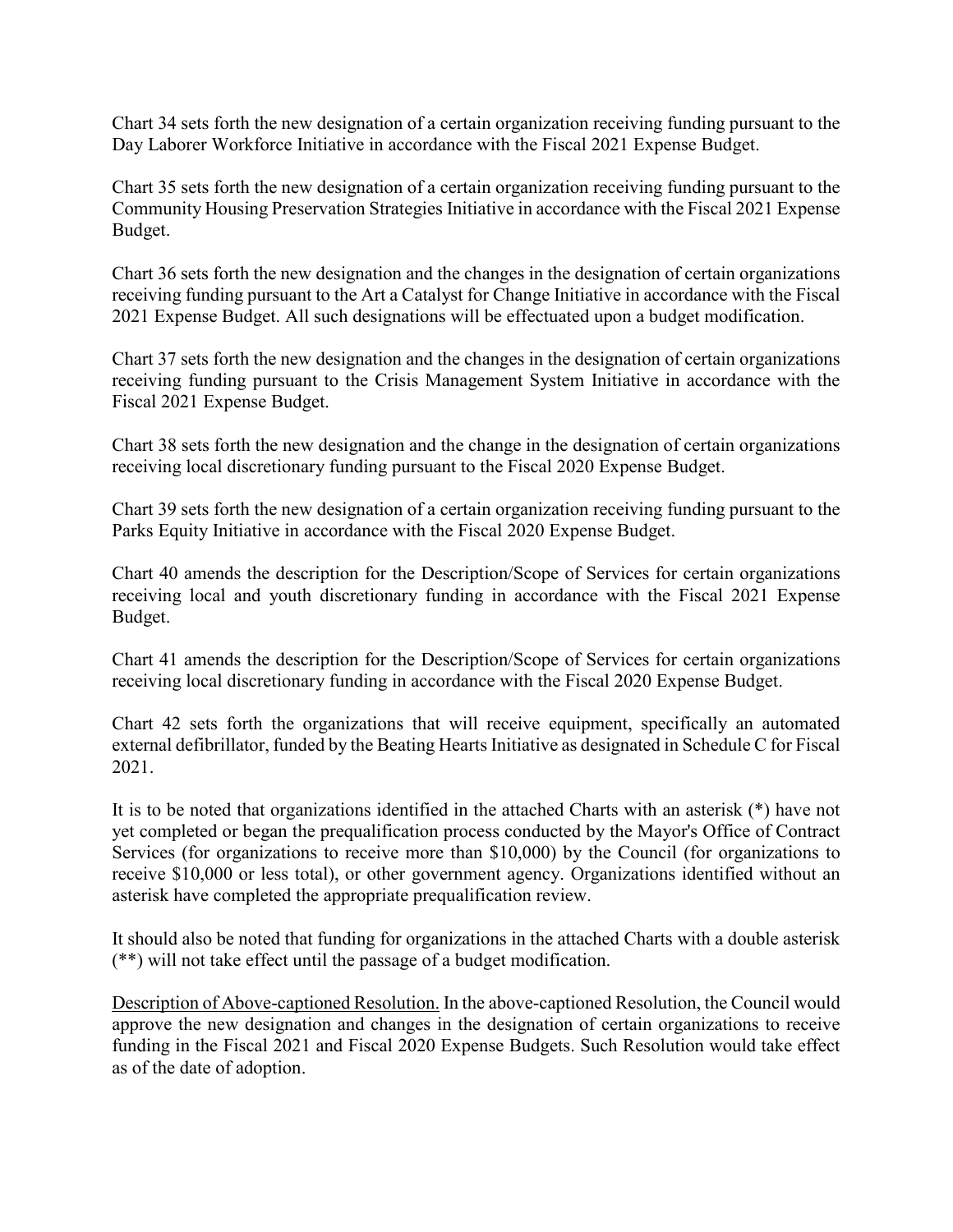Chart 34 sets forth the new designation of a certain organization receiving funding pursuant to the Day Laborer Workforce Initiative in accordance with the Fiscal 2021 Expense Budget.

Chart 35 sets forth the new designation of a certain organization receiving funding pursuant to the Community Housing Preservation Strategies Initiative in accordance with the Fiscal 2021 Expense Budget.

Chart 36 sets forth the new designation and the changes in the designation of certain organizations receiving funding pursuant to the Art a Catalyst for Change Initiative in accordance with the Fiscal 2021 Expense Budget. All such designations will be effectuated upon a budget modification.

Chart 37 sets forth the new designation and the changes in the designation of certain organizations receiving funding pursuant to the Crisis Management System Initiative in accordance with the Fiscal 2021 Expense Budget.

Chart 38 sets forth the new designation and the change in the designation of certain organizations receiving local discretionary funding pursuant to the Fiscal 2020 Expense Budget.

Chart 39 sets forth the new designation of a certain organization receiving funding pursuant to the Parks Equity Initiative in accordance with the Fiscal 2020 Expense Budget.

Chart 40 amends the description for the Description/Scope of Services for certain organizations receiving local and youth discretionary funding in accordance with the Fiscal 2021 Expense Budget.

Chart 41 amends the description for the Description/Scope of Services for certain organizations receiving local discretionary funding in accordance with the Fiscal 2020 Expense Budget.

Chart 42 sets forth the organizations that will receive equipment, specifically an automated external defibrillator, funded by the Beating Hearts Initiative as designated in Schedule C for Fiscal 2021.

It is to be noted that organizations identified in the attached Charts with an asterisk (*) have not yet completed or began the prequalification process conducted by the Mayor's Office of Contract Services (for organizations to receive more than $10,000) by the Council (for organizations to receive $10,000 or less total), or other government agency. Organizations identified without an asterisk have completed the appropriate prequalification review.

It should also be noted that funding for organizations in the attached Charts with a double asterisk (**) will not take effect until the passage of a budget modification.

Description of Above-captioned Resolution. In the above-captioned Resolution, the Council would approve the new designation and changes in the designation of certain organizations to receive funding in the Fiscal 2021 and Fiscal 2020 Expense Budgets. Such Resolution would take effect as of the date of adoption.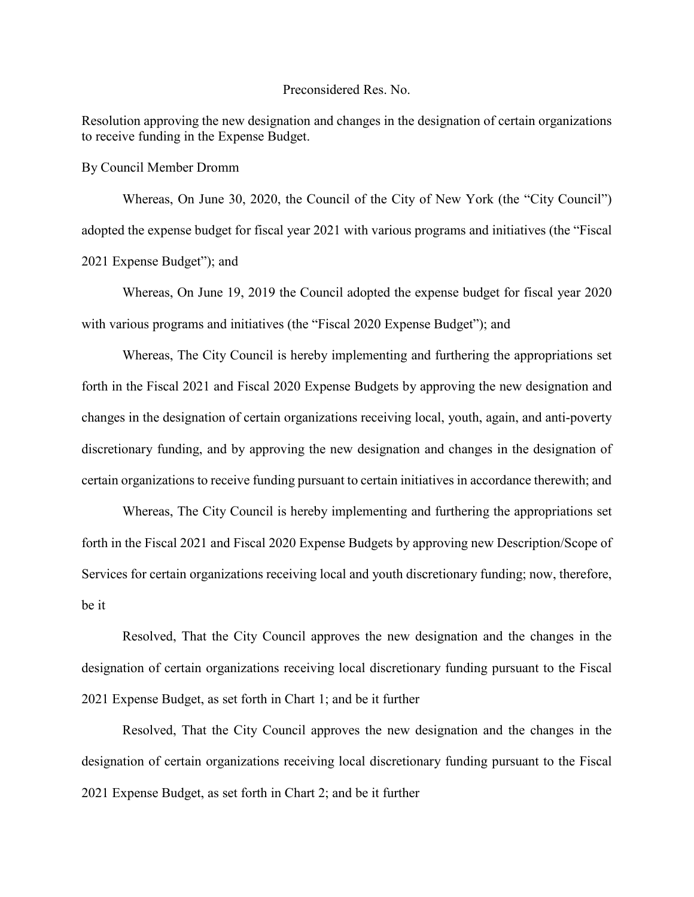Preconsidered Res. No.

Resolution approving the new designation and changes in the designation of certain organizations to receive funding in the Expense Budget.

By Council Member Dromm

Whereas, On June 30, 2020, the Council of the City of New York (the "City Council") adopted the expense budget for fiscal year 2021 with various programs and initiatives (the "Fiscal 2021 Expense Budget"); and

Whereas, On June 19, 2019 the Council adopted the expense budget for fiscal year 2020 with various programs and initiatives (the "Fiscal 2020 Expense Budget"); and

Whereas, The City Council is hereby implementing and furthering the appropriations set forth in the Fiscal 2021 and Fiscal 2020 Expense Budgets by approving the new designation and changes in the designation of certain organizations receiving local, youth, again, and anti-poverty discretionary funding, and by approving the new designation and changes in the designation of certain organizations to receive funding pursuant to certain initiatives in accordance therewith; and

Whereas, The City Council is hereby implementing and furthering the appropriations set forth in the Fiscal 2021 and Fiscal 2020 Expense Budgets by approving new Description/Scope of Services for certain organizations receiving local and youth discretionary funding; now, therefore, be it

Resolved, That the City Council approves the new designation and the changes in the designation of certain organizations receiving local discretionary funding pursuant to the Fiscal 2021 Expense Budget, as set forth in Chart 1; and be it further

Resolved, That the City Council approves the new designation and the changes in the designation of certain organizations receiving local discretionary funding pursuant to the Fiscal 2021 Expense Budget, as set forth in Chart 2; and be it further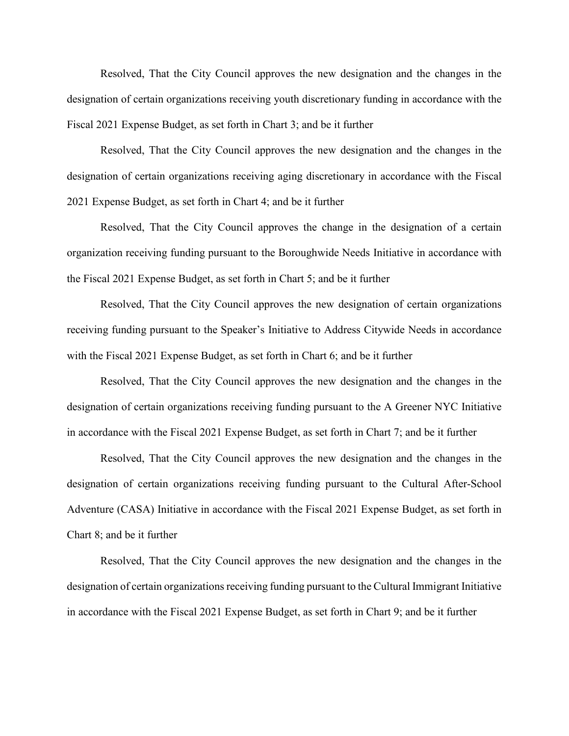Resolved, That the City Council approves the new designation and the changes in the designation of certain organizations receiving youth discretionary funding in accordance with the Fiscal 2021 Expense Budget, as set forth in Chart 3; and be it further

Resolved, That the City Council approves the new designation and the changes in the designation of certain organizations receiving aging discretionary in accordance with the Fiscal 2021 Expense Budget, as set forth in Chart 4; and be it further

Resolved, That the City Council approves the change in the designation of a certain organization receiving funding pursuant to the Boroughwide Needs Initiative in accordance with the Fiscal 2021 Expense Budget, as set forth in Chart 5; and be it further

Resolved, That the City Council approves the new designation of certain organizations receiving funding pursuant to the Speaker's Initiative to Address Citywide Needs in accordance with the Fiscal 2021 Expense Budget, as set forth in Chart 6; and be it further

Resolved, That the City Council approves the new designation and the changes in the designation of certain organizations receiving funding pursuant to the A Greener NYC Initiative in accordance with the Fiscal 2021 Expense Budget, as set forth in Chart 7; and be it further

Resolved, That the City Council approves the new designation and the changes in the designation of certain organizations receiving funding pursuant to the Cultural After-School Adventure (CASA) Initiative in accordance with the Fiscal 2021 Expense Budget, as set forth in Chart 8; and be it further

Resolved, That the City Council approves the new designation and the changes in the designation of certain organizations receiving funding pursuant to the Cultural Immigrant Initiative in accordance with the Fiscal 2021 Expense Budget, as set forth in Chart 9; and be it further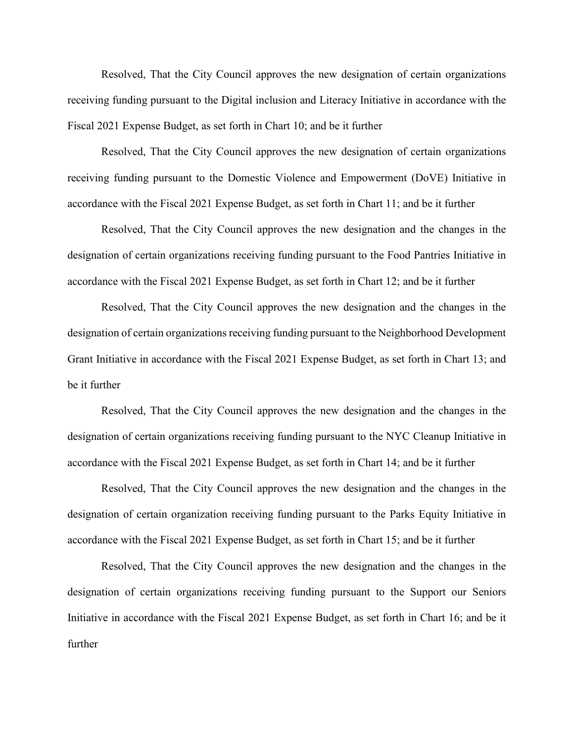Resolved, That the City Council approves the new designation of certain organizations receiving funding pursuant to the Digital inclusion and Literacy Initiative in accordance with the Fiscal 2021 Expense Budget, as set forth in Chart 10; and be it further

Resolved, That the City Council approves the new designation of certain organizations receiving funding pursuant to the Domestic Violence and Empowerment (DoVE) Initiative in accordance with the Fiscal 2021 Expense Budget, as set forth in Chart 11; and be it further

Resolved, That the City Council approves the new designation and the changes in the designation of certain organizations receiving funding pursuant to the Food Pantries Initiative in accordance with the Fiscal 2021 Expense Budget, as set forth in Chart 12; and be it further

Resolved, That the City Council approves the new designation and the changes in the designation of certain organizations receiving funding pursuant to the Neighborhood Development Grant Initiative in accordance with the Fiscal 2021 Expense Budget, as set forth in Chart 13; and be it further

Resolved, That the City Council approves the new designation and the changes in the designation of certain organizations receiving funding pursuant to the NYC Cleanup Initiative in accordance with the Fiscal 2021 Expense Budget, as set forth in Chart 14; and be it further

Resolved, That the City Council approves the new designation and the changes in the designation of certain organization receiving funding pursuant to the Parks Equity Initiative in accordance with the Fiscal 2021 Expense Budget, as set forth in Chart 15; and be it further

Resolved, That the City Council approves the new designation and the changes in the designation of certain organizations receiving funding pursuant to the Support our Seniors Initiative in accordance with the Fiscal 2021 Expense Budget, as set forth in Chart 16; and be it further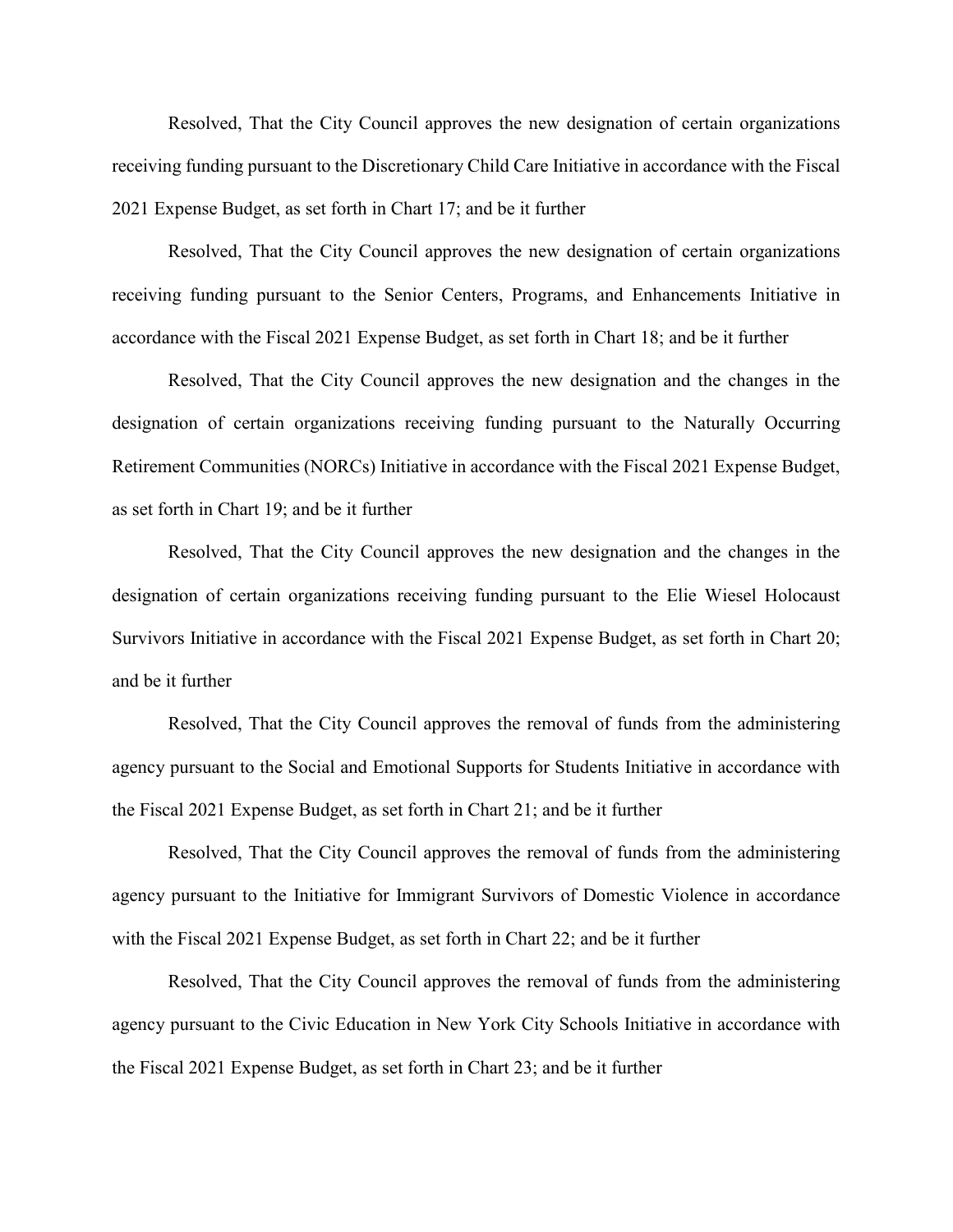Resolved, That the City Council approves the new designation of certain organizations receiving funding pursuant to the Discretionary Child Care Initiative in accordance with the Fiscal 2021 Expense Budget, as set forth in Chart 17; and be it further

Resolved, That the City Council approves the new designation of certain organizations receiving funding pursuant to the Senior Centers, Programs, and Enhancements Initiative in accordance with the Fiscal 2021 Expense Budget, as set forth in Chart 18; and be it further

Resolved, That the City Council approves the new designation and the changes in the designation of certain organizations receiving funding pursuant to the Naturally Occurring Retirement Communities (NORCs) Initiative in accordance with the Fiscal 2021 Expense Budget, as set forth in Chart 19; and be it further

Resolved, That the City Council approves the new designation and the changes in the designation of certain organizations receiving funding pursuant to the Elie Wiesel Holocaust Survivors Initiative in accordance with the Fiscal 2021 Expense Budget, as set forth in Chart 20; and be it further

Resolved, That the City Council approves the removal of funds from the administering agency pursuant to the Social and Emotional Supports for Students Initiative in accordance with the Fiscal 2021 Expense Budget, as set forth in Chart 21; and be it further

Resolved, That the City Council approves the removal of funds from the administering agency pursuant to the Initiative for Immigrant Survivors of Domestic Violence in accordance with the Fiscal 2021 Expense Budget, as set forth in Chart 22; and be it further

Resolved, That the City Council approves the removal of funds from the administering agency pursuant to the Civic Education in New York City Schools Initiative in accordance with the Fiscal 2021 Expense Budget, as set forth in Chart 23; and be it further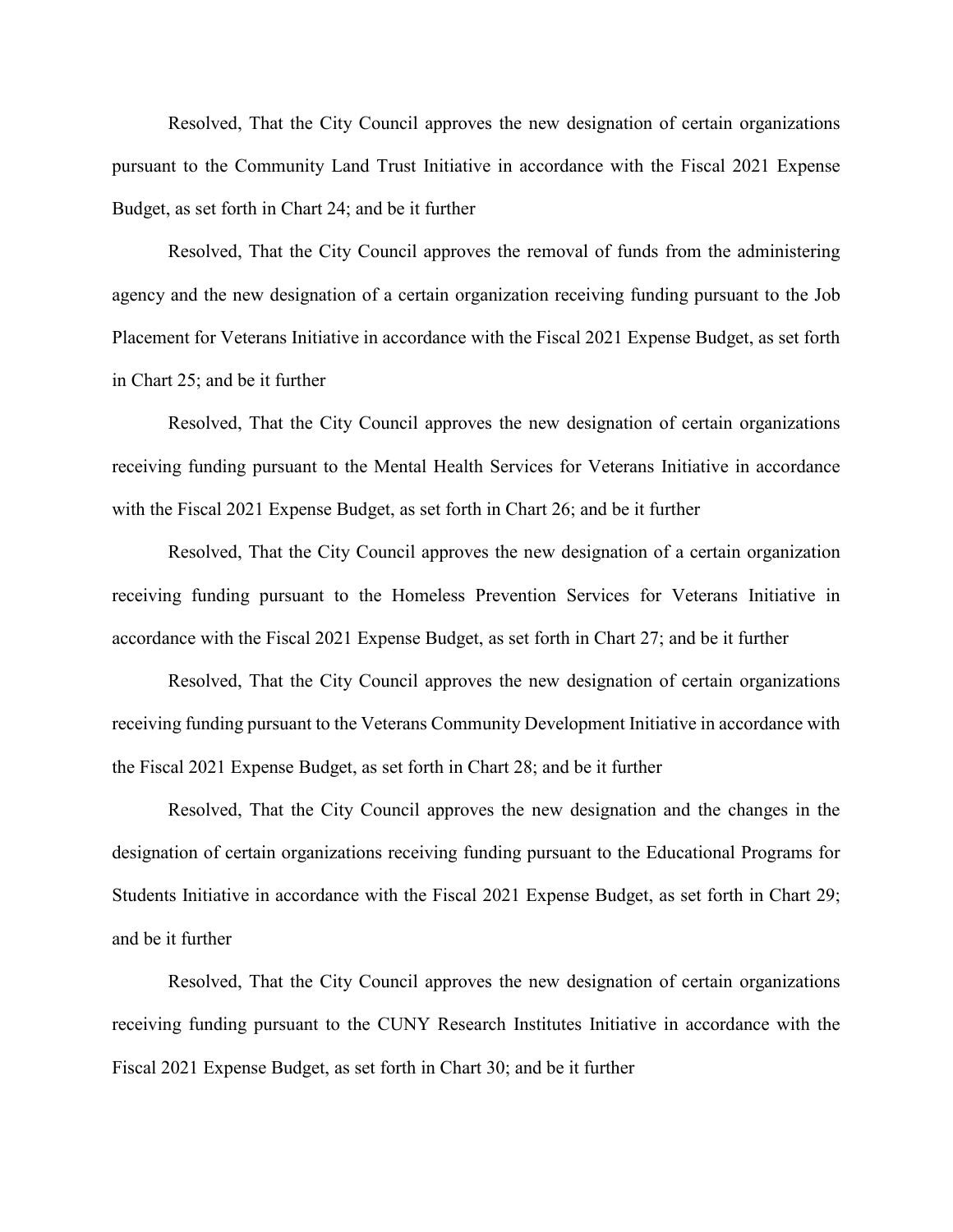Resolved, That the City Council approves the new designation of certain organizations pursuant to the Community Land Trust Initiative in accordance with the Fiscal 2021 Expense Budget, as set forth in Chart 24; and be it further

Resolved, That the City Council approves the removal of funds from the administering agency and the new designation of a certain organization receiving funding pursuant to the Job Placement for Veterans Initiative in accordance with the Fiscal 2021 Expense Budget, as set forth in Chart 25; and be it further

Resolved, That the City Council approves the new designation of certain organizations receiving funding pursuant to the Mental Health Services for Veterans Initiative in accordance with the Fiscal 2021 Expense Budget, as set forth in Chart 26; and be it further

Resolved, That the City Council approves the new designation of a certain organization receiving funding pursuant to the Homeless Prevention Services for Veterans Initiative in accordance with the Fiscal 2021 Expense Budget, as set forth in Chart 27; and be it further

Resolved, That the City Council approves the new designation of certain organizations receiving funding pursuant to the Veterans Community Development Initiative in accordance with the Fiscal 2021 Expense Budget, as set forth in Chart 28; and be it further

Resolved, That the City Council approves the new designation and the changes in the designation of certain organizations receiving funding pursuant to the Educational Programs for Students Initiative in accordance with the Fiscal 2021 Expense Budget, as set forth in Chart 29; and be it further

Resolved, That the City Council approves the new designation of certain organizations receiving funding pursuant to the CUNY Research Institutes Initiative in accordance with the Fiscal 2021 Expense Budget, as set forth in Chart 30; and be it further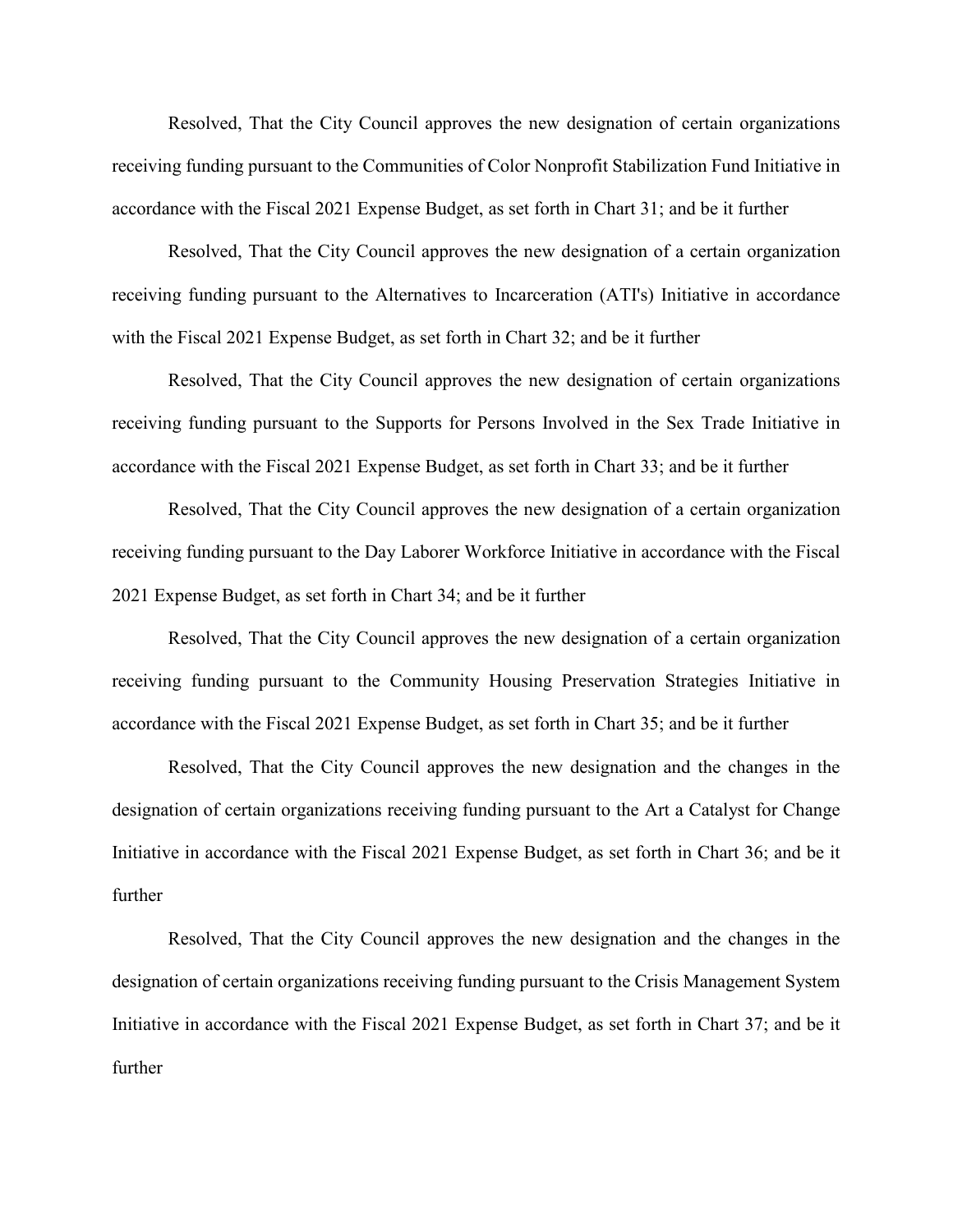Resolved, That the City Council approves the new designation of certain organizations receiving funding pursuant to the Communities of Color Nonprofit Stabilization Fund Initiative in accordance with the Fiscal 2021 Expense Budget, as set forth in Chart 31; and be it further

Resolved, That the City Council approves the new designation of a certain organization receiving funding pursuant to the Alternatives to Incarceration (ATI's) Initiative in accordance with the Fiscal 2021 Expense Budget, as set forth in Chart 32; and be it further

Resolved, That the City Council approves the new designation of certain organizations receiving funding pursuant to the Supports for Persons Involved in the Sex Trade Initiative in accordance with the Fiscal 2021 Expense Budget, as set forth in Chart 33; and be it further

Resolved, That the City Council approves the new designation of a certain organization receiving funding pursuant to the Day Laborer Workforce Initiative in accordance with the Fiscal 2021 Expense Budget, as set forth in Chart 34; and be it further

Resolved, That the City Council approves the new designation of a certain organization receiving funding pursuant to the Community Housing Preservation Strategies Initiative in accordance with the Fiscal 2021 Expense Budget, as set forth in Chart 35; and be it further

Resolved, That the City Council approves the new designation and the changes in the designation of certain organizations receiving funding pursuant to the Art a Catalyst for Change Initiative in accordance with the Fiscal 2021 Expense Budget, as set forth in Chart 36; and be it further

Resolved, That the City Council approves the new designation and the changes in the designation of certain organizations receiving funding pursuant to the Crisis Management System Initiative in accordance with the Fiscal 2021 Expense Budget, as set forth in Chart 37; and be it further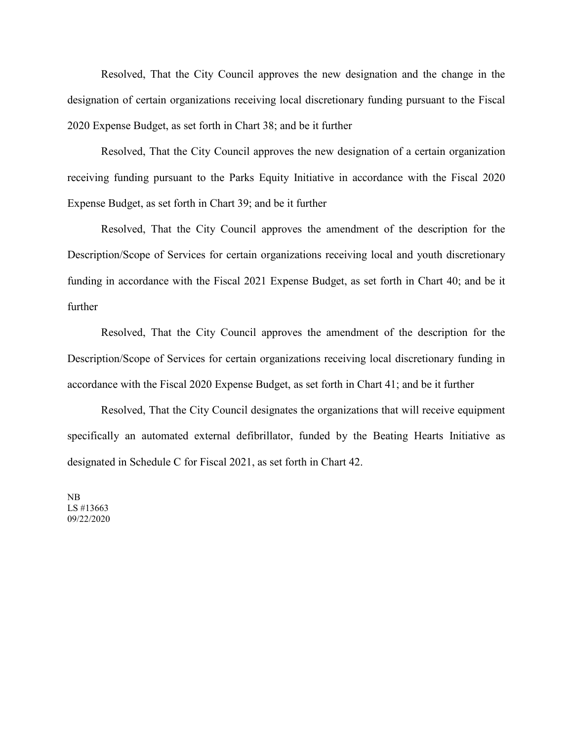Resolved, That the City Council approves the new designation and the change in the designation of certain organizations receiving local discretionary funding pursuant to the Fiscal 2020 Expense Budget, as set forth in Chart 38; and be it further

Resolved, That the City Council approves the new designation of a certain organization receiving funding pursuant to the Parks Equity Initiative in accordance with the Fiscal 2020 Expense Budget, as set forth in Chart 39; and be it further

Resolved, That the City Council approves the amendment of the description for the Description/Scope of Services for certain organizations receiving local and youth discretionary funding in accordance with the Fiscal 2021 Expense Budget, as set forth in Chart 40; and be it further

Resolved, That the City Council approves the amendment of the description for the Description/Scope of Services for certain organizations receiving local discretionary funding in accordance with the Fiscal 2020 Expense Budget, as set forth in Chart 41; and be it further

Resolved, That the City Council designates the organizations that will receive equipment specifically an automated external defibrillator, funded by the Beating Hearts Initiative as designated in Schedule C for Fiscal 2021, as set forth in Chart 42.

NB
LS #13663
09/22/2020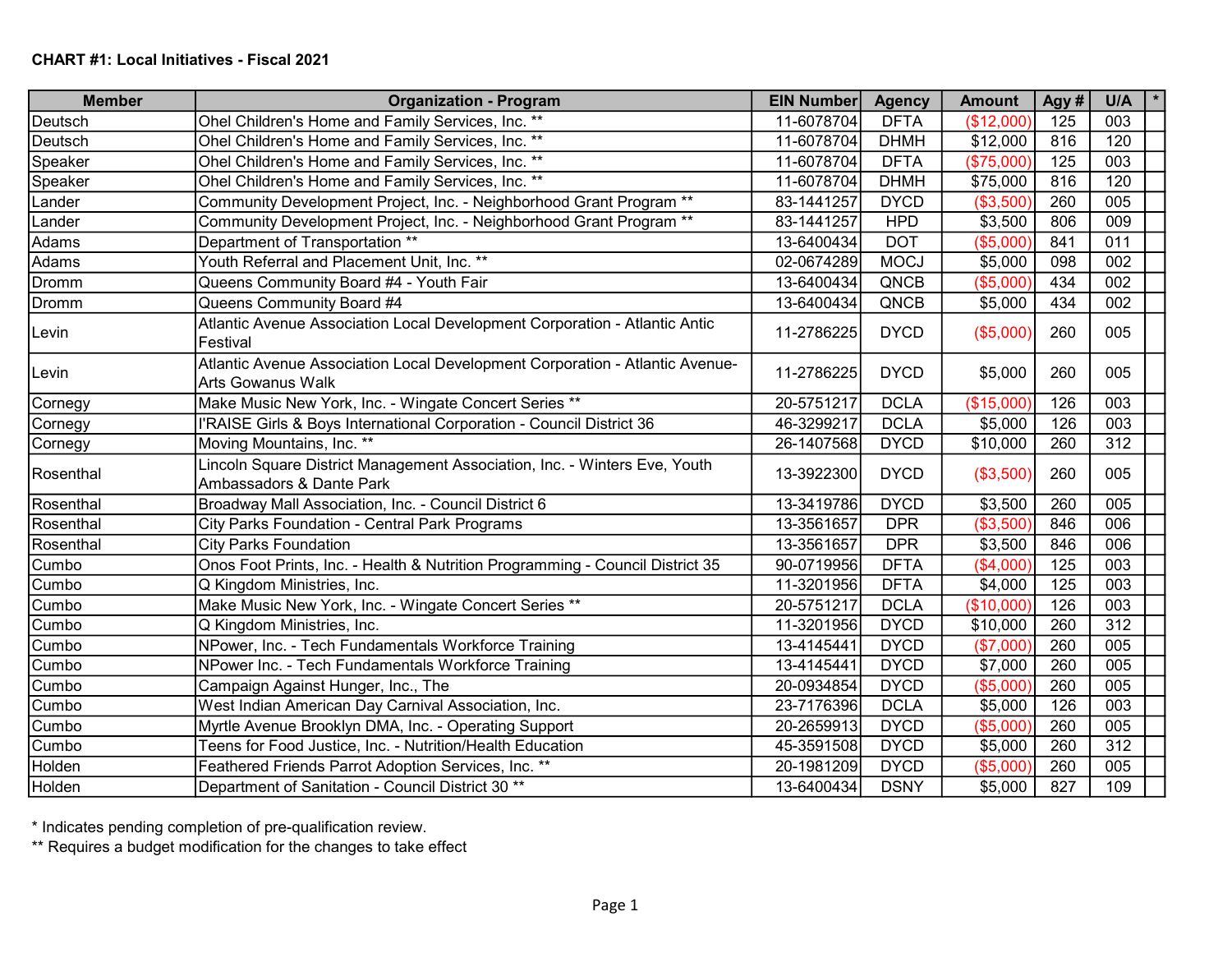**CHART #1: Local Initiatives - Fiscal 2021**

| Member | Organization - Program | EIN Number | Agency | Amount | Agy # | U/A | * |
|---|---|---|---|---|---|---|---|
| Deutsch | Ohel Children's Home and Family Services, Inc. ** | 11-6078704 | DFTA | ($12,000) | 125 | 003 | |
| Deutsch | Ohel Children's Home and Family Services, Inc. ** | 11-6078704 | DHMH | $12,000 | 816 | 120 | |
| Speaker | Ohel Children's Home and Family Services, Inc. ** | 11-6078704 | DFTA | ($75,000) | 125 | 003 | |
| Speaker | Ohel Children's Home and Family Services, Inc. ** | 11-6078704 | DHMH | $75,000 | 816 | 120 | |
| Lander | Community Development Project, Inc. - Neighborhood Grant Program ** | 83-1441257 | DYCD | ($3,500) | 260 | 005 | |
| Lander | Community Development Project, Inc. - Neighborhood Grant Program ** | 83-1441257 | HPD | $3,500 | 806 | 009 | |
| Adams | Department of Transportation ** | 13-6400434 | DOT | ($5,000) | 841 | 011 | |
| Adams | Youth Referral and Placement Unit, Inc. ** | 02-0674289 | MOCJ | $5,000 | 098 | 002 | |
| Dromm | Queens Community Board #4 - Youth Fair | 13-6400434 | QNCB | ($5,000) | 434 | 002 | |
| Dromm | Queens Community Board #4 | 13-6400434 | QNCB | $5,000 | 434 | 002 | |
| Levin | Atlantic Avenue Association Local Development Corporation - Atlantic Antic Festival | 11-2786225 | DYCD | ($5,000) | 260 | 005 | |
| Levin | Atlantic Avenue Association Local Development Corporation - Atlantic Avenue-Arts Gowanus Walk | 11-2786225 | DYCD | $5,000 | 260 | 005 | |
| Cornegy | Make Music New York, Inc. - Wingate Concert Series ** | 20-5751217 | DCLA | ($15,000) | 126 | 003 | |
| Cornegy | I'RAISE Girls & Boys International Corporation - Council District 36 | 46-3299217 | DCLA | $5,000 | 126 | 003 | |
| Cornegy | Moving Mountains, Inc. ** | 26-1407568 | DYCD | $10,000 | 260 | 312 | |
| Rosenthal | Lincoln Square District Management Association, Inc. - Winters Eve, Youth Ambassadors & Dante Park | 13-3922300 | DYCD | ($3,500) | 260 | 005 | |
| Rosenthal | Broadway Mall Association, Inc. - Council District 6 | 13-3419786 | DYCD | $3,500 | 260 | 005 | |
| Rosenthal | City Parks Foundation - Central Park Programs | 13-3561657 | DPR | ($3,500) | 846 | 006 | |
| Rosenthal | City Parks Foundation | 13-3561657 | DPR | $3,500 | 846 | 006 | |
| Cumbo | Onos Foot Prints, Inc. - Health & Nutrition Programming - Council District 35 | 90-0719956 | DFTA | ($4,000) | 125 | 003 | |
| Cumbo | Q Kingdom Ministries, Inc. | 11-3201956 | DFTA | $4,000 | 125 | 003 | |
| Cumbo | Make Music New York, Inc. - Wingate Concert Series ** | 20-5751217 | DCLA | ($10,000) | 126 | 003 | |
| Cumbo | Q Kingdom Ministries, Inc. | 11-3201956 | DYCD | $10,000 | 260 | 312 | |
| Cumbo | NPower, Inc. - Tech Fundamentals Workforce Training | 13-4145441 | DYCD | ($7,000) | 260 | 005 | |
| Cumbo | NPower Inc. - Tech Fundamentals Workforce Training | 13-4145441 | DYCD | $7,000 | 260 | 005 | |
| Cumbo | Campaign Against Hunger, Inc., The | 20-0934854 | DYCD | ($5,000) | 260 | 005 | |
| Cumbo | West Indian American Day Carnival Association, Inc. | 23-7176396 | DCLA | $5,000 | 126 | 003 | |
| Cumbo | Myrtle Avenue Brooklyn DMA, Inc. - Operating Support | 20-2659913 | DYCD | ($5,000) | 260 | 005 | |
| Cumbo | Teens for Food Justice, Inc. - Nutrition/Health Education | 45-3591508 | DYCD | $5,000 | 260 | 312 | |
| Holden | Feathered Friends Parrot Adoption Services, Inc. ** | 20-1981209 | DYCD | ($5,000) | 260 | 005 | |
| Holden | Department of Sanitation - Council District 30 ** | 13-6400434 | DSNY | $5,000 | 827 | 109 | |

\* Indicates pending completion of pre-qualification review.

** Requires a budget modification for the changes to take effect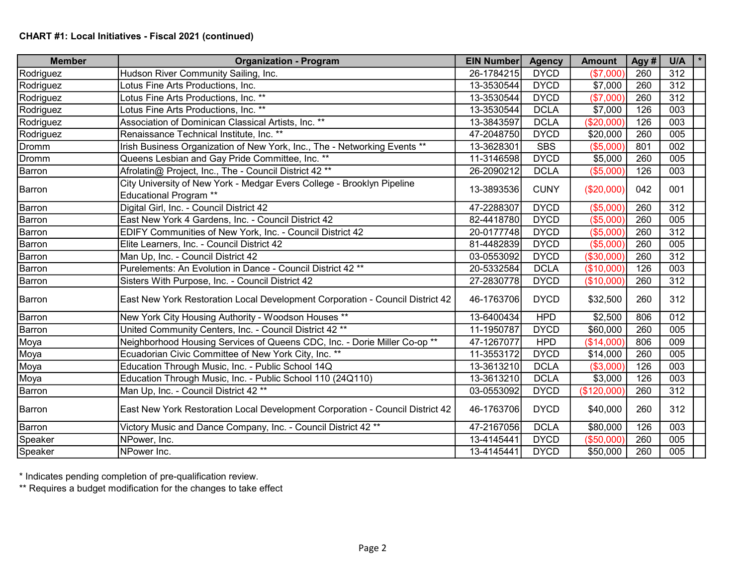**CHART #1: Local Initiatives - Fiscal 2021 (continued)**

| Member | Organization - Program | EIN Number | Agency | Amount | Agy # | U/A | * |
|---|---|---|---|---|---|---|---|
| Rodriguez | Hudson River Community Sailing, Inc. | 26-1784215 | DYCD | ($7,000) | 260 | 312 | |
| Rodriguez | Lotus Fine Arts Productions, Inc. | 13-3530544 | DYCD | $7,000 | 260 | 312 | |
| Rodriguez | Lotus Fine Arts Productions, Inc. ** | 13-3530544 | DYCD | ($7,000) | 260 | 312 | |
| Rodriguez | Lotus Fine Arts Productions, Inc. ** | 13-3530544 | DCLA | $7,000 | 126 | 003 | |
| Rodriguez | Association of Dominican Classical Artists, Inc. ** | 13-3843597 | DCLA | ($20,000) | 126 | 003 | |
| Rodriguez | Renaissance Technical Institute, Inc. ** | 47-2048750 | DYCD | $20,000 | 260 | 005 | |
| Dromm | Irish Business Organization of New York, Inc., The - Networking Events ** | 13-3628301 | SBS | ($5,000) | 801 | 002 | |
| Dromm | Queens Lesbian and Gay Pride Committee, Inc. ** | 11-3146598 | DYCD | $5,000 | 260 | 005 | |
| Barron | Afrolatin@ Project, Inc., The - Council District 42 ** | 26-2090212 | DCLA | ($5,000) | 126 | 003 | |
| Barron | City University of New York - Medgar Evers College - Brooklyn Pipeline Educational Program ** | 13-3893536 | CUNY | ($20,000) | 042 | 001 | |
| Barron | Digital Girl, Inc. - Council District 42 | 47-2288307 | DYCD | ($5,000) | 260 | 312 | |
| Barron | East New York 4 Gardens, Inc. - Council District 42 | 82-4418780 | DYCD | ($5,000) | 260 | 005 | |
| Barron | EDIFY Communities of New York, Inc. - Council District 42 | 20-0177748 | DYCD | ($5,000) | 260 | 312 | |
| Barron | Elite Learners, Inc. - Council District 42 | 81-4482839 | DYCD | ($5,000) | 260 | 005 | |
| Barron | Man Up, Inc. - Council District 42 | 03-0553092 | DYCD | ($30,000) | 260 | 312 | |
| Barron | Purelements: An Evolution in Dance - Council District 42 ** | 20-5332584 | DCLA | ($10,000) | 126 | 003 | |
| Barron | Sisters With Purpose, Inc. - Council District 42 | 27-2830778 | DYCD | ($10,000) | 260 | 312 | |
| Barron | East New York Restoration Local Development Corporation - Council District 42 | 46-1763706 | DYCD | $32,500 | 260 | 312 | |
| Barron | New York City Housing Authority - Woodson Houses ** | 13-6400434 | HPD | $2,500 | 806 | 012 | |
| Barron | United Community Centers, Inc. - Council District 42 ** | 11-1950787 | DYCD | $60,000 | 260 | 005 | |
| Moya | Neighborhood Housing Services of Queens CDC, Inc. - Dorie Miller Co-op ** | 47-1267077 | HPD | ($14,000) | 806 | 009 | |
| Moya | Ecuadorian Civic Committee of New York City, Inc. ** | 11-3553172 | DYCD | $14,000 | 260 | 005 | |
| Moya | Education Through Music, Inc. - Public School 14Q | 13-3613210 | DCLA | ($3,000) | 126 | 003 | |
| Moya | Education Through Music, Inc. - Public School 110 (24Q110) | 13-3613210 | DCLA | $3,000 | 126 | 003 | |
| Barron | Man Up, Inc. - Council District 42 ** | 03-0553092 | DYCD | ($120,000) | 260 | 312 | |
| Barron | East New York Restoration Local Development Corporation - Council District 42 | 46-1763706 | DYCD | $40,000 | 260 | 312 | |
| Barron | Victory Music and Dance Company, Inc. - Council District 42 ** | 47-2167056 | DCLA | $80,000 | 126 | 003 | |
| Speaker | NPower, Inc. | 13-4145441 | DYCD | ($50,000) | 260 | 005 | |
| Speaker | NPower Inc. | 13-4145441 | DYCD | $50,000 | 260 | 005 | |

* Indicates pending completion of pre-qualification review.

** Requires a budget modification for the changes to take effect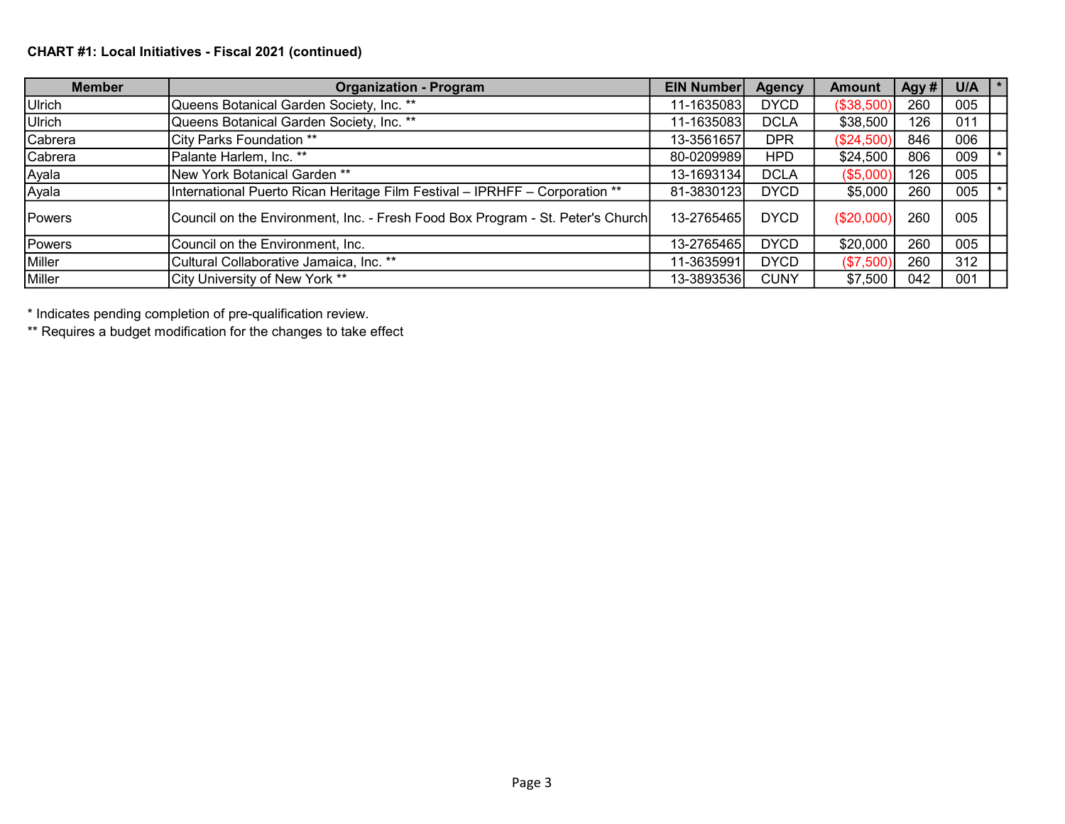**CHART #1: Local Initiatives - Fiscal 2021 (continued)**

| Member | Organization - Program | EIN Number | Agency | Amount | Agy # | U/A | * |
|---|---|---|---|---|---|---|---|
| Ulrich | Queens Botanical Garden Society, Inc. ** | 11-1635083 | DYCD | ($38,500) | 260 | 005 | |
| Ulrich | Queens Botanical Garden Society, Inc. ** | 11-1635083 | DCLA | $38,500 | 126 | 011 | |
| Cabrera | City Parks Foundation ** | 13-3561657 | DPR | ($24,500) | 846 | 006 | |
| Cabrera | Palante Harlem, Inc. ** | 80-0209989 | HPD | $24,500 | 806 | 009 | * |
| Ayala | New York Botanical Garden ** | 13-1693134 | DCLA | ($5,000) | 126 | 005 | |
| Ayala | International Puerto Rican Heritage Film Festival – IPRHFF – Corporation ** | 81-3830123 | DYCD | $5,000 | 260 | 005 | * |
| Powers | Council on the Environment, Inc. - Fresh Food Box Program - St. Peter's Church | 13-2765465 | DYCD | ($20,000) | 260 | 005 | |
| Powers | Council on the Environment, Inc. | 13-2765465 | DYCD | $20,000 | 260 | 005 | |
| Miller | Cultural Collaborative Jamaica, Inc. ** | 11-3635991 | DYCD | ($7,500) | 260 | 312 | |
| Miller | City University of New York ** | 13-3893536 | CUNY | $7,500 | 042 | 001 | |

* Indicates pending completion of pre-qualification review.

** Requires a budget modification for the changes to take effect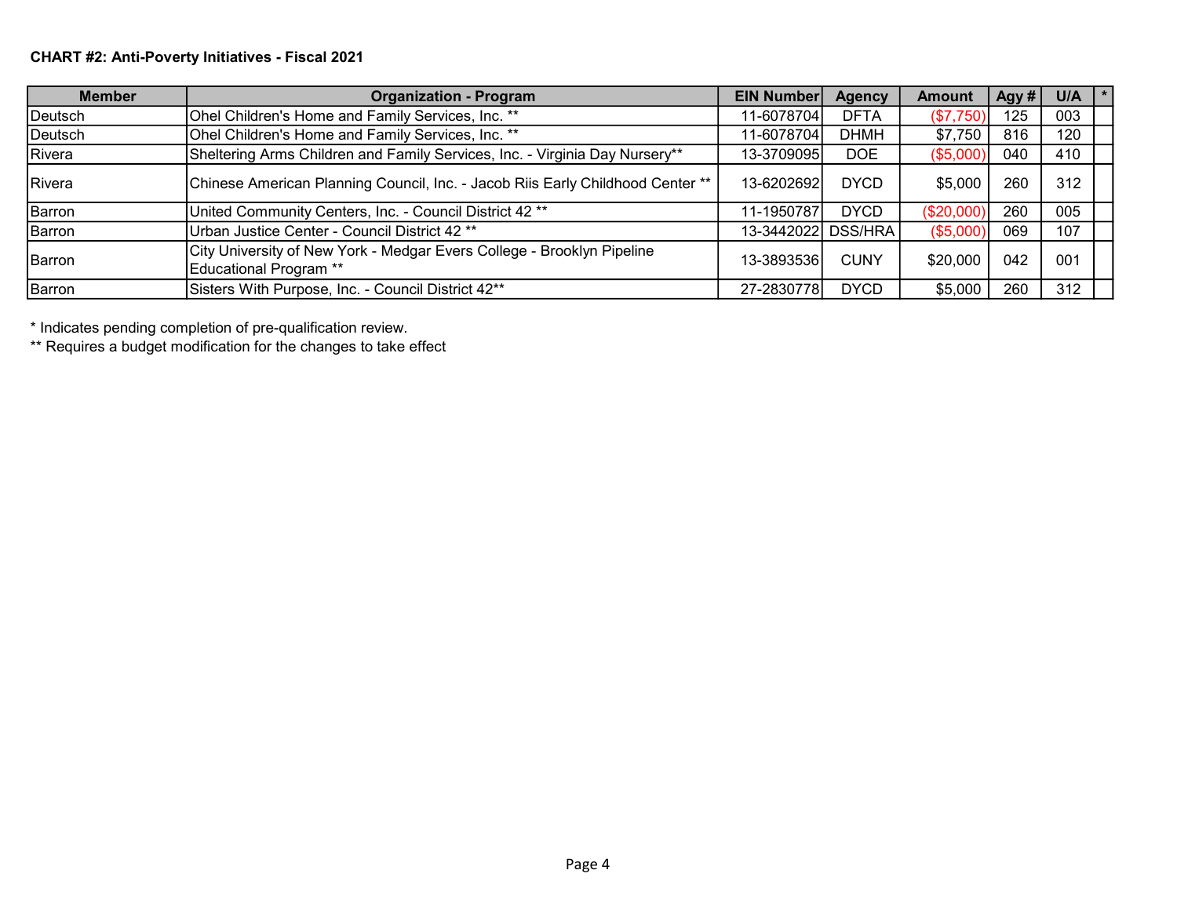**CHART #2: Anti-Poverty Initiatives - Fiscal 2021**

| Member | Organization - Program | EIN Number | Agency | Amount | Agy # | U/A | * |
|---|---|---|---|---|---|---|---|
| Deutsch | Ohel Children's Home and Family Services, Inc. ** | 11-6078704 | DFTA | ($7,750) | 125 | 003 | |
| Deutsch | Ohel Children's Home and Family Services, Inc. ** | 11-6078704 | DHMH | $7,750 | 816 | 120 | |
| Rivera | Sheltering Arms Children and Family Services, Inc. - Virginia Day Nursery** | 13-3709095 | DOE | ($5,000) | 040 | 410 | |
| Rivera | Chinese American Planning Council, Inc. - Jacob Riis Early Childhood Center ** | 13-6202692 | DYCD | $5,000 | 260 | 312 | |
| Barron | United Community Centers, Inc. - Council District 42 ** | 11-1950787 | DYCD | ($20,000) | 260 | 005 | |
| Barron | Urban Justice Center - Council District 42 ** | 13-3442022 | DSS/HRA | ($5,000) | 069 | 107 | |
| Barron | City University of New York - Medgar Evers College - Brooklyn Pipeline Educational Program ** | 13-3893536 | CUNY | $20,000 | 042 | 001 | |
| Barron | Sisters With Purpose, Inc. - Council District 42** | 27-2830778 | DYCD | $5,000 | 260 | 312 | |

\* Indicates pending completion of pre-qualification review.

\*\* Requires a budget modification for the changes to take effect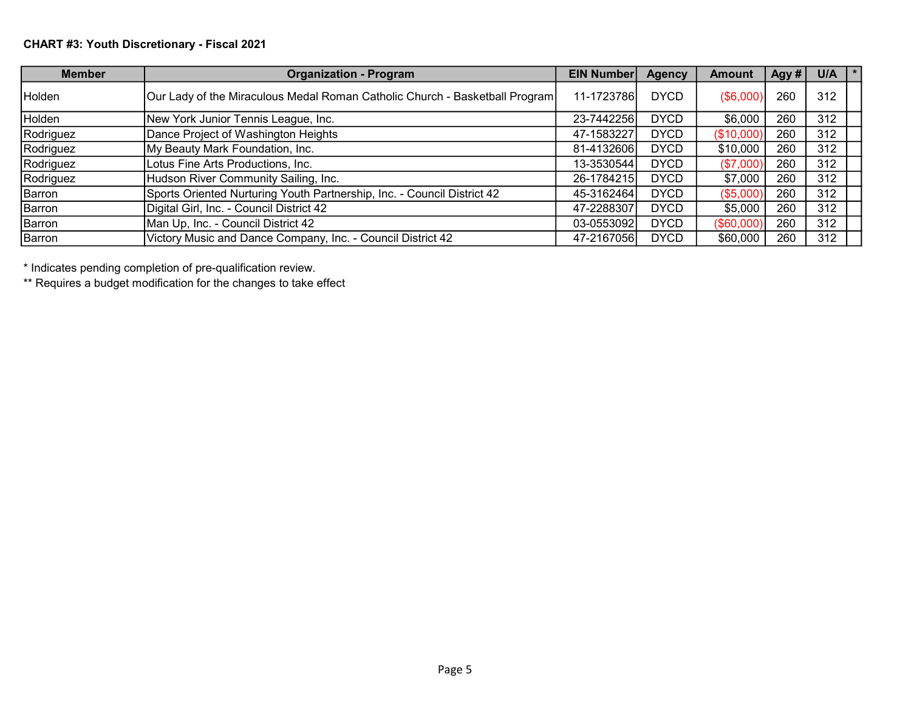**CHART #3: Youth Discretionary - Fiscal 2021**

| Member | Organization - Program | EIN Number | Agency | Amount | Agy # | U/A | * |
|---|---|---|---|---|---|---|---|
| Holden | Our Lady of the Miraculous Medal Roman Catholic Church - Basketball Program | 11-1723786 | DYCD | ($6,000) | 260 | 312 | |
| Holden | New York Junior Tennis League, Inc. | 23-7442256 | DYCD | $6,000 | 260 | 312 | |
| Rodriguez | Dance Project of Washington Heights | 47-1583227 | DYCD | ($10,000) | 260 | 312 | |
| Rodriguez | My Beauty Mark Foundation, Inc. | 81-4132606 | DYCD | $10,000 | 260 | 312 | |
| Rodriguez | Lotus Fine Arts Productions, Inc. | 13-3530544 | DYCD | ($7,000) | 260 | 312 | |
| Rodriguez | Hudson River Community Sailing, Inc. | 26-1784215 | DYCD | $7,000 | 260 | 312 | |
| Barron | Sports Oriented Nurturing Youth Partnership, Inc. - Council District 42 | 45-3162464 | DYCD | ($5,000) | 260 | 312 | |
| Barron | Digital Girl, Inc. - Council District 42 | 47-2288307 | DYCD | $5,000 | 260 | 312 | |
| Barron | Man Up, Inc. - Council District 42 | 03-0553092 | DYCD | ($60,000) | 260 | 312 | |
| Barron | Victory Music and Dance Company, Inc. - Council District 42 | 47-2167056 | DYCD | $60,000 | 260 | 312 | |

* Indicates pending completion of pre-qualification review.

** Requires a budget modification for the changes to take effect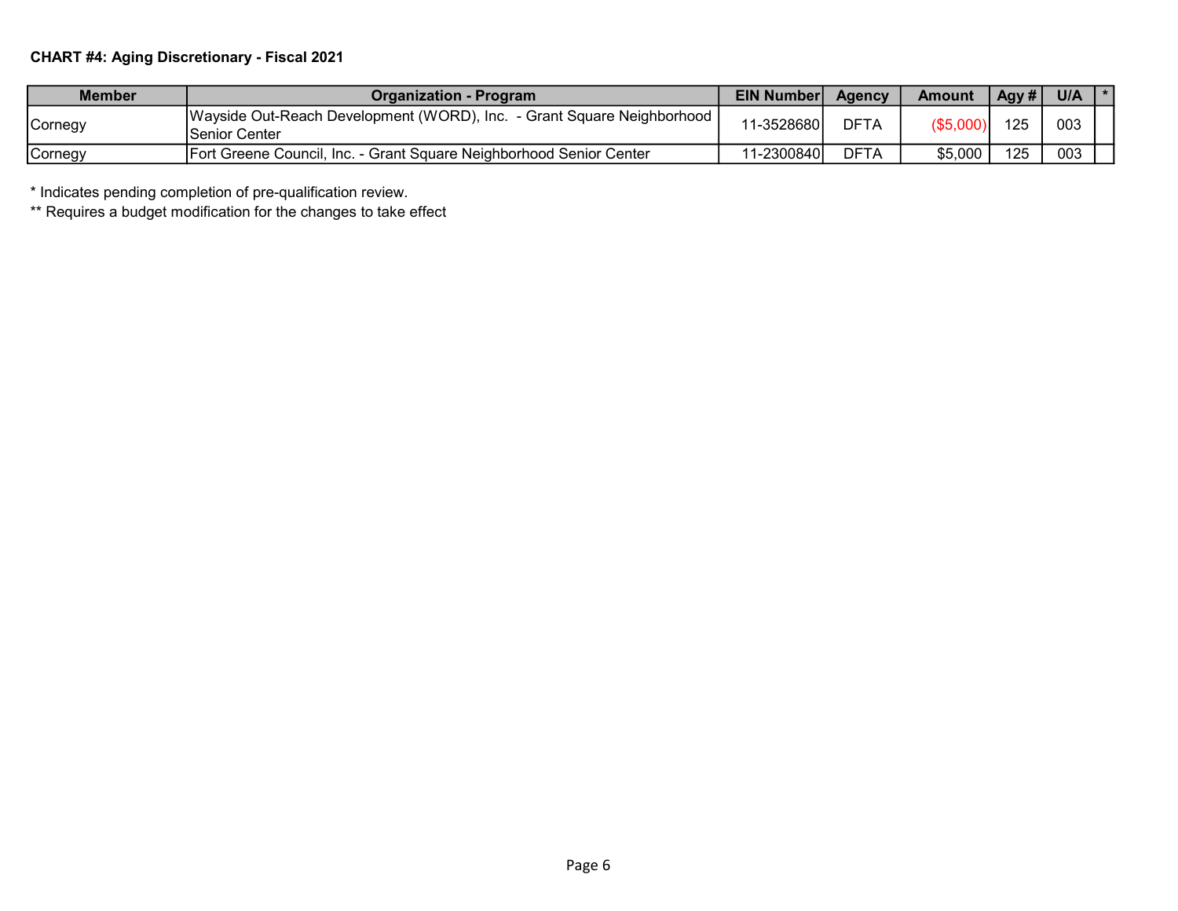**CHART #4: Aging Discretionary - Fiscal 2021**

| Member | Organization - Program | EIN Number | Agency | Amount | Agy # | U/A | * |
|---|---|---|---|---|---|---|---|
| Cornegy | Wayside Out-Reach Development (WORD), Inc. - Grant Square Neighborhood Senior Center | 11-3528680 | DFTA | ($5,000) | 125 | 003 | |
| Cornegy | Fort Greene Council, Inc. - Grant Square Neighborhood Senior Center | 11-2300840 | DFTA | $5,000 | 125 | 003 | |

* Indicates pending completion of pre-qualification review.

** Requires a budget modification for the changes to take effect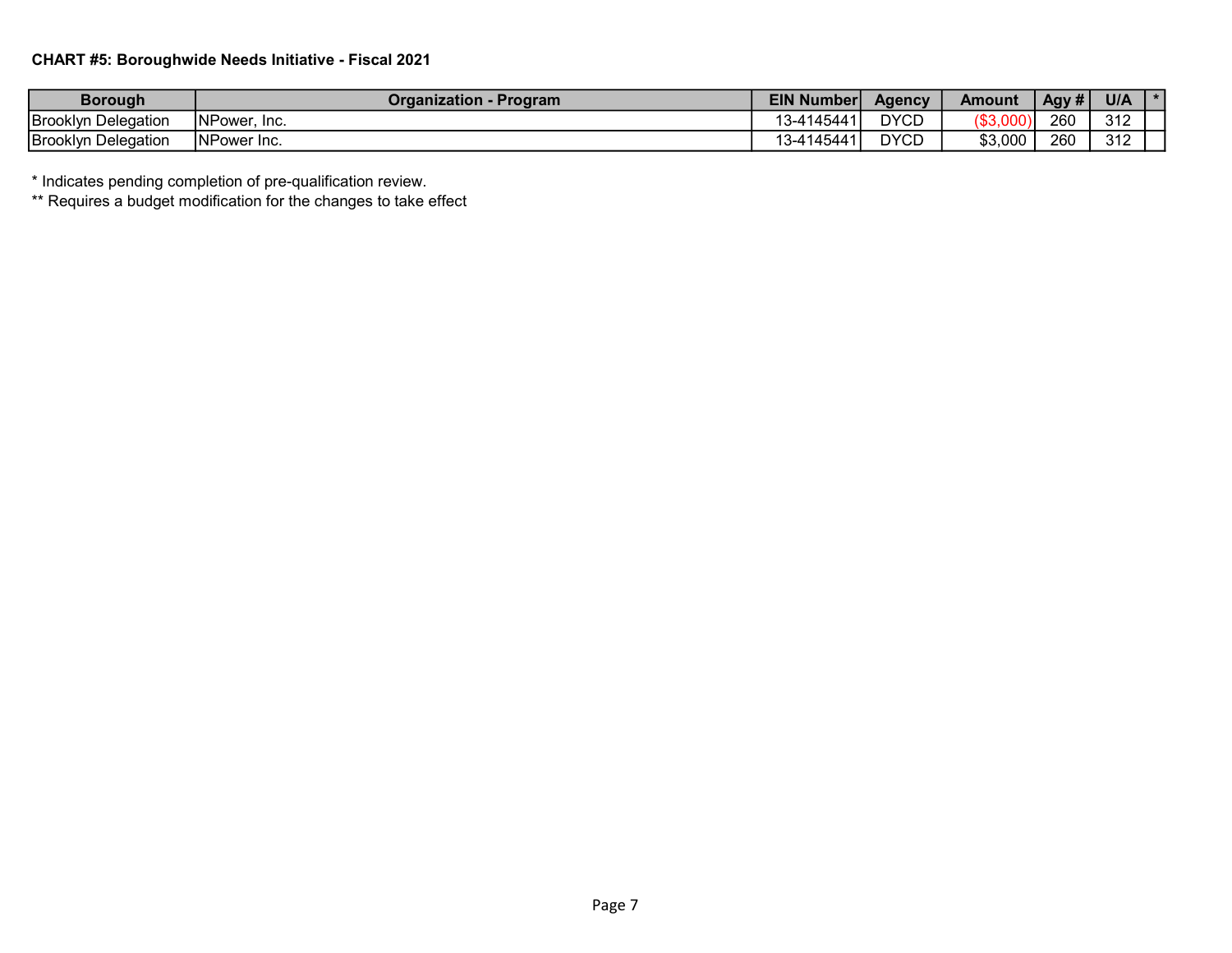**CHART #5: Boroughwide Needs Initiative - Fiscal 2021**

| Borough | Organization - Program | EIN Number | Agency | Amount | Agy # | U/A | * |
|---|---|---|---|---|---|---|---|
| Brooklyn Delegation | NPower, Inc. | 13-4145441 | DYCD | ($3,000) | 260 | 312 | |
| Brooklyn Delegation | NPower Inc. | 13-4145441 | DYCD | $3,000 | 260 | 312 | |

* Indicates pending completion of pre-qualification review.

** Requires a budget modification for the changes to take effect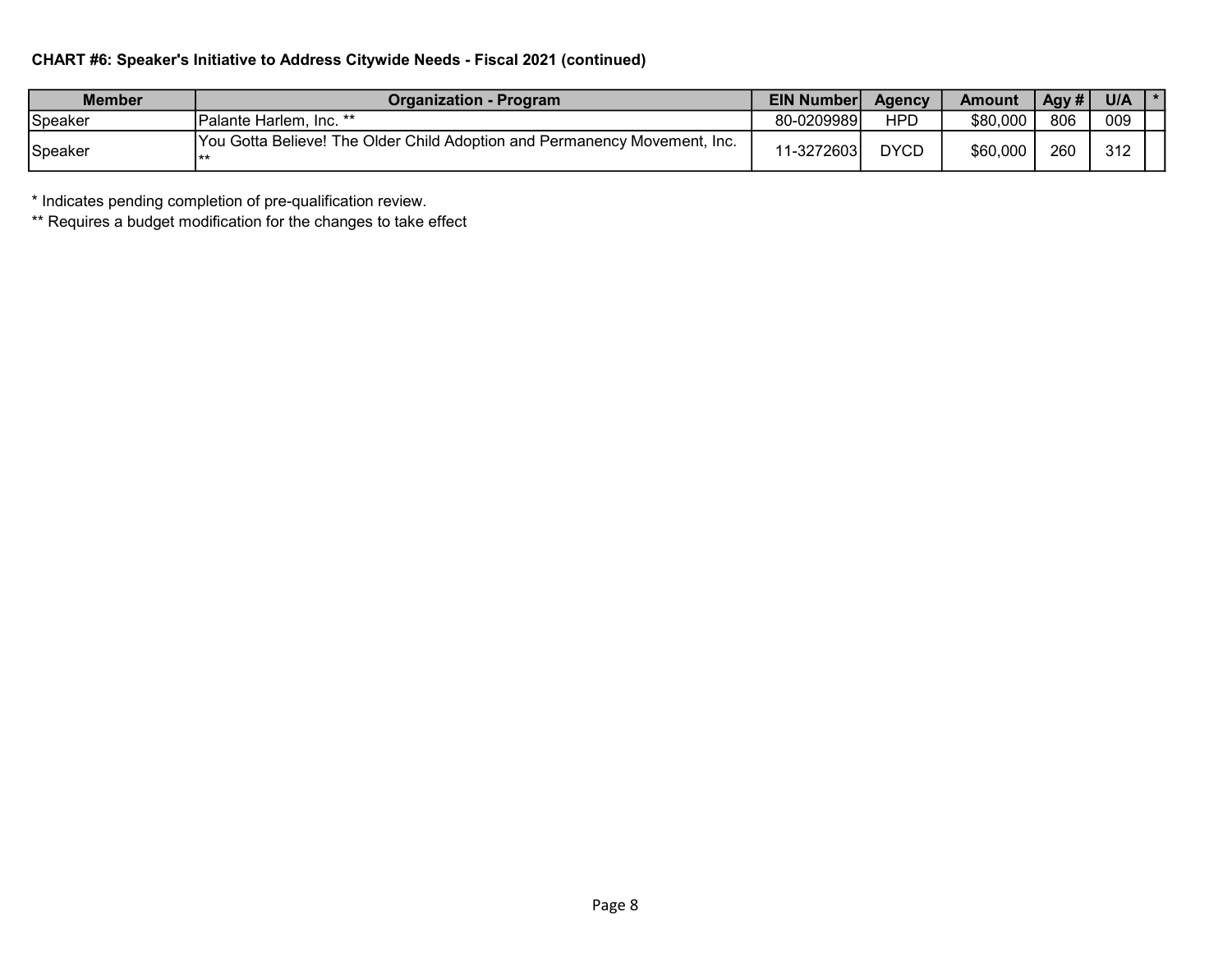**CHART #6: Speaker's Initiative to Address Citywide Needs - Fiscal 2021 (continued)**

| Member | Organization - Program | EIN Number | Agency | Amount | Agy # | U/A | * |
|---|---|---|---|---|---|---|---|
| Speaker | Palante Harlem, Inc. ** | 80-0209989 | HPD | $80,000 | 806 | 009 | |
| Speaker | You Gotta Believe! The Older Child Adoption and Permanency Movement, Inc. ** | 11-3272603 | DYCD | $60,000 | 260 | 312 | |

\* Indicates pending completion of pre-qualification review.

** Requires a budget modification for the changes to take effect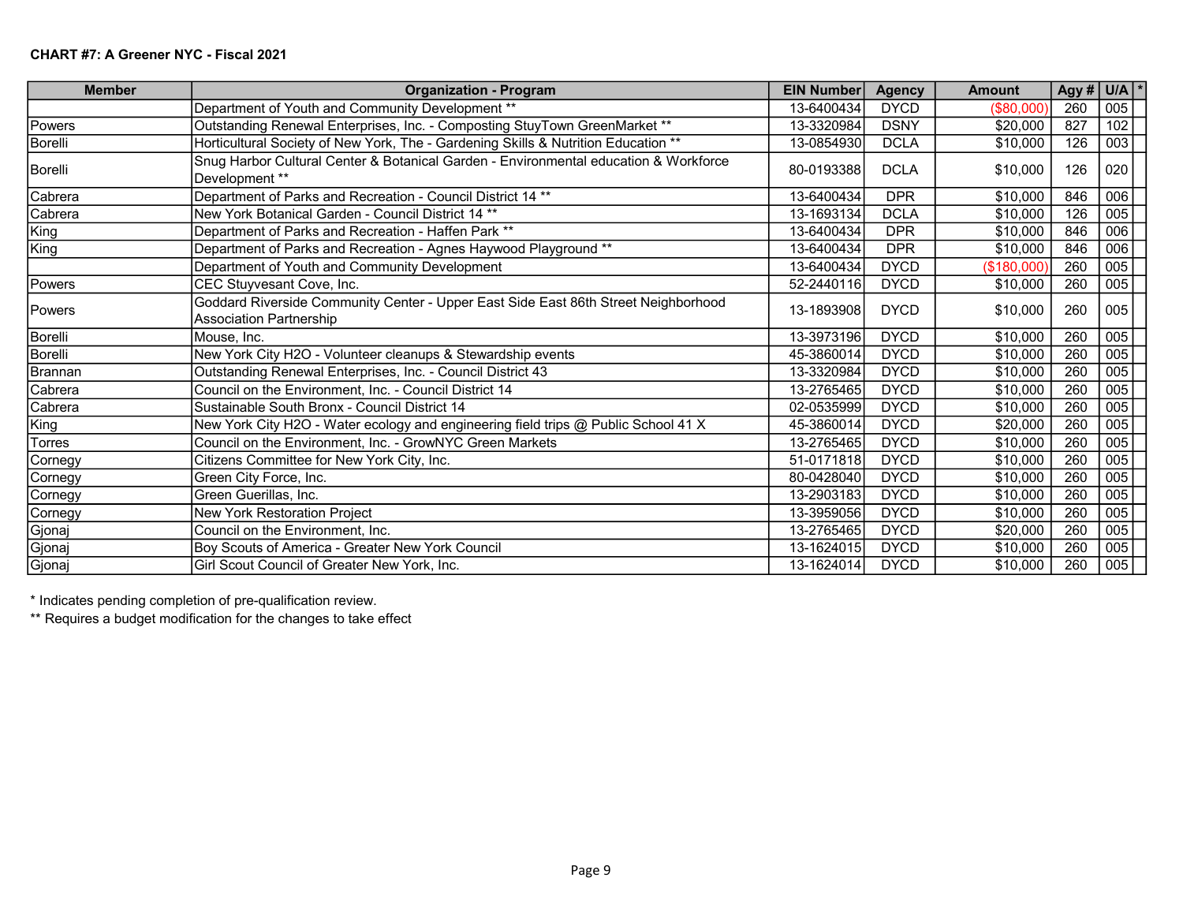**CHART #7: A Greener NYC - Fiscal 2021**

| Member | Organization - Program | EIN Number | Agency | Amount | Agy # | U/A | * |
|---|---|---|---|---|---|---|---|
| | Department of Youth and Community Development ** | 13-6400434 | DYCD | ($80,000) | 260 | 005 | |
| Powers | Outstanding Renewal Enterprises, Inc. - Composting StuyTown GreenMarket ** | 13-3320984 | DSNY | $20,000 | 827 | 102 | |
| Borelli | Horticultural Society of New York, The - Gardening Skills & Nutrition Education ** | 13-0854930 | DCLA | $10,000 | 126 | 003 | |
| Borelli | Snug Harbor Cultural Center & Botanical Garden - Environmental education & Workforce Development ** | 80-0193388 | DCLA | $10,000 | 126 | 020 | |
| Cabrera | Department of Parks and Recreation - Council District 14 ** | 13-6400434 | DPR | $10,000 | 846 | 006 | |
| Cabrera | New York Botanical Garden - Council District 14 ** | 13-1693134 | DCLA | $10,000 | 126 | 005 | |
| King | Department of Parks and Recreation - Haffen Park ** | 13-6400434 | DPR | $10,000 | 846 | 006 | |
| King | Department of Parks and Recreation - Agnes Haywood Playground ** | 13-6400434 | DPR | $10,000 | 846 | 006 | |
| | Department of Youth and Community Development | 13-6400434 | DYCD | ($180,000) | 260 | 005 | |
| Powers | CEC Stuyvesant Cove, Inc. | 52-2440116 | DYCD | $10,000 | 260 | 005 | |
| Powers | Goddard Riverside Community Center - Upper East Side East 86th Street Neighborhood Association Partnership | 13-1893908 | DYCD | $10,000 | 260 | 005 | |
| Borelli | Mouse, Inc. | 13-3973196 | DYCD | $10,000 | 260 | 005 | |
| Borelli | New York City H2O - Volunteer cleanups & Stewardship events | 45-3860014 | DYCD | $10,000 | 260 | 005 | |
| Brannan | Outstanding Renewal Enterprises, Inc. - Council District 43 | 13-3320984 | DYCD | $10,000 | 260 | 005 | |
| Cabrera | Council on the Environment, Inc. - Council District 14 | 13-2765465 | DYCD | $10,000 | 260 | 005 | |
| Cabrera | Sustainable South Bronx - Council District 14 | 02-0535999 | DYCD | $10,000 | 260 | 005 | |
| King | New York City H2O - Water ecology and engineering field trips @ Public School 41 X | 45-3860014 | DYCD | $20,000 | 260 | 005 | |
| Torres | Council on the Environment, Inc. - GrowNYC Green Markets | 13-2765465 | DYCD | $10,000 | 260 | 005 | |
| Cornegy | Citizens Committee for New York City, Inc. | 51-0171818 | DYCD | $10,000 | 260 | 005 | |
| Cornegy | Green City Force, Inc. | 80-0428040 | DYCD | $10,000 | 260 | 005 | |
| Cornegy | Green Guerillas, Inc. | 13-2903183 | DYCD | $10,000 | 260 | 005 | |
| Cornegy | New York Restoration Project | 13-3959056 | DYCD | $10,000 | 260 | 005 | |
| Gjonaj | Council on the Environment, Inc. | 13-2765465 | DYCD | $20,000 | 260 | 005 | |
| Gjonaj | Boy Scouts of America - Greater New York Council | 13-1624015 | DYCD | $10,000 | 260 | 005 | |
| Gjonaj | Girl Scout Council of Greater New York, Inc. | 13-1624014 | DYCD | $10,000 | 260 | 005 | |

\* Indicates pending completion of pre-qualification review.

\** Requires a budget modification for the changes to take effect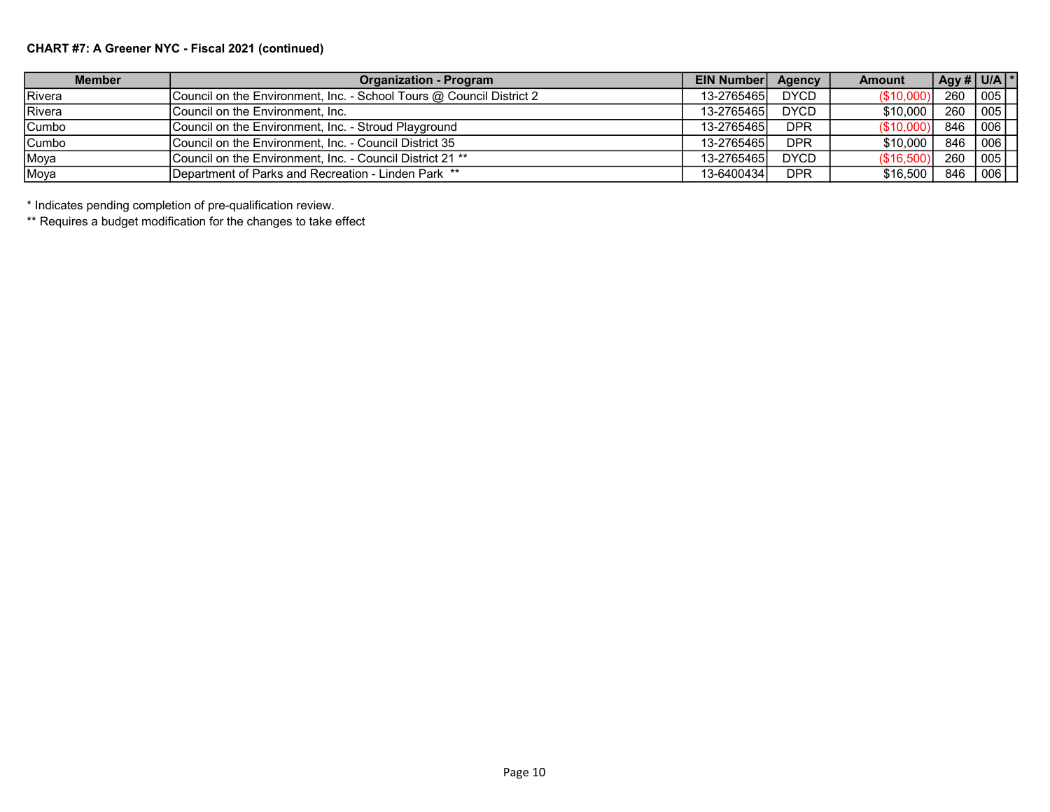**CHART #7: A Greener NYC - Fiscal 2021 (continued)**

| Member | Organization - Program | EIN Number | Agency | Amount | Agy # | U/A | * |
|---|---|---|---|---|---|---|---|
| Rivera | Council on the Environment, Inc. - School Tours @ Council District 2 | 13-2765465 | DYCD | ($10,000) | 260 | 005 | |
| Rivera | Council on the Environment, Inc. | 13-2765465 | DYCD | $10,000 | 260 | 005 | |
| Cumbo | Council on the Environment, Inc. - Stroud Playground | 13-2765465 | DPR | ($10,000) | 846 | 006 | |
| Cumbo | Council on the Environment, Inc. - Council District 35 | 13-2765465 | DPR | $10,000 | 846 | 006 | |
| Moya | Council on the Environment, Inc. - Council District 21 ** | 13-2765465 | DYCD | ($16,500) | 260 | 005 | |
| Moya | Department of Parks and Recreation - Linden Park ** | 13-6400434 | DPR | $16,500 | 846 | 006 | |

* Indicates pending completion of pre-qualification review.

** Requires a budget modification for the changes to take effect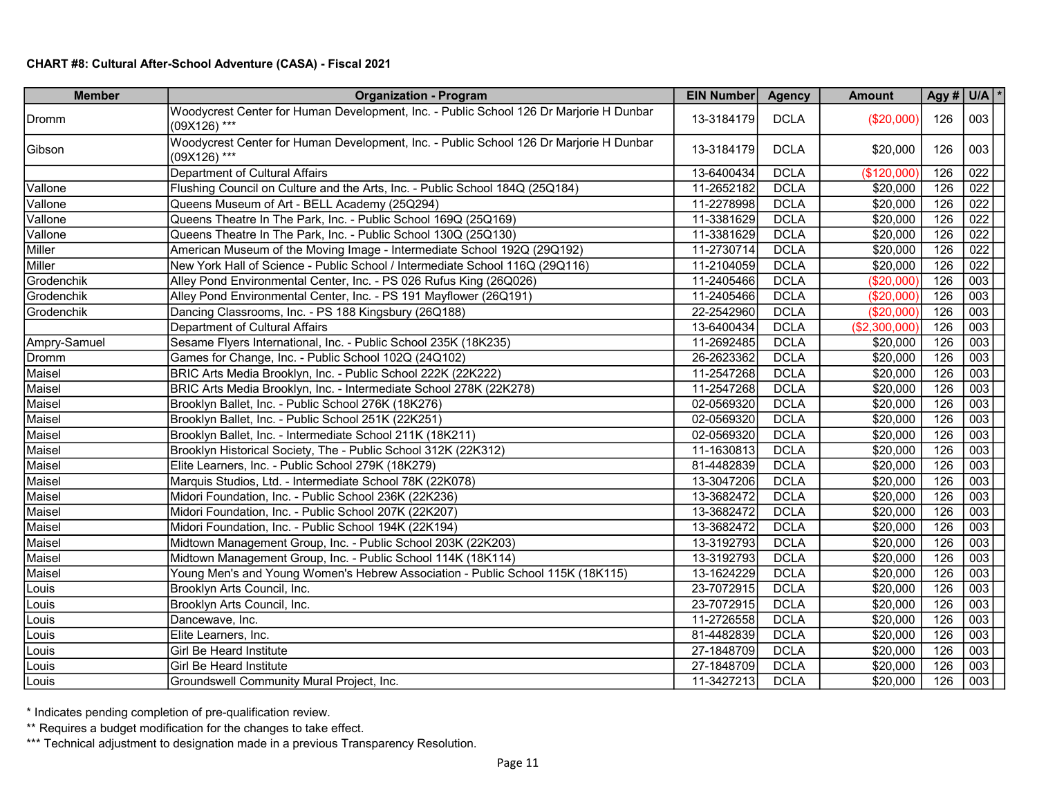**CHART #8: Cultural After-School Adventure (CASA) - Fiscal 2021**

| Member | Organization - Program | EIN Number | Agency | Amount | Agy # | U/A | * |
|---|---|---|---|---|---|---|---|
| Dromm | Woodycrest Center for Human Development, Inc. - Public School 126 Dr Marjorie H Dunbar (09X126) *** | 13-3184179 | DCLA | ($20,000) | 126 | 003 | |
| Gibson | Woodycrest Center for Human Development, Inc. - Public School 126 Dr Marjorie H Dunbar (09X126) *** | 13-3184179 | DCLA | $20,000 | 126 | 003 | |
| | Department of Cultural Affairs | 13-6400434 | DCLA | ($120,000) | 126 | 022 | |
| Vallone | Flushing Council on Culture and the Arts, Inc. - Public School 184Q (25Q184) | 11-2652182 | DCLA | $20,000 | 126 | 022 | |
| Vallone | Queens Museum of Art - BELL Academy (25Q294) | 11-2278998 | DCLA | $20,000 | 126 | 022 | |
| Vallone | Queens Theatre In The Park, Inc. - Public School 169Q (25Q169) | 11-3381629 | DCLA | $20,000 | 126 | 022 | |
| Vallone | Queens Theatre In The Park, Inc. - Public School 130Q (25Q130) | 11-3381629 | DCLA | $20,000 | 126 | 022 | |
| Miller | American Museum of the Moving Image - Intermediate School 192Q (29Q192) | 11-2730714 | DCLA | $20,000 | 126 | 022 | |
| Miller | New York Hall of Science - Public School / Intermediate School 116Q (29Q116) | 11-2104059 | DCLA | $20,000 | 126 | 022 | |
| Grodenchik | Alley Pond Environmental Center, Inc. - PS 026 Rufus King (26Q026) | 11-2405466 | DCLA | ($20,000) | 126 | 003 | |
| Grodenchik | Alley Pond Environmental Center, Inc. - PS 191 Mayflower (26Q191) | 11-2405466 | DCLA | ($20,000) | 126 | 003 | |
| Grodenchik | Dancing Classrooms, Inc. - PS 188 Kingsbury (26Q188) | 22-2542960 | DCLA | ($20,000) | 126 | 003 | |
| | Department of Cultural Affairs | 13-6400434 | DCLA | ($2,300,000) | 126 | 003 | |
| Ampry-Samuel | Sesame Flyers International, Inc. - Public School 235K (18K235) | 11-2692485 | DCLA | $20,000 | 126 | 003 | |
| Dromm | Games for Change, Inc. - Public School 102Q (24Q102) | 26-2623362 | DCLA | $20,000 | 126 | 003 | |
| Maisel | BRIC Arts Media Brooklyn, Inc. - Public School 222K (22K222) | 11-2547268 | DCLA | $20,000 | 126 | 003 | |
| Maisel | BRIC Arts Media Brooklyn, Inc. - Intermediate School 278K (22K278) | 11-2547268 | DCLA | $20,000 | 126 | 003 | |
| Maisel | Brooklyn Ballet, Inc. - Public School 276K (18K276) | 02-0569320 | DCLA | $20,000 | 126 | 003 | |
| Maisel | Brooklyn Ballet, Inc. - Public School 251K (22K251) | 02-0569320 | DCLA | $20,000 | 126 | 003 | |
| Maisel | Brooklyn Ballet, Inc. - Intermediate School 211K (18K211) | 02-0569320 | DCLA | $20,000 | 126 | 003 | |
| Maisel | Brooklyn Historical Society, The - Public School 312K (22K312) | 11-1630813 | DCLA | $20,000 | 126 | 003 | |
| Maisel | Elite Learners, Inc. - Public School 279K (18K279) | 81-4482839 | DCLA | $20,000 | 126 | 003 | |
| Maisel | Marquis Studios, Ltd. - Intermediate School 78K (22K078) | 13-3047206 | DCLA | $20,000 | 126 | 003 | |
| Maisel | Midori Foundation, Inc. - Public School 236K (22K236) | 13-3682472 | DCLA | $20,000 | 126 | 003 | |
| Maisel | Midori Foundation, Inc. - Public School 207K (22K207) | 13-3682472 | DCLA | $20,000 | 126 | 003 | |
| Maisel | Midori Foundation, Inc. - Public School 194K (22K194) | 13-3682472 | DCLA | $20,000 | 126 | 003 | |
| Maisel | Midtown Management Group, Inc. - Public School 203K (22K203) | 13-3192793 | DCLA | $20,000 | 126 | 003 | |
| Maisel | Midtown Management Group, Inc. - Public School 114K (18K114) | 13-3192793 | DCLA | $20,000 | 126 | 003 | |
| Maisel | Young Men's and Young Women's Hebrew Association - Public School 115K (18K115) | 13-1624229 | DCLA | $20,000 | 126 | 003 | |
| Louis | Brooklyn Arts Council, Inc. | 23-7072915 | DCLA | $20,000 | 126 | 003 | |
| Louis | Brooklyn Arts Council, Inc. | 23-7072915 | DCLA | $20,000 | 126 | 003 | |
| Louis | Dancewave, Inc. | 11-2726558 | DCLA | $20,000 | 126 | 003 | |
| Louis | Elite Learners, Inc. | 81-4482839 | DCLA | $20,000 | 126 | 003 | |
| Louis | Girl Be Heard Institute | 27-1848709 | DCLA | $20,000 | 126 | 003 | |
| Louis | Girl Be Heard Institute | 27-1848709 | DCLA | $20,000 | 126 | 003 | |
| Louis | Groundswell Community Mural Project, Inc. | 11-3427213 | DCLA | $20,000 | 126 | 003 | |

\* Indicates pending completion of pre-qualification review.

** Requires a budget modification for the changes to take effect.

*** Technical adjustment to designation made in a previous Transparency Resolution.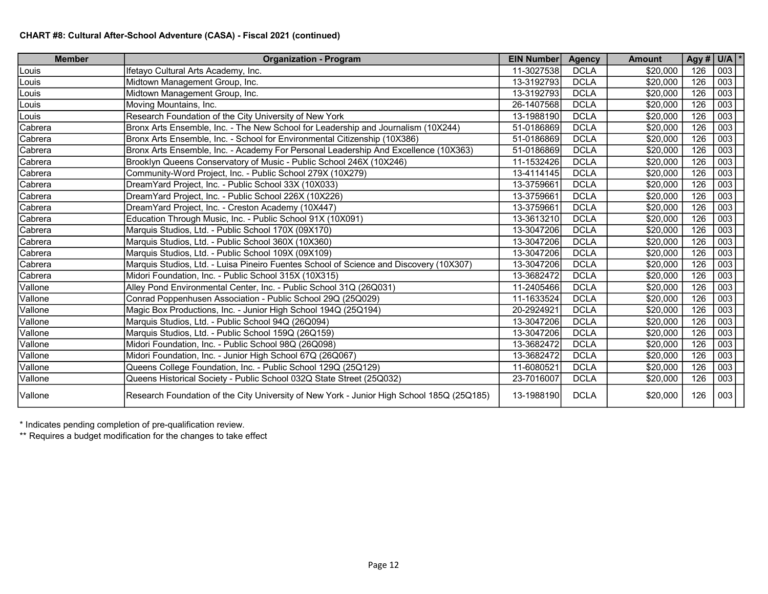**CHART #8: Cultural After-School Adventure (CASA) - Fiscal 2021 (continued)**

| Member | Organization - Program | EIN Number | Agency | Amount | Agy # | U/A | * |
|---|---|---|---|---|---|---|---|
| Louis | Ifetayo Cultural Arts Academy, Inc. | 11-3027538 | DCLA | $20,000 | 126 | 003 | |
| Louis | Midtown Management Group, Inc. | 13-3192793 | DCLA | $20,000 | 126 | 003 | |
| Louis | Midtown Management Group, Inc. | 13-3192793 | DCLA | $20,000 | 126 | 003 | |
| Louis | Moving Mountains, Inc. | 26-1407568 | DCLA | $20,000 | 126 | 003 | |
| Louis | Research Foundation of the City University of New York | 13-1988190 | DCLA | $20,000 | 126 | 003 | |
| Cabrera | Bronx Arts Ensemble, Inc. - The New School for Leadership and Journalism (10X244) | 51-0186869 | DCLA | $20,000 | 126 | 003 | |
| Cabrera | Bronx Arts Ensemble, Inc. - School for Environmental Citizenship (10X386) | 51-0186869 | DCLA | $20,000 | 126 | 003 | |
| Cabrera | Bronx Arts Ensemble, Inc. - Academy For Personal Leadership And Excellence (10X363) | 51-0186869 | DCLA | $20,000 | 126 | 003 | |
| Cabrera | Brooklyn Queens Conservatory of Music - Public School 246X (10X246) | 11-1532426 | DCLA | $20,000 | 126 | 003 | |
| Cabrera | Community-Word Project, Inc. - Public School 279X (10X279) | 13-4114145 | DCLA | $20,000 | 126 | 003 | |
| Cabrera | DreamYard Project, Inc. - Public School 33X (10X033) | 13-3759661 | DCLA | $20,000 | 126 | 003 | |
| Cabrera | DreamYard Project, Inc. - Public School 226X (10X226) | 13-3759661 | DCLA | $20,000 | 126 | 003 | |
| Cabrera | DreamYard Project, Inc. - Creston Academy (10X447) | 13-3759661 | DCLA | $20,000 | 126 | 003 | |
| Cabrera | Education Through Music, Inc. - Public School 91X (10X091) | 13-3613210 | DCLA | $20,000 | 126 | 003 | |
| Cabrera | Marquis Studios, Ltd. - Public School 170X (09X170) | 13-3047206 | DCLA | $20,000 | 126 | 003 | |
| Cabrera | Marquis Studios, Ltd. - Public School 360X (10X360) | 13-3047206 | DCLA | $20,000 | 126 | 003 | |
| Cabrera | Marquis Studios, Ltd. - Public School 109X (09X109) | 13-3047206 | DCLA | $20,000 | 126 | 003 | |
| Cabrera | Marquis Studios, Ltd. - Luisa Pineiro Fuentes School of Science and Discovery (10X307) | 13-3047206 | DCLA | $20,000 | 126 | 003 | |
| Cabrera | Midori Foundation, Inc. - Public School 315X (10X315) | 13-3682472 | DCLA | $20,000 | 126 | 003 | |
| Vallone | Alley Pond Environmental Center, Inc. - Public School 31Q (26Q031) | 11-2405466 | DCLA | $20,000 | 126 | 003 | |
| Vallone | Conrad Poppenhusen Association - Public School 29Q (25Q029) | 11-1633524 | DCLA | $20,000 | 126 | 003 | |
| Vallone | Magic Box Productions, Inc. - Junior High School 194Q (25Q194) | 20-2924921 | DCLA | $20,000 | 126 | 003 | |
| Vallone | Marquis Studios, Ltd. - Public School 94Q (26Q094) | 13-3047206 | DCLA | $20,000 | 126 | 003 | |
| Vallone | Marquis Studios, Ltd. - Public School 159Q (26Q159) | 13-3047206 | DCLA | $20,000 | 126 | 003 | |
| Vallone | Midori Foundation, Inc. - Public School 98Q (26Q098) | 13-3682472 | DCLA | $20,000 | 126 | 003 | |
| Vallone | Midori Foundation, Inc. - Junior High School 67Q (26Q067) | 13-3682472 | DCLA | $20,000 | 126 | 003 | |
| Vallone | Queens College Foundation, Inc. - Public School 129Q (25Q129) | 11-6080521 | DCLA | $20,000 | 126 | 003 | |
| Vallone | Queens Historical Society - Public School 032Q State Street (25Q032) | 23-7016007 | DCLA | $20,000 | 126 | 003 | |
| Vallone | Research Foundation of the City University of New York - Junior High School 185Q (25Q185) | 13-1988190 | DCLA | $20,000 | 126 | 003 | |

\* Indicates pending completion of pre-qualification review.

\*\* Requires a budget modification for the changes to take effect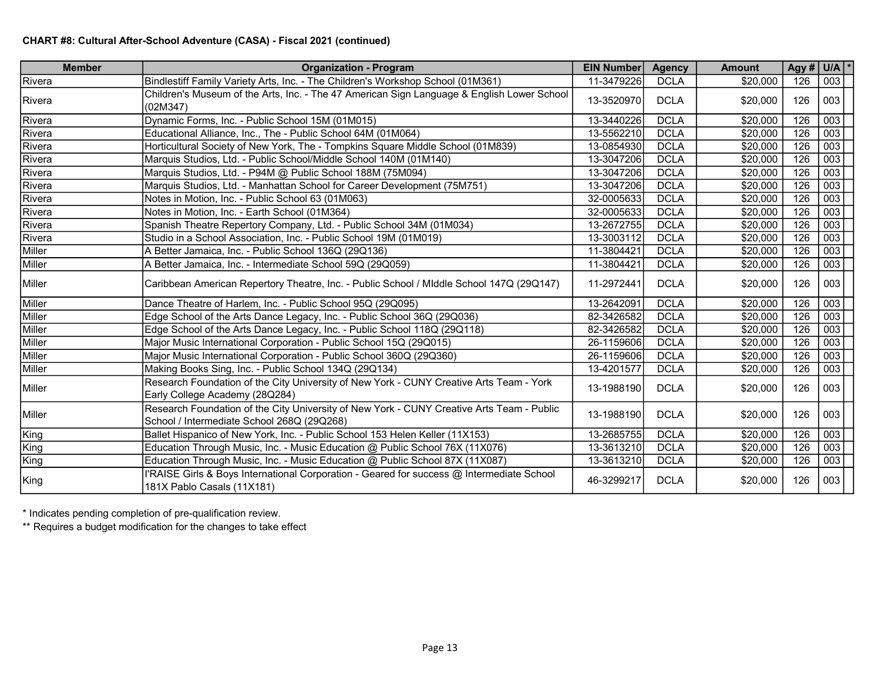**CHART #8: Cultural After-School Adventure (CASA) - Fiscal 2021 (continued)**

| Member | Organization - Program | EIN Number | Agency | Amount | Agy # | U/A | * |
|---|---|---|---|---|---|---|---|
| Rivera | Bindlestiff Family Variety Arts, Inc. - The Children's Workshop School (01M361) | 11-3479226 | DCLA | $20,000 | 126 | 003 | |
| Rivera | Children's Museum of the Arts, Inc. - The 47 American Sign Language & English Lower School (02M347) | 13-3520970 | DCLA | $20,000 | 126 | 003 | |
| Rivera | Dynamic Forms, Inc. - Public School 15M (01M015) | 13-3440226 | DCLA | $20,000 | 126 | 003 | |
| Rivera | Educational Alliance, Inc., The - Public School 64M (01M064) | 13-5562210 | DCLA | $20,000 | 126 | 003 | |
| Rivera | Horticultural Society of New York, The - Tompkins Square Middle School (01M839) | 13-0854930 | DCLA | $20,000 | 126 | 003 | |
| Rivera | Marquis Studios, Ltd. - Public School/Middle School 140M (01M140) | 13-3047206 | DCLA | $20,000 | 126 | 003 | |
| Rivera | Marquis Studios, Ltd. - P94M @ Public School 188M (75M094) | 13-3047206 | DCLA | $20,000 | 126 | 003 | |
| Rivera | Marquis Studios, Ltd. - Manhattan School for Career Development (75M751) | 13-3047206 | DCLA | $20,000 | 126 | 003 | |
| Rivera | Notes in Motion, Inc. - Public School 63 (01M063) | 32-0005633 | DCLA | $20,000 | 126 | 003 | |
| Rivera | Notes in Motion, Inc. - Earth School (01M364) | 32-0005633 | DCLA | $20,000 | 126 | 003 | |
| Rivera | Spanish Theatre Repertory Company, Ltd. - Public School 34M (01M034) | 13-2672755 | DCLA | $20,000 | 126 | 003 | |
| Rivera | Studio in a School Association, Inc. - Public School 19M (01M019) | 13-3003112 | DCLA | $20,000 | 126 | 003 | |
| Miller | A Better Jamaica, Inc. - Public School 136Q (29Q136) | 11-3804421 | DCLA | $20,000 | 126 | 003 | |
| Miller | A Better Jamaica, Inc. - Intermediate School 59Q (29Q059) | 11-3804421 | DCLA | $20,000 | 126 | 003 | |
| Miller | Caribbean American Repertory Theatre, Inc. - Public School / MIddle School 147Q (29Q147) | 11-2972441 | DCLA | $20,000 | 126 | 003 | |
| Miller | Dance Theatre of Harlem, Inc. - Public School 95Q (29Q095) | 13-2642091 | DCLA | $20,000 | 126 | 003 | |
| Miller | Edge School of the Arts Dance Legacy, Inc. - Public School 36Q (29Q036) | 82-3426582 | DCLA | $20,000 | 126 | 003 | |
| Miller | Edge School of the Arts Dance Legacy, Inc. - Public School 118Q (29Q118) | 82-3426582 | DCLA | $20,000 | 126 | 003 | |
| Miller | Major Music International Corporation - Public School 15Q (29Q015) | 26-1159606 | DCLA | $20,000 | 126 | 003 | |
| Miller | Major Music International Corporation - Public School 360Q (29Q360) | 26-1159606 | DCLA | $20,000 | 126 | 003 | |
| Miller | Making Books Sing, Inc. - Public School 134Q (29Q134) | 13-4201577 | DCLA | $20,000 | 126 | 003 | |
| Miller | Research Foundation of the City University of New York - CUNY Creative Arts Team - York Early College Academy (28Q284) | 13-1988190 | DCLA | $20,000 | 126 | 003 | |
| Miller | Research Foundation of the City University of New York - CUNY Creative Arts Team - Public School / Intermediate School 268Q (29Q268) | 13-1988190 | DCLA | $20,000 | 126 | 003 | |
| King | Ballet Hispanico of New York, Inc. - Public School 153 Helen Keller (11X153) | 13-2685755 | DCLA | $20,000 | 126 | 003 | |
| King | Education Through Music, Inc. - Music Education @ Public School 76X (11X076) | 13-3613210 | DCLA | $20,000 | 126 | 003 | |
| King | Education Through Music, Inc. - Music Education @ Public School 87X (11X087) | 13-3613210 | DCLA | $20,000 | 126 | 003 | |
| King | I'RAISE Girls & Boys International Corporation - Geared for success @ Intermediate School 181X Pablo Casals (11X181) | 46-3299217 | DCLA | $20,000 | 126 | 003 | |

* Indicates pending completion of pre-qualification review.

** Requires a budget modification for the changes to take effect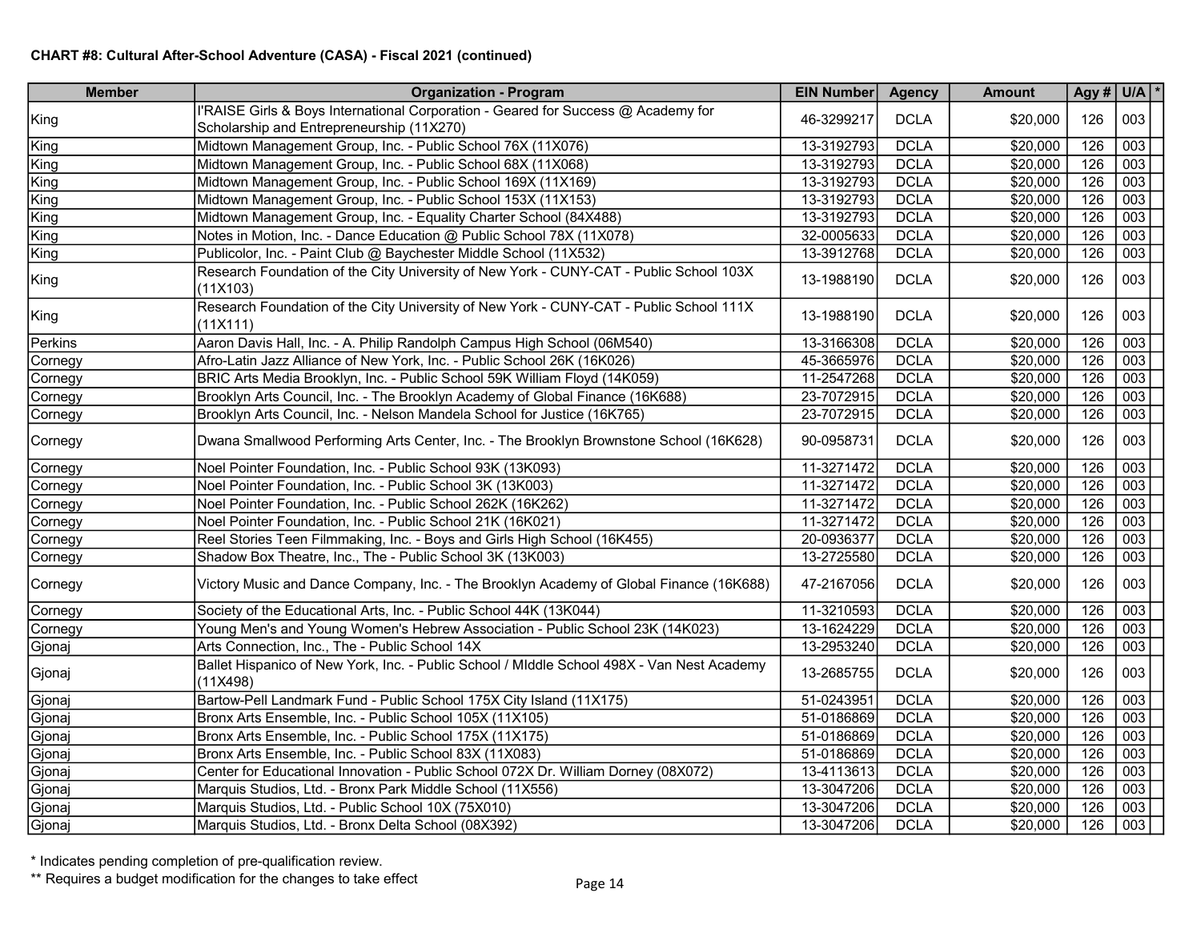**CHART #8: Cultural After-School Adventure (CASA) - Fiscal 2021 (continued)**

| Member | Organization - Program | EIN Number | Agency | Amount | Agy # | U/A | * |
|---|---|---|---|---|---|---|---|
| King | I'RAISE Girls & Boys International Corporation - Geared for Success @ Academy for Scholarship and Entrepreneurship (11X270) | 46-3299217 | DCLA | $20,000 | 126 | 003 | |
| King | Midtown Management Group, Inc. - Public School 76X (11X076) | 13-3192793 | DCLA | $20,000 | 126 | 003 | |
| King | Midtown Management Group, Inc. - Public School 68X (11X068) | 13-3192793 | DCLA | $20,000 | 126 | 003 | |
| King | Midtown Management Group, Inc. - Public School 169X (11X169) | 13-3192793 | DCLA | $20,000 | 126 | 003 | |
| King | Midtown Management Group, Inc. - Public School 153X (11X153) | 13-3192793 | DCLA | $20,000 | 126 | 003 | |
| King | Midtown Management Group, Inc. - Equality Charter School (84X488) | 13-3192793 | DCLA | $20,000 | 126 | 003 | |
| King | Notes in Motion, Inc. - Dance Education @ Public School 78X (11X078) | 32-0005633 | DCLA | $20,000 | 126 | 003 | |
| King | Publicolor, Inc. - Paint Club @ Baychester Middle School (11X532) | 13-3912768 | DCLA | $20,000 | 126 | 003 | |
| King | Research Foundation of the City University of New York - CUNY-CAT - Public School 103X (11X103) | 13-1988190 | DCLA | $20,000 | 126 | 003 | |
| King | Research Foundation of the City University of New York - CUNY-CAT - Public School 111X (11X111) | 13-1988190 | DCLA | $20,000 | 126 | 003 | |
| Perkins | Aaron Davis Hall, Inc. - A. Philip Randolph Campus High School (06M540) | 13-3166308 | DCLA | $20,000 | 126 | 003 | |
| Cornegy | Afro-Latin Jazz Alliance of New York, Inc. - Public School 26K (16K026) | 45-3665976 | DCLA | $20,000 | 126 | 003 | |
| Cornegy | BRIC Arts Media Brooklyn, Inc. - Public School 59K William Floyd (14K059) | 11-2547268 | DCLA | $20,000 | 126 | 003 | |
| Cornegy | Brooklyn Arts Council, Inc. - The Brooklyn Academy of Global Finance (16K688) | 23-7072915 | DCLA | $20,000 | 126 | 003 | |
| Cornegy | Brooklyn Arts Council, Inc. - Nelson Mandela School for Justice (16K765) | 23-7072915 | DCLA | $20,000 | 126 | 003 | |
| Cornegy | Dwana Smallwood Performing Arts Center, Inc. - The Brooklyn Brownstone School (16K628) | 90-0958731 | DCLA | $20,000 | 126 | 003 | |
| Cornegy | Noel Pointer Foundation, Inc. - Public School 93K (13K093) | 11-3271472 | DCLA | $20,000 | 126 | 003 | |
| Cornegy | Noel Pointer Foundation, Inc. - Public School 3K (13K003) | 11-3271472 | DCLA | $20,000 | 126 | 003 | |
| Cornegy | Noel Pointer Foundation, Inc. - Public School 262K (16K262) | 11-3271472 | DCLA | $20,000 | 126 | 003 | |
| Cornegy | Noel Pointer Foundation, Inc. - Public School 21K (16K021) | 11-3271472 | DCLA | $20,000 | 126 | 003 | |
| Cornegy | Reel Stories Teen Filmmaking, Inc. - Boys and Girls High School (16K455) | 20-0936377 | DCLA | $20,000 | 126 | 003 | |
| Cornegy | Shadow Box Theatre, Inc., The - Public School 3K (13K003) | 13-2725580 | DCLA | $20,000 | 126 | 003 | |
| Cornegy | Victory Music and Dance Company, Inc. - The Brooklyn Academy of Global Finance (16K688) | 47-2167056 | DCLA | $20,000 | 126 | 003 | |
| Cornegy | Society of the Educational Arts, Inc. - Public School 44K (13K044) | 11-3210593 | DCLA | $20,000 | 126 | 003 | |
| Cornegy | Young Men's and Young Women's Hebrew Association - Public School 23K (14K023) | 13-1624229 | DCLA | $20,000 | 126 | 003 | |
| Gjonaj | Arts Connection, Inc., The - Public School 14X | 13-2953240 | DCLA | $20,000 | 126 | 003 | |
| Gjonaj | Ballet Hispanico of New York, Inc. - Public School / MIddle School 498X - Van Nest Academy (11X498) | 13-2685755 | DCLA | $20,000 | 126 | 003 | |
| Gjonaj | Bartow-Pell Landmark Fund - Public School 175X City Island (11X175) | 51-0243951 | DCLA | $20,000 | 126 | 003 | |
| Gjonaj | Bronx Arts Ensemble, Inc. - Public School 105X (11X105) | 51-0186869 | DCLA | $20,000 | 126 | 003 | |
| Gjonaj | Bronx Arts Ensemble, Inc. - Public School 175X (11X175) | 51-0186869 | DCLA | $20,000 | 126 | 003 | |
| Gjonaj | Bronx Arts Ensemble, Inc. - Public School 83X (11X083) | 51-0186869 | DCLA | $20,000 | 126 | 003 | |
| Gjonaj | Center for Educational Innovation - Public School 072X Dr. William Dorney (08X072) | 13-4113613 | DCLA | $20,000 | 126 | 003 | |
| Gjonaj | Marquis Studios, Ltd. - Bronx Park Middle School (11X556) | 13-3047206 | DCLA | $20,000 | 126 | 003 | |
| Gjonaj | Marquis Studios, Ltd. - Public School 10X (75X010) | 13-3047206 | DCLA | $20,000 | 126 | 003 | |
| Gjonaj | Marquis Studios, Ltd. - Bronx Delta School (08X392) | 13-3047206 | DCLA | $20,000 | 126 | 003 | |

\* Indicates pending completion of pre-qualification review.

\*\* Requires a budget modification for the changes to take effect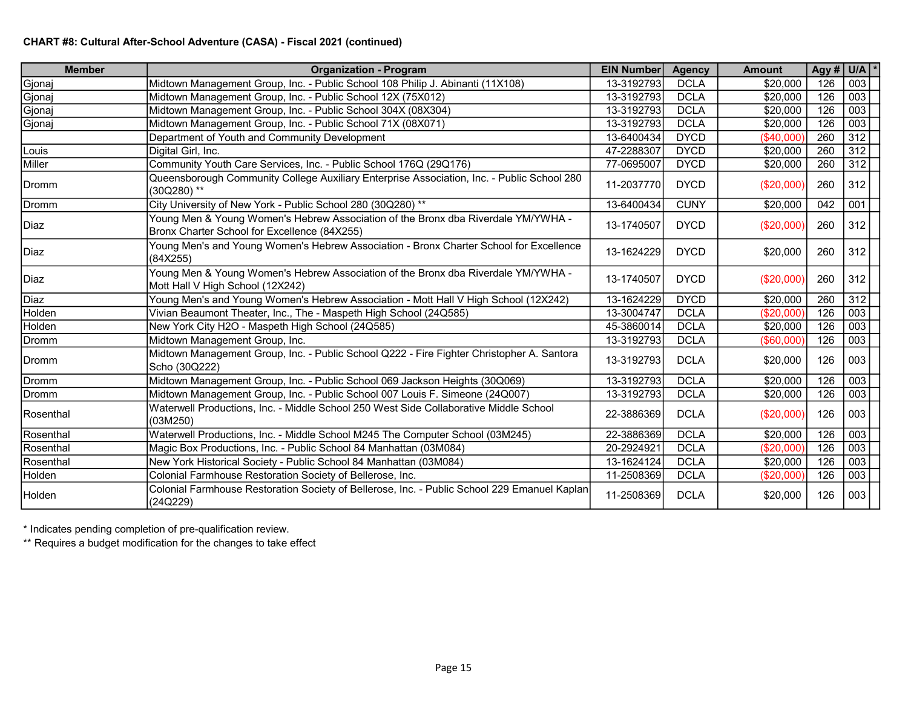**CHART #8: Cultural After-School Adventure (CASA) - Fiscal 2021 (continued)**

| Member | Organization - Program | EIN Number | Agency | Amount | Agy # | U/A | * |
|---|---|---|---|---|---|---|---|
| Gjonaj | Midtown Management Group, Inc. - Public School 108 Philip J. Abinanti (11X108) | 13-3192793 | DCLA | $20,000 | 126 | 003 | |
| Gjonaj | Midtown Management Group, Inc. - Public School 12X (75X012) | 13-3192793 | DCLA | $20,000 | 126 | 003 | |
| Gjonaj | Midtown Management Group, Inc. - Public School 304X (08X304) | 13-3192793 | DCLA | $20,000 | 126 | 003 | |
| Gjonaj | Midtown Management Group, Inc. - Public School 71X (08X071) | 13-3192793 | DCLA | $20,000 | 126 | 003 | |
| | Department of Youth and Community Development | 13-6400434 | DYCD | ($40,000) | 260 | 312 | |
| Louis | Digital Girl, Inc. | 47-2288307 | DYCD | $20,000 | 260 | 312 | |
| Miller | Community Youth Care Services, Inc. - Public School 176Q (29Q176) | 77-0695007 | DYCD | $20,000 | 260 | 312 | |
| Dromm | Queensborough Community College Auxiliary Enterprise Association, Inc. - Public School 280 (30Q280) ** | 11-2037770 | DYCD | ($20,000) | 260 | 312 | |
| Dromm | City University of New York - Public School 280 (30Q280) ** | 13-6400434 | CUNY | $20,000 | 042 | 001 | |
| Diaz | Young Men & Young Women's Hebrew Association of the Bronx dba Riverdale YM/YWHA - Bronx Charter School for Excellence (84X255) | 13-1740507 | DYCD | ($20,000) | 260 | 312 | |
| Diaz | Young Men's and Young Women's Hebrew Association - Bronx Charter School for Excellence (84X255) | 13-1624229 | DYCD | $20,000 | 260 | 312 | |
| Diaz | Young Men & Young Women's Hebrew Association of the Bronx dba Riverdale YM/YWHA - Mott Hall V High School (12X242) | 13-1740507 | DYCD | ($20,000) | 260 | 312 | |
| Diaz | Young Men's and Young Women's Hebrew Association - Mott Hall V High School (12X242) | 13-1624229 | DYCD | $20,000 | 260 | 312 | |
| Holden | Vivian Beaumont Theater, Inc., The - Maspeth High School (24Q585) | 13-3004747 | DCLA | ($20,000) | 126 | 003 | |
| Holden | New York City H2O - Maspeth High School (24Q585) | 45-3860014 | DCLA | $20,000 | 126 | 003 | |
| Dromm | Midtown Management Group, Inc. | 13-3192793 | DCLA | ($60,000) | 126 | 003 | |
| Dromm | Midtown Management Group, Inc. - Public School Q222 - Fire Fighter Christopher A. Santora Scho (30Q222) | 13-3192793 | DCLA | $20,000 | 126 | 003 | |
| Dromm | Midtown Management Group, Inc. - Public School 069 Jackson Heights (30Q069) | 13-3192793 | DCLA | $20,000 | 126 | 003 | |
| Dromm | Midtown Management Group, Inc. - Public School 007 Louis F. Simeone (24Q007) | 13-3192793 | DCLA | $20,000 | 126 | 003 | |
| Rosenthal | Waterwell Productions, Inc. - Middle School 250 West Side Collaborative Middle School (03M250) | 22-3886369 | DCLA | ($20,000) | 126 | 003 | |
| Rosenthal | Waterwell Productions, Inc. - Middle School M245 The Computer School (03M245) | 22-3886369 | DCLA | $20,000 | 126 | 003 | |
| Rosenthal | Magic Box Productions, Inc. - Public School 84 Manhattan (03M084) | 20-2924921 | DCLA | ($20,000) | 126 | 003 | |
| Rosenthal | New York Historical Society - Public School 84 Manhattan (03M084) | 13-1624124 | DCLA | $20,000 | 126 | 003 | |
| Holden | Colonial Farmhouse Restoration Society of Bellerose, Inc. | 11-2508369 | DCLA | ($20,000) | 126 | 003 | |
| Holden | Colonial Farmhouse Restoration Society of Bellerose, Inc. - Public School 229 Emanuel Kaplan (24Q229) | 11-2508369 | DCLA | $20,000 | 126 | 003 | |

* Indicates pending completion of pre-qualification review.

** Requires a budget modification for the changes to take effect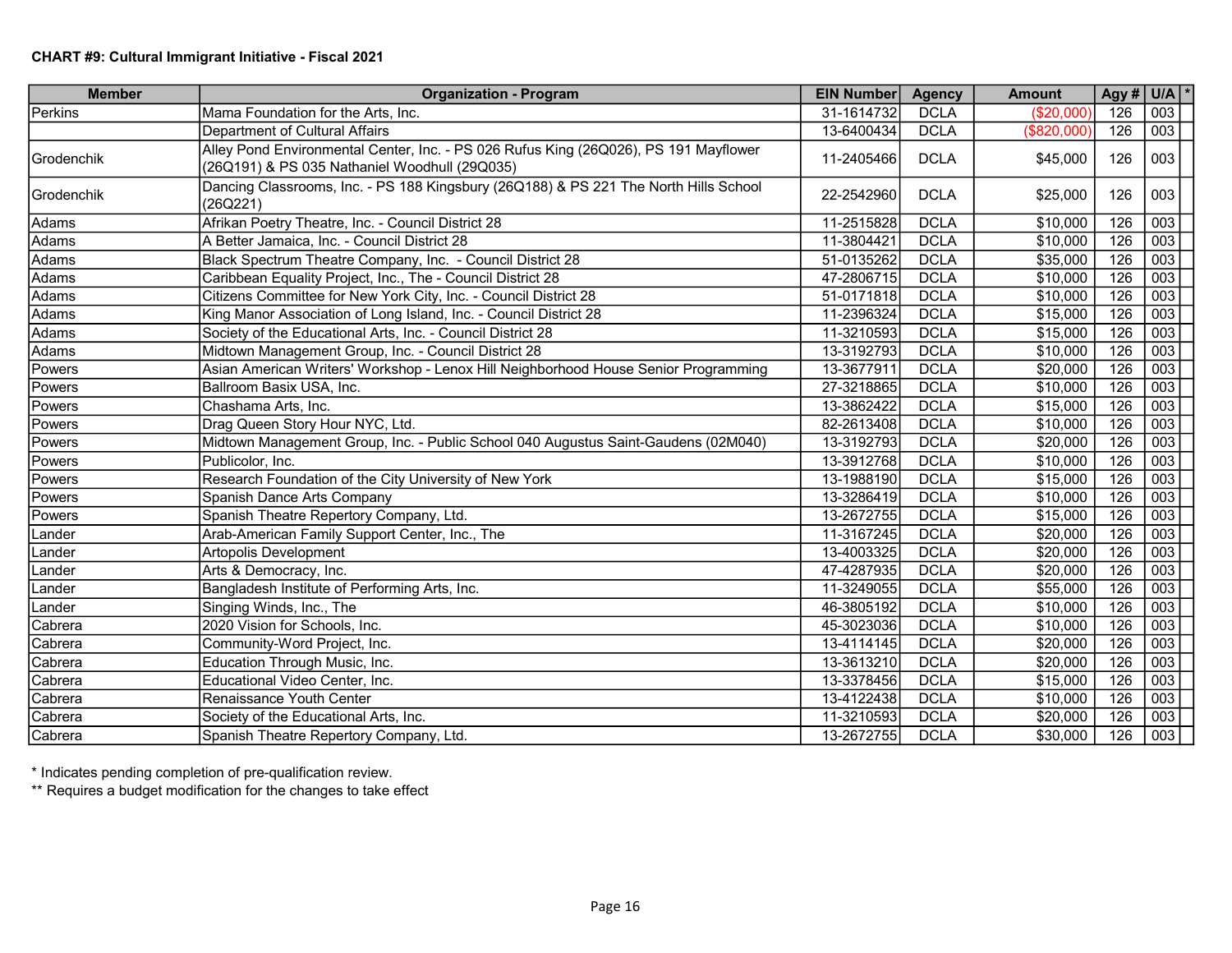**CHART #9: Cultural Immigrant Initiative - Fiscal 2021**

| Member | Organization - Program | EIN Number | Agency | Amount | Agy # | U/A | * |
|---|---|---|---|---|---|---|---|
| Perkins | Mama Foundation for the Arts, Inc. | 31-1614732 | DCLA | ($20,000) | 126 | 003 | |
| | Department of Cultural Affairs | 13-6400434 | DCLA | ($820,000) | 126 | 003 | |
| Grodenchik | Alley Pond Environmental Center, Inc. - PS 026 Rufus King (26Q026), PS 191 Mayflower (26Q191) & PS 035 Nathaniel Woodhull (29Q035) | 11-2405466 | DCLA | $45,000 | 126 | 003 | |
| Grodenchik | Dancing Classrooms, Inc. - PS 188 Kingsbury (26Q188) & PS 221 The North Hills School (26Q221) | 22-2542960 | DCLA | $25,000 | 126 | 003 | |
| Adams | Afrikan Poetry Theatre, Inc. - Council District 28 | 11-2515828 | DCLA | $10,000 | 126 | 003 | |
| Adams | A Better Jamaica, Inc. - Council District 28 | 11-3804421 | DCLA | $10,000 | 126 | 003 | |
| Adams | Black Spectrum Theatre Company, Inc. - Council District 28 | 51-0135262 | DCLA | $35,000 | 126 | 003 | |
| Adams | Caribbean Equality Project, Inc., The - Council District 28 | 47-2806715 | DCLA | $10,000 | 126 | 003 | |
| Adams | Citizens Committee for New York City, Inc. - Council District 28 | 51-0171818 | DCLA | $10,000 | 126 | 003 | |
| Adams | King Manor Association of Long Island, Inc. - Council District 28 | 11-2396324 | DCLA | $15,000 | 126 | 003 | |
| Adams | Society of the Educational Arts, Inc. - Council District 28 | 11-3210593 | DCLA | $15,000 | 126 | 003 | |
| Adams | Midtown Management Group, Inc. - Council District 28 | 13-3192793 | DCLA | $10,000 | 126 | 003 | |
| Powers | Asian American Writers' Workshop - Lenox Hill Neighborhood House Senior Programming | 13-3677911 | DCLA | $20,000 | 126 | 003 | |
| Powers | Ballroom Basix USA, Inc. | 27-3218865 | DCLA | $10,000 | 126 | 003 | |
| Powers | Chashama Arts, Inc. | 13-3862422 | DCLA | $15,000 | 126 | 003 | |
| Powers | Drag Queen Story Hour NYC, Ltd. | 82-2613408 | DCLA | $10,000 | 126 | 003 | |
| Powers | Midtown Management Group, Inc. - Public School 040 Augustus Saint-Gaudens (02M040) | 13-3192793 | DCLA | $20,000 | 126 | 003 | |
| Powers | Publicolor, Inc. | 13-3912768 | DCLA | $10,000 | 126 | 003 | |
| Powers | Research Foundation of the City University of New York | 13-1988190 | DCLA | $15,000 | 126 | 003 | |
| Powers | Spanish Dance Arts Company | 13-3286419 | DCLA | $10,000 | 126 | 003 | |
| Powers | Spanish Theatre Repertory Company, Ltd. | 13-2672755 | DCLA | $15,000 | 126 | 003 | |
| Lander | Arab-American Family Support Center, Inc., The | 11-3167245 | DCLA | $20,000 | 126 | 003 | |
| Lander | Artopolis Development | 13-4003325 | DCLA | $20,000 | 126 | 003 | |
| Lander | Arts & Democracy, Inc. | 47-4287935 | DCLA | $20,000 | 126 | 003 | |
| Lander | Bangladesh Institute of Performing Arts, Inc. | 11-3249055 | DCLA | $55,000 | 126 | 003 | |
| Lander | Singing Winds, Inc., The | 46-3805192 | DCLA | $10,000 | 126 | 003 | |
| Cabrera | 2020 Vision for Schools, Inc. | 45-3023036 | DCLA | $10,000 | 126 | 003 | |
| Cabrera | Community-Word Project, Inc. | 13-4114145 | DCLA | $20,000 | 126 | 003 | |
| Cabrera | Education Through Music, Inc. | 13-3613210 | DCLA | $20,000 | 126 | 003 | |
| Cabrera | Educational Video Center, Inc. | 13-3378456 | DCLA | $15,000 | 126 | 003 | |
| Cabrera | Renaissance Youth Center | 13-4122438 | DCLA | $10,000 | 126 | 003 | |
| Cabrera | Society of the Educational Arts, Inc. | 11-3210593 | DCLA | $20,000 | 126 | 003 | |
| Cabrera | Spanish Theatre Repertory Company, Ltd. | 13-2672755 | DCLA | $30,000 | 126 | 003 | |

\* Indicates pending completion of pre-qualification review.

** Requires a budget modification for the changes to take effect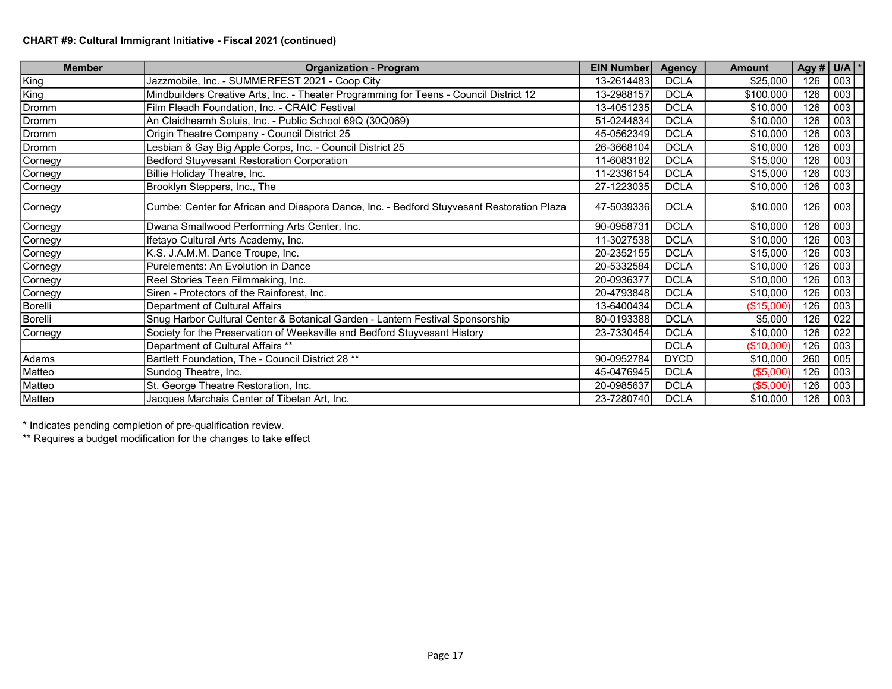**CHART #9: Cultural Immigrant Initiative - Fiscal 2021 (continued)**

| Member | Organization - Program | EIN Number | Agency | Amount | Agy # | U/A | * |
|---|---|---|---|---|---|---|---|
| King | Jazzmobile, Inc. - SUMMERFEST 2021 - Coop City | 13-2614483 | DCLA | $25,000 | 126 | 003 | |
| King | Mindbuilders Creative Arts, Inc. - Theater Programming for Teens - Council District 12 | 13-2988157 | DCLA | $100,000 | 126 | 003 | |
| Dromm | Film Fleadh Foundation, Inc. - CRAIC Festival | 13-4051235 | DCLA | $10,000 | 126 | 003 | |
| Dromm | An Claidheamh Soluis, Inc. - Public School 69Q (30Q069) | 51-0244834 | DCLA | $10,000 | 126 | 003 | |
| Dromm | Origin Theatre Company - Council District 25 | 45-0562349 | DCLA | $10,000 | 126 | 003 | |
| Dromm | Lesbian & Gay Big Apple Corps, Inc. - Council District 25 | 26-3668104 | DCLA | $10,000 | 126 | 003 | |
| Cornegy | Bedford Stuyvesant Restoration Corporation | 11-6083182 | DCLA | $15,000 | 126 | 003 | |
| Cornegy | Billie Holiday Theatre, Inc. | 11-2336154 | DCLA | $15,000 | 126 | 003 | |
| Cornegy | Brooklyn Steppers, Inc., The | 27-1223035 | DCLA | $10,000 | 126 | 003 | |
| Cornegy | Cumbe: Center for African and Diaspora Dance, Inc. - Bedford Stuyvesant Restoration Plaza | 47-5039336 | DCLA | $10,000 | 126 | 003 | |
| Cornegy | Dwana Smallwood Performing Arts Center, Inc. | 90-0958731 | DCLA | $10,000 | 126 | 003 | |
| Cornegy | Ifetayo Cultural Arts Academy, Inc. | 11-3027538 | DCLA | $10,000 | 126 | 003 | |
| Cornegy | K.S. J.A.M.M. Dance Troupe, Inc. | 20-2352155 | DCLA | $15,000 | 126 | 003 | |
| Cornegy | Purelements: An Evolution in Dance | 20-5332584 | DCLA | $10,000 | 126 | 003 | |
| Cornegy | Reel Stories Teen Filmmaking, Inc. | 20-0936377 | DCLA | $10,000 | 126 | 003 | |
| Cornegy | Siren - Protectors of the Rainforest, Inc. | 20-4793848 | DCLA | $10,000 | 126 | 003 | |
| Borelli | Department of Cultural Affairs | 13-6400434 | DCLA | ($15,000) | 126 | 003 | |
| Borelli | Snug Harbor Cultural Center & Botanical Garden - Lantern Festival Sponsorship | 80-0193388 | DCLA | $5,000 | 126 | 022 | |
| Cornegy | Society for the Preservation of Weeksville and Bedford Stuyvesant History | 23-7330454 | DCLA | $10,000 | 126 | 022 | |
| | Department of Cultural Affairs ** | | DCLA | ($10,000) | 126 | 003 | |
| Adams | Bartlett Foundation, The - Council District 28 ** | 90-0952784 | DYCD | $10,000 | 260 | 005 | |
| Matteo | Sundog Theatre, Inc. | 45-0476945 | DCLA | ($5,000) | 126 | 003 | |
| Matteo | St. George Theatre Restoration, Inc. | 20-0985637 | DCLA | ($5,000) | 126 | 003 | |
| Matteo | Jacques Marchais Center of Tibetan Art, Inc. | 23-7280740 | DCLA | $10,000 | 126 | 003 | |

\* Indicates pending completion of pre-qualification review.

** Requires a budget modification for the changes to take effect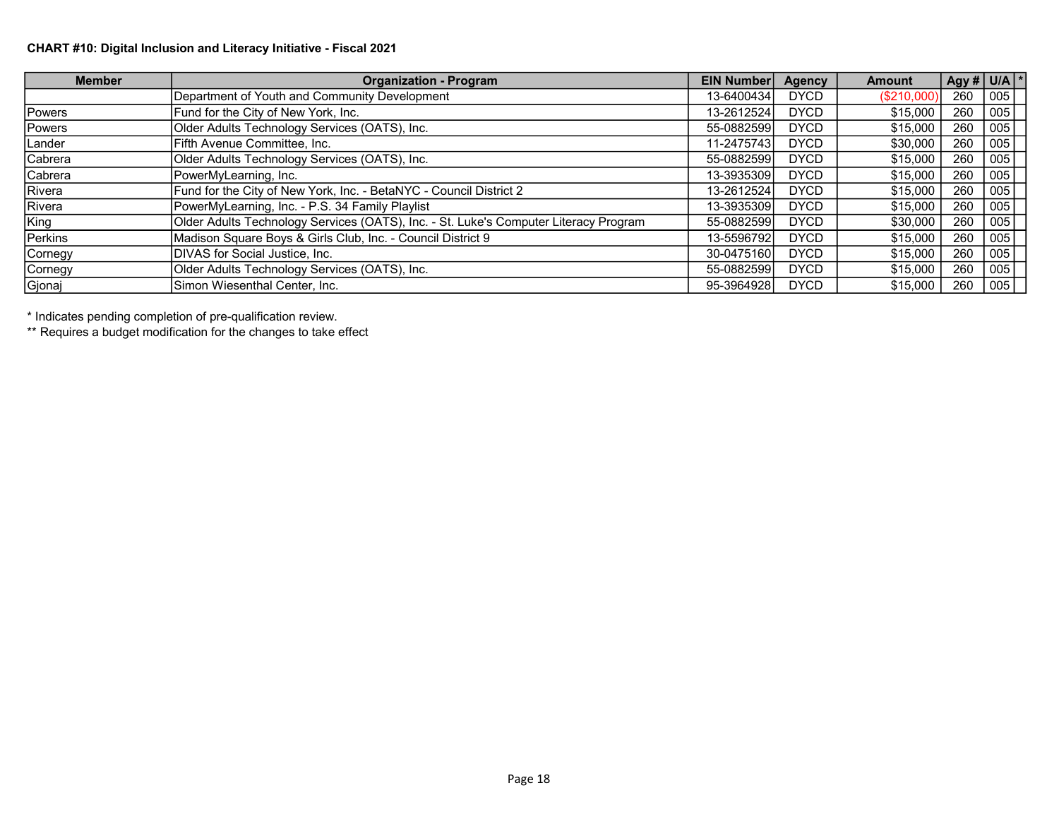**CHART #10: Digital Inclusion and Literacy Initiative - Fiscal 2021**

| Member | Organization - Program | EIN Number | Agency | Amount | Agy # | U/A | * |
|---|---|---|---|---|---|---|---|
| | Department of Youth and Community Development | 13-6400434 | DYCD | ($210,000) | 260 | 005 | |
| Powers | Fund for the City of New York, Inc. | 13-2612524 | DYCD | $15,000 | 260 | 005 | |
| Powers | Older Adults Technology Services (OATS), Inc. | 55-0882599 | DYCD | $15,000 | 260 | 005 | |
| Lander | Fifth Avenue Committee, Inc. | 11-2475743 | DYCD | $30,000 | 260 | 005 | |
| Cabrera | Older Adults Technology Services (OATS), Inc. | 55-0882599 | DYCD | $15,000 | 260 | 005 | |
| Cabrera | PowerMyLearning, Inc. | 13-3935309 | DYCD | $15,000 | 260 | 005 | |
| Rivera | Fund for the City of New York, Inc. - BetaNYC - Council District 2 | 13-2612524 | DYCD | $15,000 | 260 | 005 | |
| Rivera | PowerMyLearning, Inc. - P.S. 34 Family Playlist | 13-3935309 | DYCD | $15,000 | 260 | 005 | |
| King | Older Adults Technology Services (OATS), Inc. - St. Luke's Computer Literacy Program | 55-0882599 | DYCD | $30,000 | 260 | 005 | |
| Perkins | Madison Square Boys & Girls Club, Inc. - Council District 9 | 13-5596792 | DYCD | $15,000 | 260 | 005 | |
| Cornegy | DIVAS for Social Justice, Inc. | 30-0475160 | DYCD | $15,000 | 260 | 005 | |
| Cornegy | Older Adults Technology Services (OATS), Inc. | 55-0882599 | DYCD | $15,000 | 260 | 005 | |
| Gjonaj | Simon Wiesenthal Center, Inc. | 95-3964928 | DYCD | $15,000 | 260 | 005 | |

* Indicates pending completion of pre-qualification review.
** Requires a budget modification for the changes to take effect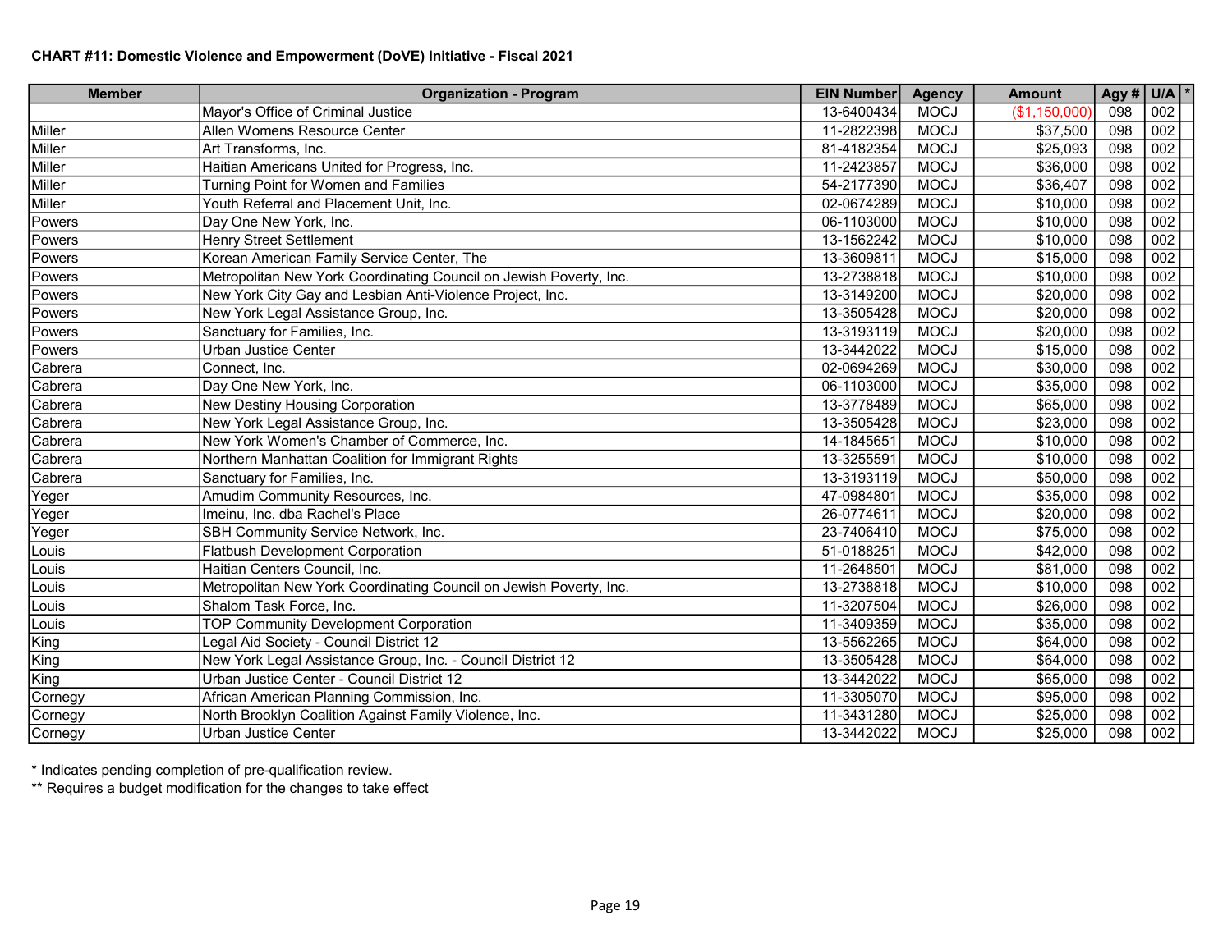**CHART #11: Domestic Violence and Empowerment (DoVE) Initiative - Fiscal 2021**

| Member | Organization - Program | EIN Number | Agency | Amount | Agy # | U/A | * |
|---|---|---|---|---|---|---|---|
| | Mayor's Office of Criminal Justice | 13-6400434 | MOCJ | ($1,150,000) | 098 | 002 | |
| Miller | Allen Womens Resource Center | 11-2822398 | MOCJ | $37,500 | 098 | 002 | |
| Miller | Art Transforms, Inc. | 81-4182354 | MOCJ | $25,093 | 098 | 002 | |
| Miller | Haitian Americans United for Progress, Inc. | 11-2423857 | MOCJ | $36,000 | 098 | 002 | |
| Miller | Turning Point for Women and Families | 54-2177390 | MOCJ | $36,407 | 098 | 002 | |
| Miller | Youth Referral and Placement Unit, Inc. | 02-0674289 | MOCJ | $10,000 | 098 | 002 | |
| Powers | Day One New York, Inc. | 06-1103000 | MOCJ | $10,000 | 098 | 002 | |
| Powers | Henry Street Settlement | 13-1562242 | MOCJ | $10,000 | 098 | 002 | |
| Powers | Korean American Family Service Center, The | 13-3609811 | MOCJ | $15,000 | 098 | 002 | |
| Powers | Metropolitan New York Coordinating Council on Jewish Poverty, Inc. | 13-2738818 | MOCJ | $10,000 | 098 | 002 | |
| Powers | New York City Gay and Lesbian Anti-Violence Project, Inc. | 13-3149200 | MOCJ | $20,000 | 098 | 002 | |
| Powers | New York Legal Assistance Group, Inc. | 13-3505428 | MOCJ | $20,000 | 098 | 002 | |
| Powers | Sanctuary for Families, Inc. | 13-3193119 | MOCJ | $20,000 | 098 | 002 | |
| Powers | Urban Justice Center | 13-3442022 | MOCJ | $15,000 | 098 | 002 | |
| Cabrera | Connect, Inc. | 02-0694269 | MOCJ | $30,000 | 098 | 002 | |
| Cabrera | Day One New York, Inc. | 06-1103000 | MOCJ | $35,000 | 098 | 002 | |
| Cabrera | New Destiny Housing Corporation | 13-3778489 | MOCJ | $65,000 | 098 | 002 | |
| Cabrera | New York Legal Assistance Group, Inc. | 13-3505428 | MOCJ | $23,000 | 098 | 002 | |
| Cabrera | New York Women's Chamber of Commerce, Inc. | 14-1845651 | MOCJ | $10,000 | 098 | 002 | |
| Cabrera | Northern Manhattan Coalition for Immigrant Rights | 13-3255591 | MOCJ | $10,000 | 098 | 002 | |
| Cabrera | Sanctuary for Families, Inc. | 13-3193119 | MOCJ | $50,000 | 098 | 002 | |
| Yeger | Amudim Community Resources, Inc. | 47-0984801 | MOCJ | $35,000 | 098 | 002 | |
| Yeger | Imeinu, Inc. dba Rachel's Place | 26-0774611 | MOCJ | $20,000 | 098 | 002 | |
| Yeger | SBH Community Service Network, Inc. | 23-7406410 | MOCJ | $75,000 | 098 | 002 | |
| Louis | Flatbush Development Corporation | 51-0188251 | MOCJ | $42,000 | 098 | 002 | |
| Louis | Haitian Centers Council, Inc. | 11-2648501 | MOCJ | $81,000 | 098 | 002 | |
| Louis | Metropolitan New York Coordinating Council on Jewish Poverty, Inc. | 13-2738818 | MOCJ | $10,000 | 098 | 002 | |
| Louis | Shalom Task Force, Inc. | 11-3207504 | MOCJ | $26,000 | 098 | 002 | |
| Louis | TOP Community Development Corporation | 11-3409359 | MOCJ | $35,000 | 098 | 002 | |
| King | Legal Aid Society - Council District 12 | 13-5562265 | MOCJ | $64,000 | 098 | 002 | |
| King | New York Legal Assistance Group, Inc. - Council District 12 | 13-3505428 | MOCJ | $64,000 | 098 | 002 | |
| King | Urban Justice Center - Council District 12 | 13-3442022 | MOCJ | $65,000 | 098 | 002 | |
| Cornegy | African American Planning Commission, Inc. | 11-3305070 | MOCJ | $95,000 | 098 | 002 | |
| Cornegy | North Brooklyn Coalition Against Family Violence, Inc. | 11-3431280 | MOCJ | $25,000 | 098 | 002 | |
| Cornegy | Urban Justice Center | 13-3442022 | MOCJ | $25,000 | 098 | 002 | |

\* Indicates pending completion of pre-qualification review.

\*\* Requires a budget modification for the changes to take effect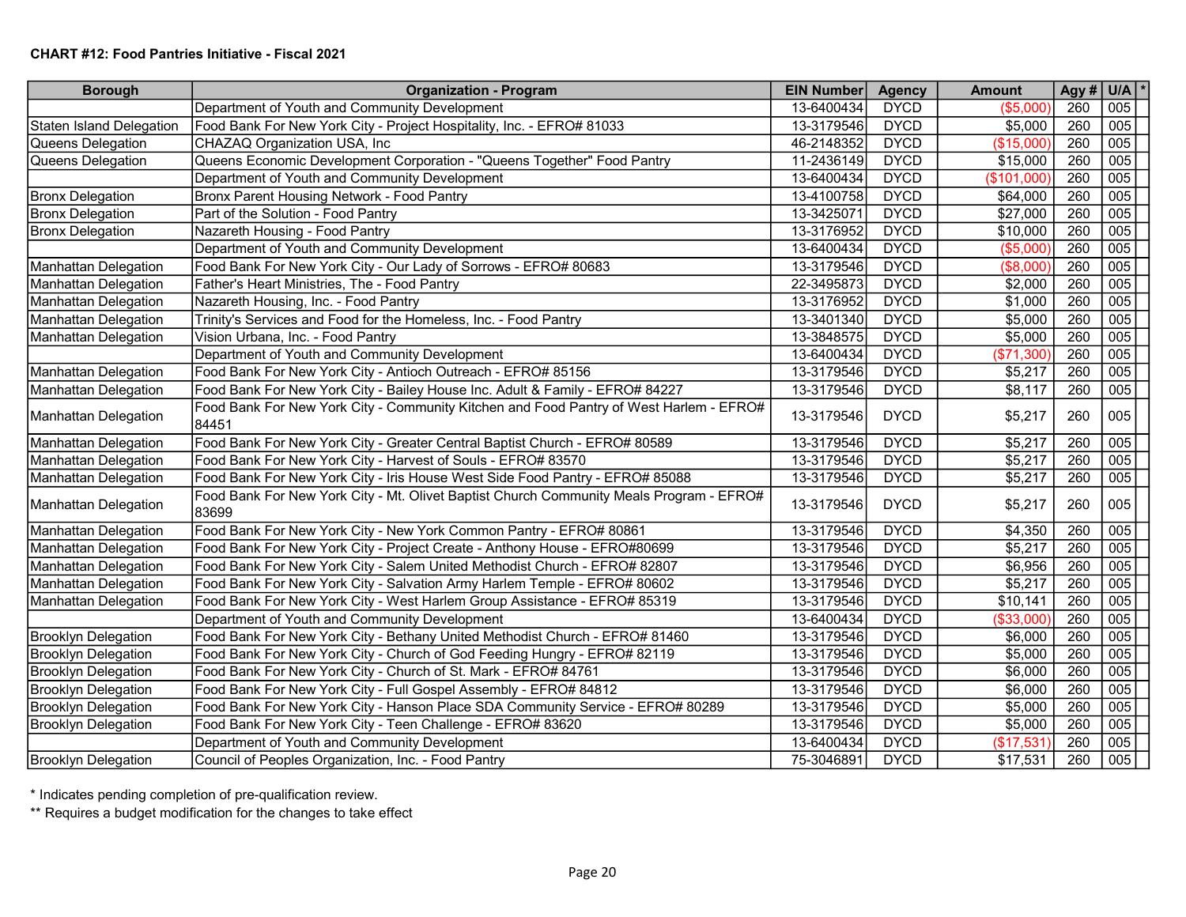**CHART #12: Food Pantries Initiative - Fiscal 2021**

| Borough | Organization - Program | EIN Number | Agency | Amount | Agy # | U/A | * |
|---|---|---|---|---|---|---|---|
| | Department of Youth and Community Development | 13-6400434 | DYCD | ($5,000) | 260 | 005 | |
| Staten Island Delegation | Food Bank For New York City - Project Hospitality, Inc. - EFRO# 81033 | 13-3179546 | DYCD | $5,000 | 260 | 005 | |
| Queens Delegation | CHAZAQ Organization USA, Inc | 46-2148352 | DYCD | ($15,000) | 260 | 005 | |
| Queens Delegation | Queens Economic Development Corporation - "Queens Together" Food Pantry | 11-2436149 | DYCD | $15,000 | 260 | 005 | |
| | Department of Youth and Community Development | 13-6400434 | DYCD | ($101,000) | 260 | 005 | |
| Bronx Delegation | Bronx Parent Housing Network - Food Pantry | 13-4100758 | DYCD | $64,000 | 260 | 005 | |
| Bronx Delegation | Part of the Solution - Food Pantry | 13-3425071 | DYCD | $27,000 | 260 | 005 | |
| Bronx Delegation | Nazareth Housing - Food Pantry | 13-3176952 | DYCD | $10,000 | 260 | 005 | |
| | Department of Youth and Community Development | 13-6400434 | DYCD | ($5,000) | 260 | 005 | |
| Manhattan Delegation | Food Bank For New York City - Our Lady of Sorrows - EFRO# 80683 | 13-3179546 | DYCD | ($8,000) | 260 | 005 | |
| Manhattan Delegation | Father's Heart Ministries, The - Food Pantry | 22-3495873 | DYCD | $2,000 | 260 | 005 | |
| Manhattan Delegation | Nazareth Housing, Inc. - Food Pantry | 13-3176952 | DYCD | $1,000 | 260 | 005 | |
| Manhattan Delegation | Trinity's Services and Food for the Homeless, Inc. - Food Pantry | 13-3401340 | DYCD | $5,000 | 260 | 005 | |
| Manhattan Delegation | Vision Urbana, Inc. - Food Pantry | 13-3848575 | DYCD | $5,000 | 260 | 005 | |
| | Department of Youth and Community Development | 13-6400434 | DYCD | ($71,300) | 260 | 005 | |
| Manhattan Delegation | Food Bank For New York City - Antioch Outreach - EFRO# 85156 | 13-3179546 | DYCD | $5,217 | 260 | 005 | |
| Manhattan Delegation | Food Bank For New York City - Bailey House Inc. Adult & Family - EFRO# 84227 | 13-3179546 | DYCD | $8,117 | 260 | 005 | |
| Manhattan Delegation | Food Bank For New York City - Community Kitchen and Food Pantry of West Harlem - EFRO# 84451 | 13-3179546 | DYCD | $5,217 | 260 | 005 | |
| Manhattan Delegation | Food Bank For New York City - Greater Central Baptist Church - EFRO# 80589 | 13-3179546 | DYCD | $5,217 | 260 | 005 | |
| Manhattan Delegation | Food Bank For New York City - Harvest of Souls - EFRO# 83570 | 13-3179546 | DYCD | $5,217 | 260 | 005 | |
| Manhattan Delegation | Food Bank For New York City - Iris House West Side Food Pantry - EFRO# 85088 | 13-3179546 | DYCD | $5,217 | 260 | 005 | |
| Manhattan Delegation | Food Bank For New York City - Mt. Olivet Baptist Church Community Meals Program - EFRO# 83699 | 13-3179546 | DYCD | $5,217 | 260 | 005 | |
| Manhattan Delegation | Food Bank For New York City - New York Common Pantry - EFRO# 80861 | 13-3179546 | DYCD | $4,350 | 260 | 005 | |
| Manhattan Delegation | Food Bank For New York City - Project Create - Anthony House - EFRO#80699 | 13-3179546 | DYCD | $5,217 | 260 | 005 | |
| Manhattan Delegation | Food Bank For New York City - Salem United Methodist Church - EFRO# 82807 | 13-3179546 | DYCD | $6,956 | 260 | 005 | |
| Manhattan Delegation | Food Bank For New York City - Salvation Army Harlem Temple - EFRO# 80602 | 13-3179546 | DYCD | $5,217 | 260 | 005 | |
| Manhattan Delegation | Food Bank For New York City - West Harlem Group Assistance - EFRO# 85319 | 13-3179546 | DYCD | $10,141 | 260 | 005 | |
| | Department of Youth and Community Development | 13-6400434 | DYCD | ($33,000) | 260 | 005 | |
| Brooklyn Delegation | Food Bank For New York City - Bethany United Methodist Church - EFRO# 81460 | 13-3179546 | DYCD | $6,000 | 260 | 005 | |
| Brooklyn Delegation | Food Bank For New York City - Church of God Feeding Hungry - EFRO# 82119 | 13-3179546 | DYCD | $5,000 | 260 | 005 | |
| Brooklyn Delegation | Food Bank For New York City - Church of St. Mark - EFRO# 84761 | 13-3179546 | DYCD | $6,000 | 260 | 005 | |
| Brooklyn Delegation | Food Bank For New York City - Full Gospel Assembly - EFRO# 84812 | 13-3179546 | DYCD | $6,000 | 260 | 005 | |
| Brooklyn Delegation | Food Bank For New York City - Hanson Place SDA Community Service - EFRO# 80289 | 13-3179546 | DYCD | $5,000 | 260 | 005 | |
| Brooklyn Delegation | Food Bank For New York City - Teen Challenge - EFRO# 83620 | 13-3179546 | DYCD | $5,000 | 260 | 005 | |
| | Department of Youth and Community Development | 13-6400434 | DYCD | ($17,531) | 260 | 005 | |
| Brooklyn Delegation | Council of Peoples Organization, Inc. - Food Pantry | 75-3046891 | DYCD | $17,531 | 260 | 005 | |

\* Indicates pending completion of pre-qualification review.

\*\* Requires a budget modification for the changes to take effect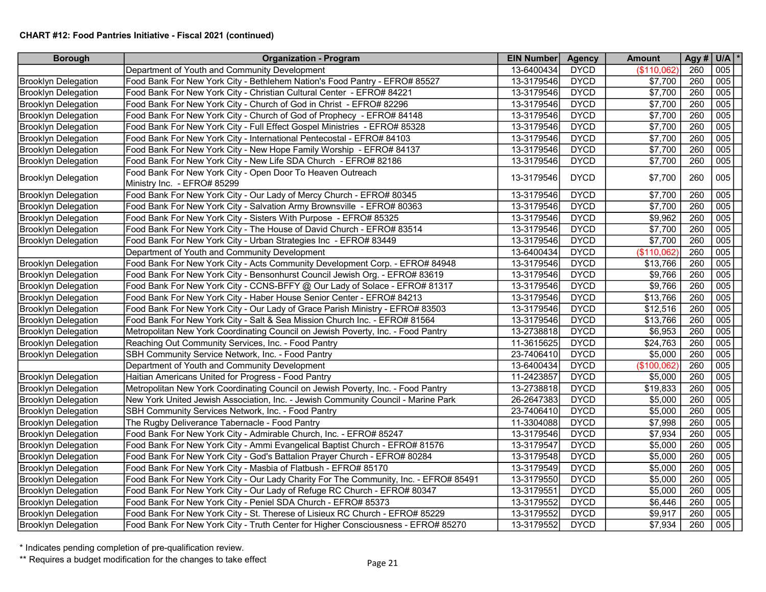**CHART #12: Food Pantries Initiative - Fiscal 2021 (continued)**

| Borough | Organization - Program | EIN Number | Agency | Amount | Agy # | U/A | * |
|---|---|---|---|---|---|---|---|
| | Department of Youth and Community Development | 13-6400434 | DYCD | ($110,062) | 260 | 005 | |
| Brooklyn Delegation | Food Bank For New York City - Bethlehem Nation's Food Pantry - EFRO# 85527 | 13-3179546 | DYCD | $7,700 | 260 | 005 | |
| Brooklyn Delegation | Food Bank For New York City - Christian Cultural Center - EFRO# 84221 | 13-3179546 | DYCD | $7,700 | 260 | 005 | |
| Brooklyn Delegation | Food Bank For New York City - Church of God in Christ - EFRO# 82296 | 13-3179546 | DYCD | $7,700 | 260 | 005 | |
| Brooklyn Delegation | Food Bank For New York City - Church of God of Prophecy - EFRO# 84148 | 13-3179546 | DYCD | $7,700 | 260 | 005 | |
| Brooklyn Delegation | Food Bank For New York City - Full Effect Gospel Ministries - EFRO# 85328 | 13-3179546 | DYCD | $7,700 | 260 | 005 | |
| Brooklyn Delegation | Food Bank For New York City - International Pentecostal - EFRO# 84103 | 13-3179546 | DYCD | $7,700 | 260 | 005 | |
| Brooklyn Delegation | Food Bank For New York City - New Hope Family Worship - EFRO# 84137 | 13-3179546 | DYCD | $7,700 | 260 | 005 | |
| Brooklyn Delegation | Food Bank For New York City - New Life SDA Church - EFRO# 82186 | 13-3179546 | DYCD | $7,700 | 260 | 005 | |
| Brooklyn Delegation | Food Bank For New York City - Open Door To Heaven Outreach Ministry Inc. - EFRO# 85299 | 13-3179546 | DYCD | $7,700 | 260 | 005 | |
| Brooklyn Delegation | Food Bank For New York City - Our Lady of Mercy Church - EFRO# 80345 | 13-3179546 | DYCD | $7,700 | 260 | 005 | |
| Brooklyn Delegation | Food Bank For New York City - Salvation Army Brownsville - EFRO# 80363 | 13-3179546 | DYCD | $7,700 | 260 | 005 | |
| Brooklyn Delegation | Food Bank For New York City - Sisters With Purpose - EFRO# 85325 | 13-3179546 | DYCD | $9,962 | 260 | 005 | |
| Brooklyn Delegation | Food Bank For New York City - The House of David Church - EFRO# 83514 | 13-3179546 | DYCD | $7,700 | 260 | 005 | |
| Brooklyn Delegation | Food Bank For New York City - Urban Strategies Inc - EFRO# 83449 | 13-3179546 | DYCD | $7,700 | 260 | 005 | |
| | Department of Youth and Community Development | 13-6400434 | DYCD | ($110,062) | 260 | 005 | |
| Brooklyn Delegation | Food Bank For New York City - Acts Community Development Corp. - EFRO# 84948 | 13-3179546 | DYCD | $13,766 | 260 | 005 | |
| Brooklyn Delegation | Food Bank For New York City - Bensonhurst Council Jewish Org. - EFRO# 83619 | 13-3179546 | DYCD | $9,766 | 260 | 005 | |
| Brooklyn Delegation | Food Bank For New York City - CCNS-BFFY @ Our Lady of Solace - EFRO# 81317 | 13-3179546 | DYCD | $9,766 | 260 | 005 | |
| Brooklyn Delegation | Food Bank For New York City - Haber House Senior Center - EFRO# 84213 | 13-3179546 | DYCD | $13,766 | 260 | 005 | |
| Brooklyn Delegation | Food Bank For New York City - Our Lady of Grace Parish Ministry - EFRO# 83503 | 13-3179546 | DYCD | $12,516 | 260 | 005 | |
| Brooklyn Delegation | Food Bank For New York City - Salt & Sea Mission Church Inc. - EFRO# 81564 | 13-3179546 | DYCD | $13,766 | 260 | 005 | |
| Brooklyn Delegation | Metropolitan New York Coordinating Council on Jewish Poverty, Inc. - Food Pantry | 13-2738818 | DYCD | $6,953 | 260 | 005 | |
| Brooklyn Delegation | Reaching Out Community Services, Inc. - Food Pantry | 11-3615625 | DYCD | $24,763 | 260 | 005 | |
| Brooklyn Delegation | SBH Community Service Network, Inc. - Food Pantry | 23-7406410 | DYCD | $5,000 | 260 | 005 | |
| | Department of Youth and Community Development | 13-6400434 | DYCD | ($100,062) | 260 | 005 | |
| Brooklyn Delegation | Haitian Americans United for Progress - Food Pantry | 11-2423857 | DYCD | $5,000 | 260 | 005 | |
| Brooklyn Delegation | Metropolitan New York Coordinating Council on Jewish Poverty, Inc. - Food Pantry | 13-2738818 | DYCD | $19,833 | 260 | 005 | |
| Brooklyn Delegation | New York United Jewish Association, Inc. - Jewish Community Council - Marine Park | 26-2647383 | DYCD | $5,000 | 260 | 005 | |
| Brooklyn Delegation | SBH Community Services Network, Inc. - Food Pantry | 23-7406410 | DYCD | $5,000 | 260 | 005 | |
| Brooklyn Delegation | The Rugby Deliverance Tabernacle - Food Pantry | 11-3304088 | DYCD | $7,998 | 260 | 005 | |
| Brooklyn Delegation | Food Bank For New York City - Admirable Church, Inc. - EFRO# 85247 | 13-3179546 | DYCD | $7,934 | 260 | 005 | |
| Brooklyn Delegation | Food Bank For New York City - Ammi Evangelical Baptist Church - EFRO# 81576 | 13-3179547 | DYCD | $5,000 | 260 | 005 | |
| Brooklyn Delegation | Food Bank For New York City - God's Battalion Prayer Church - EFRO# 80284 | 13-3179548 | DYCD | $5,000 | 260 | 005 | |
| Brooklyn Delegation | Food Bank For New York City - Masbia of Flatbush - EFRO# 85170 | 13-3179549 | DYCD | $5,000 | 260 | 005 | |
| Brooklyn Delegation | Food Bank For New York City - Our Lady Charity For The Community, Inc. - EFRO# 85491 | 13-3179550 | DYCD | $5,000 | 260 | 005 | |
| Brooklyn Delegation | Food Bank For New York City - Our Lady of Refuge RC Church - EFRO# 80347 | 13-3179551 | DYCD | $5,000 | 260 | 005 | |
| Brooklyn Delegation | Food Bank For New York City - Peniel SDA Church - EFRO# 85373 | 13-3179552 | DYCD | $6,446 | 260 | 005 | |
| Brooklyn Delegation | Food Bank For New York City - St. Therese of Lisieux RC Church - EFRO# 85229 | 13-3179552 | DYCD | $9,917 | 260 | 005 | |
| Brooklyn Delegation | Food Bank For New York City - Truth Center for Higher Consciousness - EFRO# 85270 | 13-3179552 | DYCD | $7,934 | 260 | 005 | |

\* Indicates pending completion of pre-qualification review.

** Requires a budget modification for the changes to take effect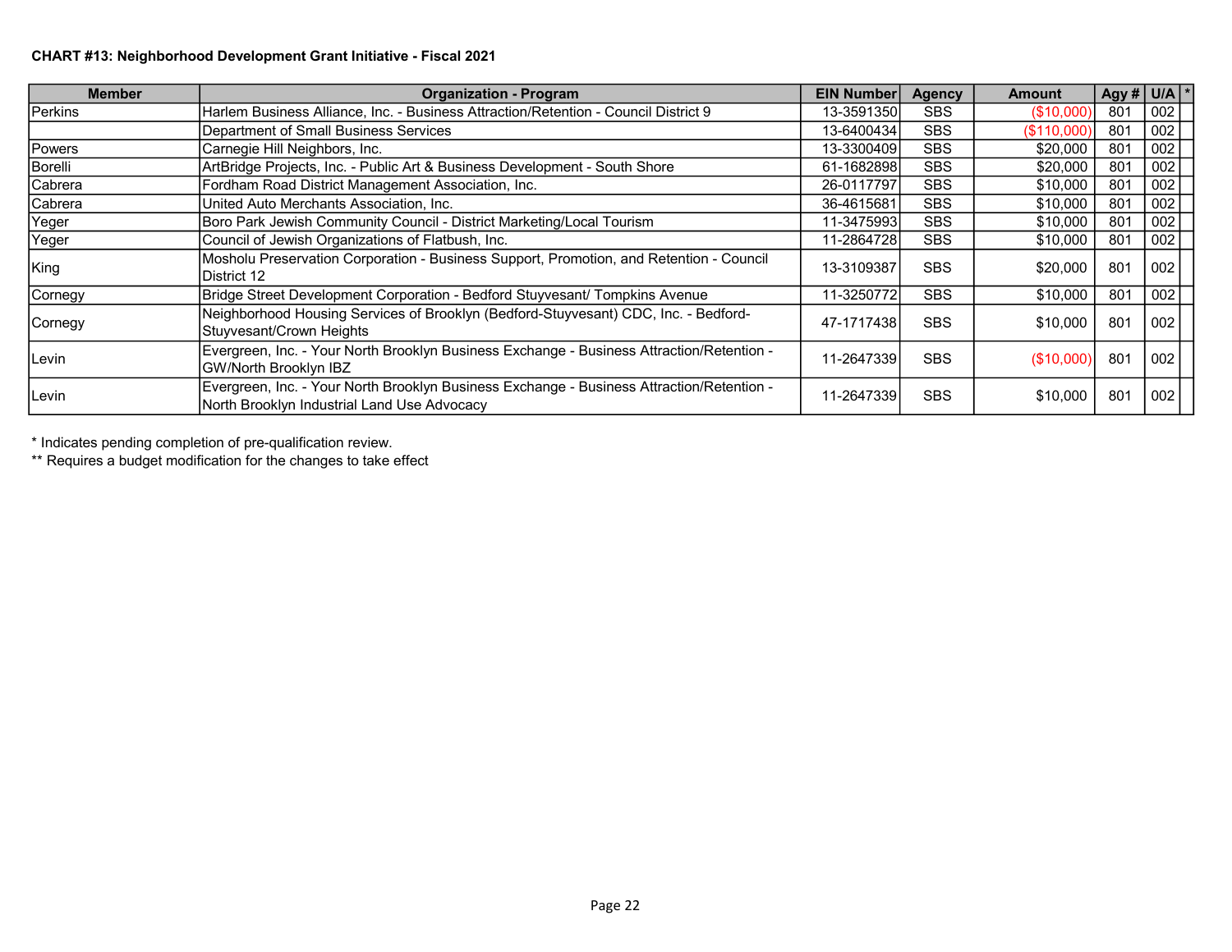**CHART #13: Neighborhood Development Grant Initiative - Fiscal 2021**

| Member | Organization - Program | EIN Number | Agency | Amount | Agy # | U/A | * |
|---|---|---|---|---|---|---|---|
| Perkins | Harlem Business Alliance, Inc. - Business Attraction/Retention - Council District 9 | 13-3591350 | SBS | ($10,000) | 801 | 002 | |
| | Department of Small Business Services | 13-6400434 | SBS | ($110,000) | 801 | 002 | |
| Powers | Carnegie Hill Neighbors, Inc. | 13-3300409 | SBS | $20,000 | 801 | 002 | |
| Borelli | ArtBridge Projects, Inc. - Public Art & Business Development - South Shore | 61-1682898 | SBS | $20,000 | 801 | 002 | |
| Cabrera | Fordham Road District Management Association, Inc. | 26-0117797 | SBS | $10,000 | 801 | 002 | |
| Cabrera | United Auto Merchants Association, Inc. | 36-4615681 | SBS | $10,000 | 801 | 002 | |
| Yeger | Boro Park Jewish Community Council - District Marketing/Local Tourism | 11-3475993 | SBS | $10,000 | 801 | 002 | |
| Yeger | Council of Jewish Organizations of Flatbush, Inc. | 11-2864728 | SBS | $10,000 | 801 | 002 | |
| King | Mosholu Preservation Corporation - Business Support, Promotion, and Retention - Council District 12 | 13-3109387 | SBS | $20,000 | 801 | 002 | |
| Cornegy | Bridge Street Development Corporation - Bedford Stuyvesant/ Tompkins Avenue | 11-3250772 | SBS | $10,000 | 801 | 002 | |
| Cornegy | Neighborhood Housing Services of Brooklyn (Bedford-Stuyvesant) CDC, Inc. - Bedford-Stuyvesant/Crown Heights | 47-1717438 | SBS | $10,000 | 801 | 002 | |
| Levin | Evergreen, Inc. - Your North Brooklyn Business Exchange - Business Attraction/Retention - GW/North Brooklyn IBZ | 11-2647339 | SBS | ($10,000) | 801 | 002 | |
| Levin | Evergreen, Inc. - Your North Brooklyn Business Exchange - Business Attraction/Retention - North Brooklyn Industrial Land Use Advocacy | 11-2647339 | SBS | $10,000 | 801 | 002 | |

\* Indicates pending completion of pre-qualification review.

\*\* Requires a budget modification for the changes to take effect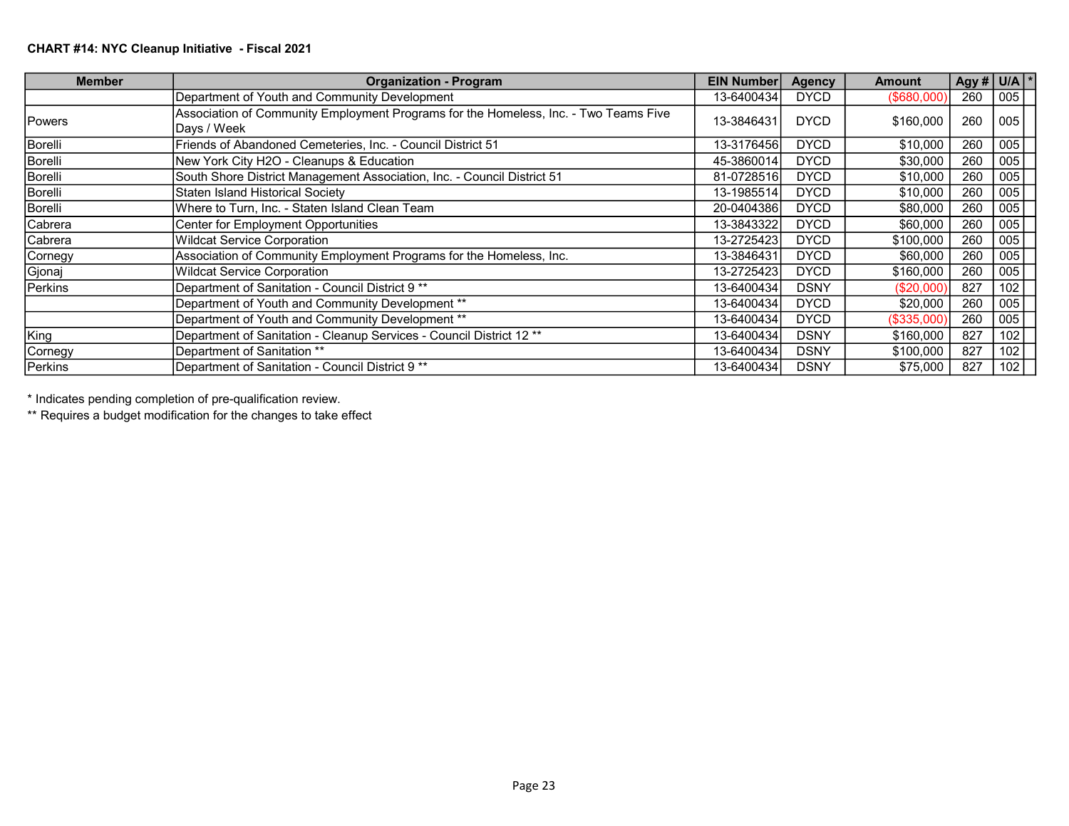**CHART #14: NYC Cleanup Initiative - Fiscal 2021**

| Member | Organization - Program | EIN Number | Agency | Amount | Agy # | U/A | * |
|---|---|---|---|---|---|---|---|
| | Department of Youth and Community Development | 13-6400434 | DYCD | ($680,000) | 260 | 005 | |
| Powers | Association of Community Employment Programs for the Homeless, Inc. - Two Teams Five Days / Week | 13-3846431 | DYCD | $160,000 | 260 | 005 | |
| Borelli | Friends of Abandoned Cemeteries, Inc. - Council District 51 | 13-3176456 | DYCD | $10,000 | 260 | 005 | |
| Borelli | New York City H2O - Cleanups & Education | 45-3860014 | DYCD | $30,000 | 260 | 005 | |
| Borelli | South Shore District Management Association, Inc. - Council District 51 | 81-0728516 | DYCD | $10,000 | 260 | 005 | |
| Borelli | Staten Island Historical Society | 13-1985514 | DYCD | $10,000 | 260 | 005 | |
| Borelli | Where to Turn, Inc. - Staten Island Clean Team | 20-0404386 | DYCD | $80,000 | 260 | 005 | |
| Cabrera | Center for Employment Opportunities | 13-3843322 | DYCD | $60,000 | 260 | 005 | |
| Cabrera | Wildcat Service Corporation | 13-2725423 | DYCD | $100,000 | 260 | 005 | |
| Cornegy | Association of Community Employment Programs for the Homeless, Inc. | 13-3846431 | DYCD | $60,000 | 260 | 005 | |
| Gjonaj | Wildcat Service Corporation | 13-2725423 | DYCD | $160,000 | 260 | 005 | |
| Perkins | Department of Sanitation - Council District 9 ** | 13-6400434 | DSNY | ($20,000) | 827 | 102 | |
| | Department of Youth and Community Development ** | 13-6400434 | DYCD | $20,000 | 260 | 005 | |
| | Department of Youth and Community Development ** | 13-6400434 | DYCD | ($335,000) | 260 | 005 | |
| King | Department of Sanitation - Cleanup Services - Council District 12 ** | 13-6400434 | DSNY | $160,000 | 827 | 102 | |
| Cornegy | Department of Sanitation ** | 13-6400434 | DSNY | $100,000 | 827 | 102 | |
| Perkins | Department of Sanitation - Council District 9 ** | 13-6400434 | DSNY | $75,000 | 827 | 102 | |

* Indicates pending completion of pre-qualification review.

** Requires a budget modification for the changes to take effect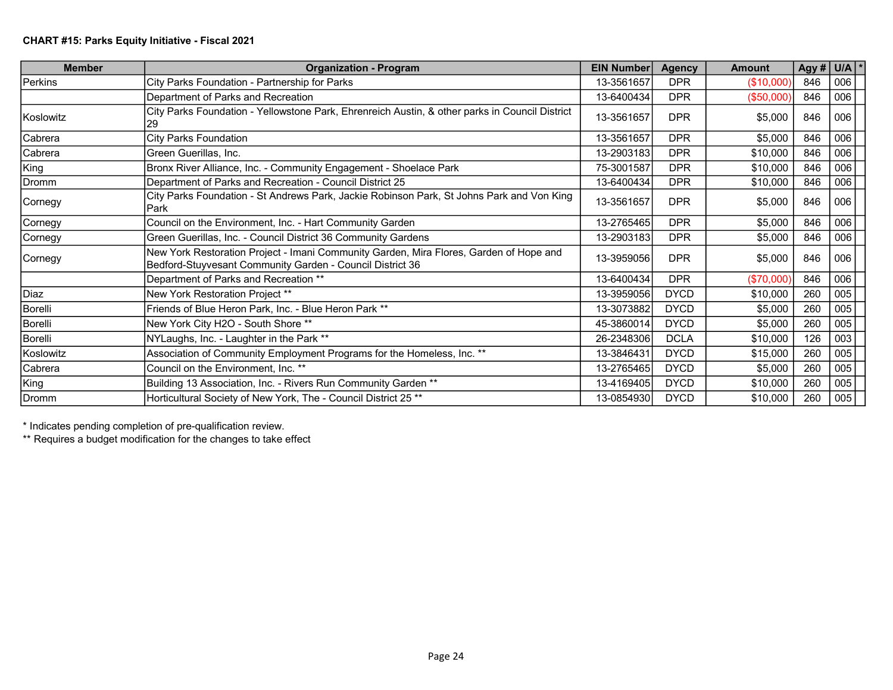**CHART #15: Parks Equity Initiative - Fiscal 2021**

| Member | Organization - Program | EIN Number | Agency | Amount | Agy # | U/A | * |
|---|---|---|---|---|---|---|---|
| Perkins | City Parks Foundation - Partnership for Parks | 13-3561657 | DPR | ($10,000) | 846 | 006 | |
| | Department of Parks and Recreation | 13-6400434 | DPR | ($50,000) | 846 | 006 | |
| Koslowitz | City Parks Foundation - Yellowstone Park, Ehrenreich Austin, & other parks in Council District 29 | 13-3561657 | DPR | $5,000 | 846 | 006 | |
| Cabrera | City Parks Foundation | 13-3561657 | DPR | $5,000 | 846 | 006 | |
| Cabrera | Green Guerillas, Inc. | 13-2903183 | DPR | $10,000 | 846 | 006 | |
| King | Bronx River Alliance, Inc. - Community Engagement - Shoelace Park | 75-3001587 | DPR | $10,000 | 846 | 006 | |
| Dromm | Department of Parks and Recreation - Council District 25 | 13-6400434 | DPR | $10,000 | 846 | 006 | |
| Cornegy | City Parks Foundation - St Andrews Park, Jackie Robinson Park, St Johns Park and Von King Park | 13-3561657 | DPR | $5,000 | 846 | 006 | |
| Cornegy | Council on the Environment, Inc. - Hart Community Garden | 13-2765465 | DPR | $5,000 | 846 | 006 | |
| Cornegy | Green Guerillas, Inc. - Council District 36 Community Gardens | 13-2903183 | DPR | $5,000 | 846 | 006 | |
| Cornegy | New York Restoration Project - Imani Community Garden, Mira Flores, Garden of Hope and Bedford-Stuyvesant Community Garden - Council District 36 | 13-3959056 | DPR | $5,000 | 846 | 006 | |
| | Department of Parks and Recreation ** | 13-6400434 | DPR | ($70,000) | 846 | 006 | |
| Diaz | New York Restoration Project ** | 13-3959056 | DYCD | $10,000 | 260 | 005 | |
| Borelli | Friends of Blue Heron Park, Inc. - Blue Heron Park ** | 13-3073882 | DYCD | $5,000 | 260 | 005 | |
| Borelli | New York City H2O - South Shore ** | 45-3860014 | DYCD | $5,000 | 260 | 005 | |
| Borelli | NYLaughs, Inc. - Laughter in the Park ** | 26-2348306 | DCLA | $10,000 | 126 | 003 | |
| Koslowitz | Association of Community Employment Programs for the Homeless, Inc. ** | 13-3846431 | DYCD | $15,000 | 260 | 005 | |
| Cabrera | Council on the Environment, Inc. ** | 13-2765465 | DYCD | $5,000 | 260 | 005 | |
| King | Building 13 Association, Inc. - Rivers Run Community Garden ** | 13-4169405 | DYCD | $10,000 | 260 | 005 | |
| Dromm | Horticultural Society of New York, The - Council District 25 ** | 13-0854930 | DYCD | $10,000 | 260 | 005 | |

\* Indicates pending completion of pre-qualification review.

** Requires a budget modification for the changes to take effect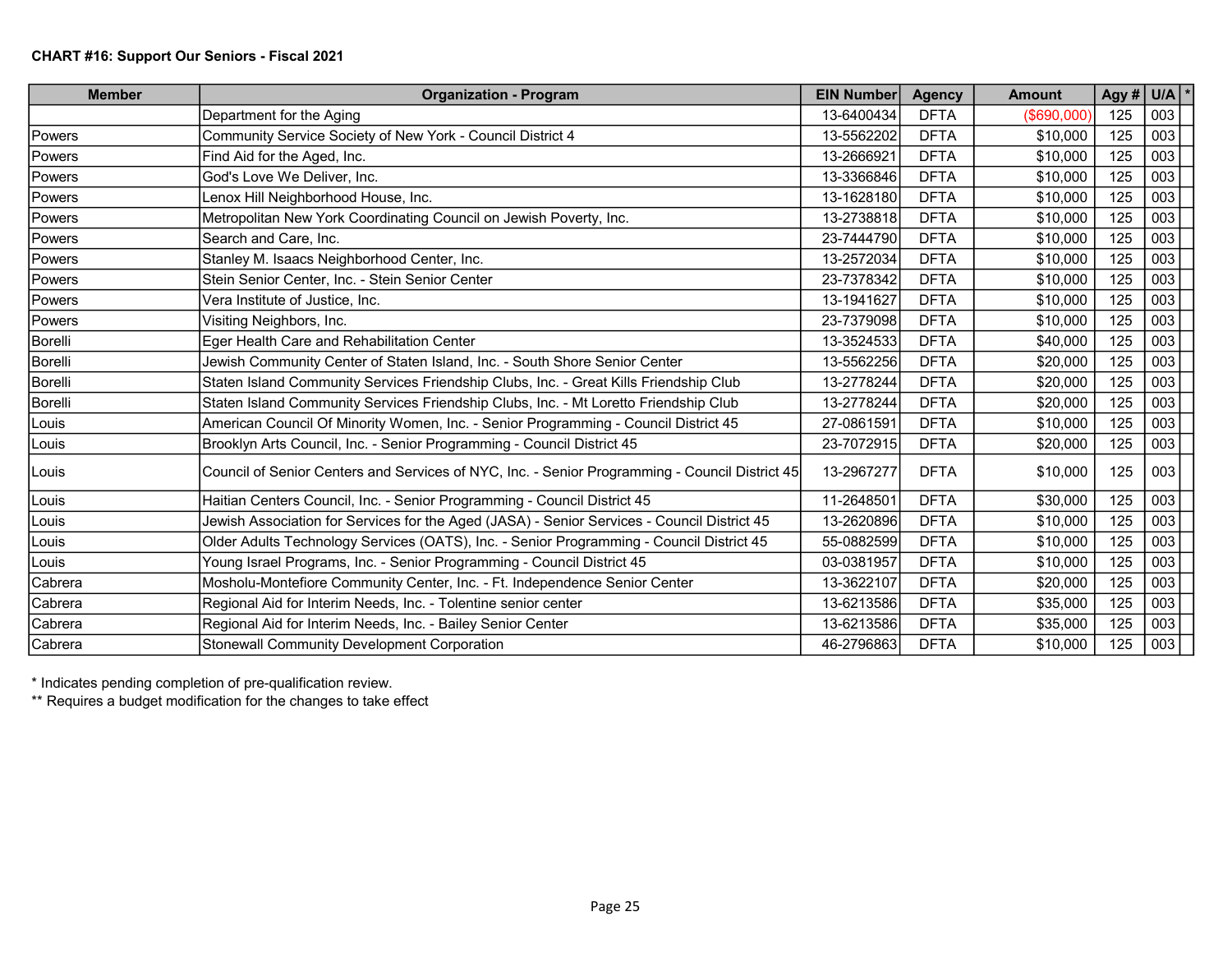**CHART #16: Support Our Seniors - Fiscal 2021**

| Member | Organization - Program | EIN Number | Agency | Amount | Agy # | U/A | * |
|---|---|---|---|---|---|---|---|
| | Department for the Aging | 13-6400434 | DFTA | ($690,000) | 125 | 003 | |
| Powers | Community Service Society of New York - Council District 4 | 13-5562202 | DFTA | $10,000 | 125 | 003 | |
| Powers | Find Aid for the Aged, Inc. | 13-2666921 | DFTA | $10,000 | 125 | 003 | |
| Powers | God's Love We Deliver, Inc. | 13-3366846 | DFTA | $10,000 | 125 | 003 | |
| Powers | Lenox Hill Neighborhood House, Inc. | 13-1628180 | DFTA | $10,000 | 125 | 003 | |
| Powers | Metropolitan New York Coordinating Council on Jewish Poverty, Inc. | 13-2738818 | DFTA | $10,000 | 125 | 003 | |
| Powers | Search and Care, Inc. | 23-7444790 | DFTA | $10,000 | 125 | 003 | |
| Powers | Stanley M. Isaacs Neighborhood Center, Inc. | 13-2572034 | DFTA | $10,000 | 125 | 003 | |
| Powers | Stein Senior Center, Inc. - Stein Senior Center | 23-7378342 | DFTA | $10,000 | 125 | 003 | |
| Powers | Vera Institute of Justice, Inc. | 13-1941627 | DFTA | $10,000 | 125 | 003 | |
| Powers | Visiting Neighbors, Inc. | 23-7379098 | DFTA | $10,000 | 125 | 003 | |
| Borelli | Eger Health Care and Rehabilitation Center | 13-3524533 | DFTA | $40,000 | 125 | 003 | |
| Borelli | Jewish Community Center of Staten Island, Inc. - South Shore Senior Center | 13-5562256 | DFTA | $20,000 | 125 | 003 | |
| Borelli | Staten Island Community Services Friendship Clubs, Inc. - Great Kills Friendship Club | 13-2778244 | DFTA | $20,000 | 125 | 003 | |
| Borelli | Staten Island Community Services Friendship Clubs, Inc. - Mt Loretto Friendship Club | 13-2778244 | DFTA | $20,000 | 125 | 003 | |
| Louis | American Council Of Minority Women, Inc. - Senior Programming - Council District 45 | 27-0861591 | DFTA | $10,000 | 125 | 003 | |
| Louis | Brooklyn Arts Council, Inc. - Senior Programming - Council District 45 | 23-7072915 | DFTA | $20,000 | 125 | 003 | |
| Louis | Council of Senior Centers and Services of NYC, Inc. - Senior Programming - Council District 45 | 13-2967277 | DFTA | $10,000 | 125 | 003 | |
| Louis | Haitian Centers Council, Inc. - Senior Programming - Council District 45 | 11-2648501 | DFTA | $30,000 | 125 | 003 | |
| Louis | Jewish Association for Services for the Aged (JASA) - Senior Services - Council District 45 | 13-2620896 | DFTA | $10,000 | 125 | 003 | |
| Louis | Older Adults Technology Services (OATS), Inc. - Senior Programming - Council District 45 | 55-0882599 | DFTA | $10,000 | 125 | 003 | |
| Louis | Young Israel Programs, Inc. - Senior Programming - Council District 45 | 03-0381957 | DFTA | $10,000 | 125 | 003 | |
| Cabrera | Mosholu-Montefiore Community Center, Inc. - Ft. Independence Senior Center | 13-3622107 | DFTA | $20,000 | 125 | 003 | |
| Cabrera | Regional Aid for Interim Needs, Inc. - Tolentine senior center | 13-6213586 | DFTA | $35,000 | 125 | 003 | |
| Cabrera | Regional Aid for Interim Needs, Inc. - Bailey Senior Center | 13-6213586 | DFTA | $35,000 | 125 | 003 | |
| Cabrera | Stonewall Community Development Corporation | 46-2796863 | DFTA | $10,000 | 125 | 003 | |

\* Indicates pending completion of pre-qualification review.

** Requires a budget modification for the changes to take effect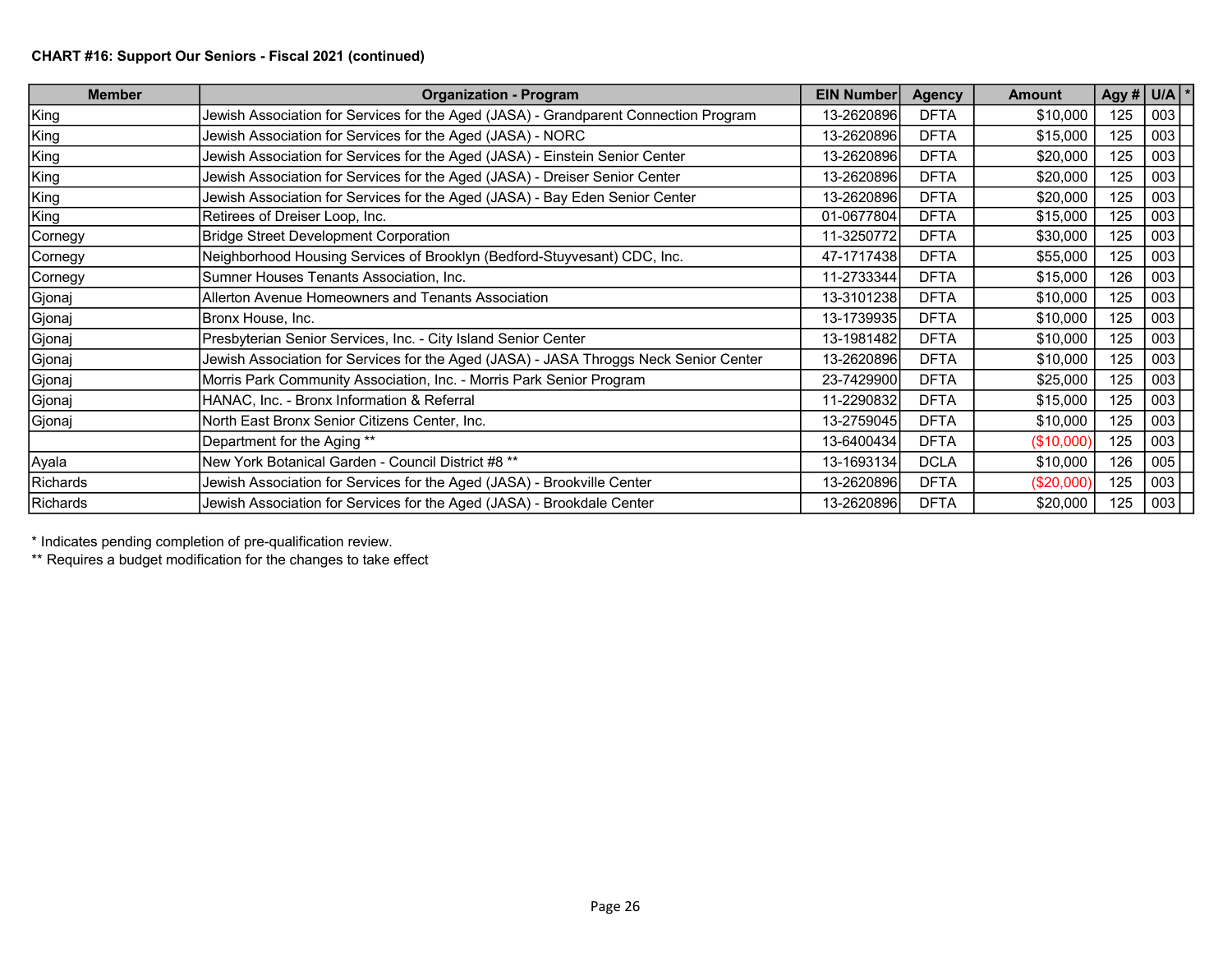**CHART #16: Support Our Seniors - Fiscal 2021 (continued)**

| Member | Organization - Program | EIN Number | Agency | Amount | Agy # | U/A | * |
|---|---|---|---|---|---|---|---|
| King | Jewish Association for Services for the Aged (JASA) - Grandparent Connection Program | 13-2620896 | DFTA | $10,000 | 125 | 003 | |
| King | Jewish Association for Services for the Aged (JASA) - NORC | 13-2620896 | DFTA | $15,000 | 125 | 003 | |
| King | Jewish Association for Services for the Aged (JASA) - Einstein Senior Center | 13-2620896 | DFTA | $20,000 | 125 | 003 | |
| King | Jewish Association for Services for the Aged (JASA) - Dreiser Senior Center | 13-2620896 | DFTA | $20,000 | 125 | 003 | |
| King | Jewish Association for Services for the Aged (JASA) - Bay Eden Senior Center | 13-2620896 | DFTA | $20,000 | 125 | 003 | |
| King | Retirees of Dreiser Loop, Inc. | 01-0677804 | DFTA | $15,000 | 125 | 003 | |
| Cornegy | Bridge Street Development Corporation | 11-3250772 | DFTA | $30,000 | 125 | 003 | |
| Cornegy | Neighborhood Housing Services of Brooklyn (Bedford-Stuyvesant) CDC, Inc. | 47-1717438 | DFTA | $55,000 | 125 | 003 | |
| Cornegy | Sumner Houses Tenants Association, Inc. | 11-2733344 | DFTA | $15,000 | 126 | 003 | |
| Gjonaj | Allerton Avenue Homeowners and Tenants Association | 13-3101238 | DFTA | $10,000 | 125 | 003 | |
| Gjonaj | Bronx House, Inc. | 13-1739935 | DFTA | $10,000 | 125 | 003 | |
| Gjonaj | Presbyterian Senior Services, Inc. - City Island Senior Center | 13-1981482 | DFTA | $10,000 | 125 | 003 | |
| Gjonaj | Jewish Association for Services for the Aged (JASA) - JASA Throggs Neck Senior Center | 13-2620896 | DFTA | $10,000 | 125 | 003 | |
| Gjonaj | Morris Park Community Association, Inc. - Morris Park Senior Program | 23-7429900 | DFTA | $25,000 | 125 | 003 | |
| Gjonaj | HANAC, Inc. - Bronx Information & Referral | 11-2290832 | DFTA | $15,000 | 125 | 003 | |
| Gjonaj | North East Bronx Senior Citizens Center, Inc. | 13-2759045 | DFTA | $10,000 | 125 | 003 | |
| | Department for the Aging ** | 13-6400434 | DFTA | ($10,000) | 125 | 003 | |
| Ayala | New York Botanical Garden - Council District #8 ** | 13-1693134 | DCLA | $10,000 | 126 | 005 | |
| Richards | Jewish Association for Services for the Aged (JASA) - Brookville Center | 13-2620896 | DFTA | ($20,000) | 125 | 003 | |
| Richards | Jewish Association for Services for the Aged (JASA) - Brookdale Center | 13-2620896 | DFTA | $20,000 | 125 | 003 | |

* Indicates pending completion of pre-qualification review.

** Requires a budget modification for the changes to take effect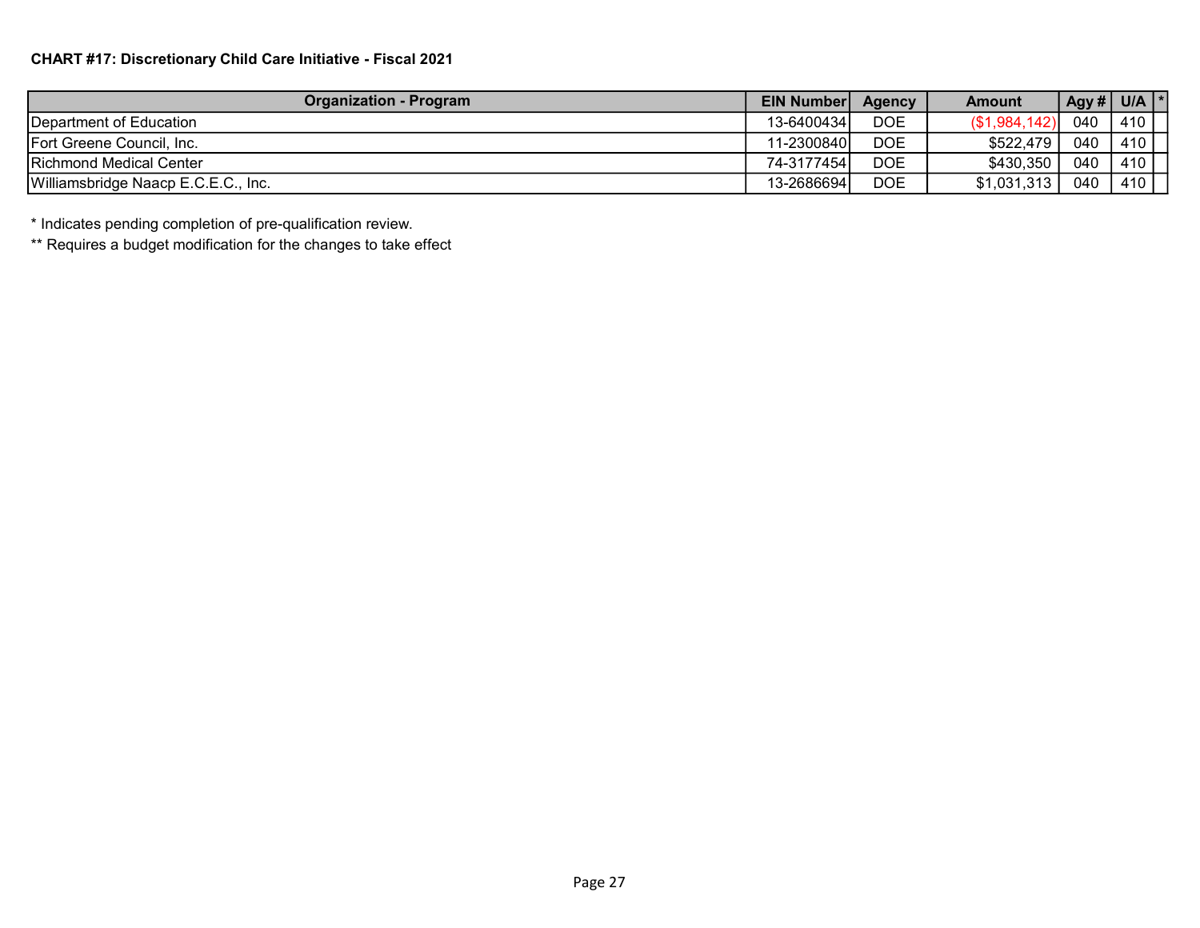**CHART #17: Discretionary Child Care Initiative - Fiscal 2021**

| Organization - Program | EIN Number | Agency | Amount | Agy # | U/A | * |
|---|---|---|---|---|---|---|
| Department of Education | 13-6400434 | DOE | ($1,984,142) | 040 | 410 | |
| Fort Greene Council, Inc. | 11-2300840 | DOE | $522,479 | 040 | 410 | |
| Richmond Medical Center | 74-3177454 | DOE | $430,350 | 040 | 410 | |
| Williamsbridge Naacp E.C.E.C., Inc. | 13-2686694 | DOE | $1,031,313 | 040 | 410 | |

\* Indicates pending completion of pre-qualification review.

** Requires a budget modification for the changes to take effect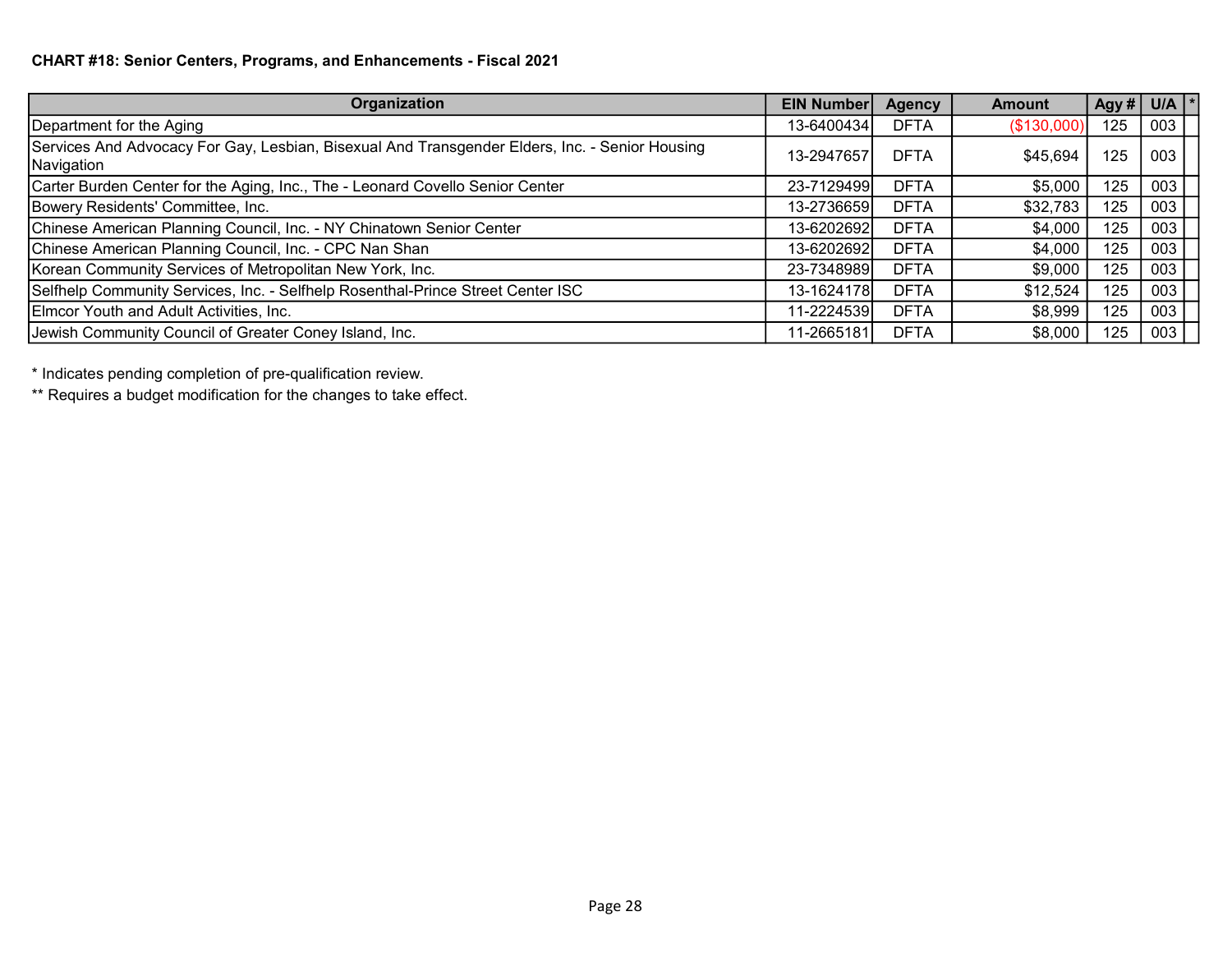**CHART #18: Senior Centers, Programs, and Enhancements - Fiscal 2021**

| Organization | EIN Number | Agency | Amount | Agy # | U/A | * |
|---|---|---|---|---|---|---|
| Department for the Aging | 13-6400434 | DFTA | ($130,000) | 125 | 003 | |
| Services And Advocacy For Gay, Lesbian, Bisexual And Transgender Elders, Inc. - Senior Housing Navigation | 13-2947657 | DFTA | $45,694 | 125 | 003 | |
| Carter Burden Center for the Aging, Inc., The - Leonard Covello Senior Center | 23-7129499 | DFTA | $5,000 | 125 | 003 | |
| Bowery Residents' Committee, Inc. | 13-2736659 | DFTA | $32,783 | 125 | 003 | |
| Chinese American Planning Council, Inc. - NY Chinatown Senior Center | 13-6202692 | DFTA | $4,000 | 125 | 003 | |
| Chinese American Planning Council, Inc. - CPC Nan Shan | 13-6202692 | DFTA | $4,000 | 125 | 003 | |
| Korean Community Services of Metropolitan New York, Inc. | 23-7348989 | DFTA | $9,000 | 125 | 003 | |
| Selfhelp Community Services, Inc. - Selfhelp Rosenthal-Prince Street Center ISC | 13-1624178 | DFTA | $12,524 | 125 | 003 | |
| Elmcor Youth and Adult Activities, Inc. | 11-2224539 | DFTA | $8,999 | 125 | 003 | |
| Jewish Community Council of Greater Coney Island, Inc. | 11-2665181 | DFTA | $8,000 | 125 | 003 | |

\* Indicates pending completion of pre-qualification review.

\*\* Requires a budget modification for the changes to take effect.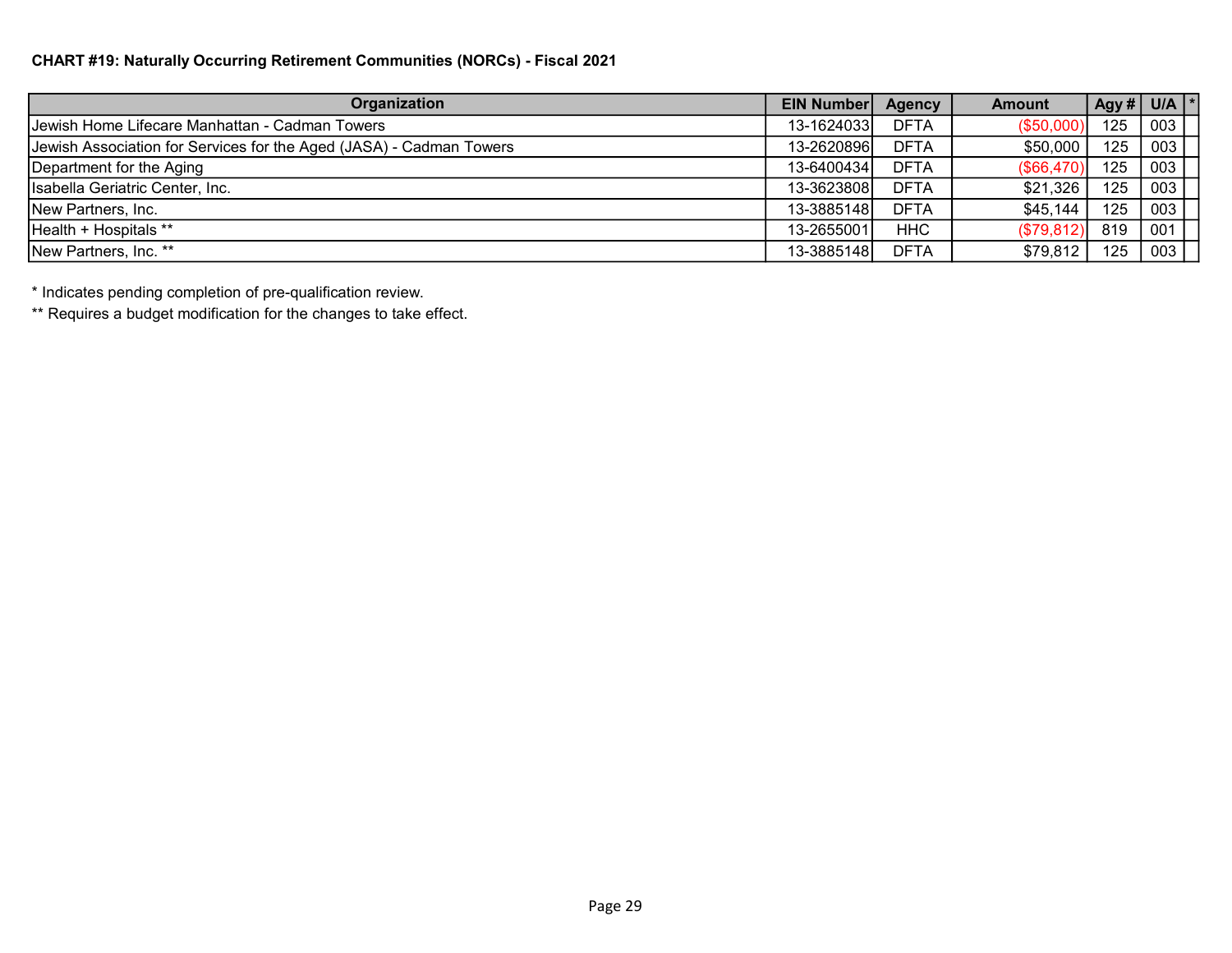**CHART #19: Naturally Occurring Retirement Communities (NORCs) - Fiscal 2021**

| Organization | EIN Number | Agency | Amount | Agy # | U/A | * |
|---|---|---|---|---|---|---|
| Jewish Home Lifecare Manhattan - Cadman Towers | 13-1624033 | DFTA | ($50,000) | 125 | 003 | |
| Jewish Association for Services for the Aged (JASA) - Cadman Towers | 13-2620896 | DFTA | $50,000 | 125 | 003 | |
| Department for the Aging | 13-6400434 | DFTA | ($66,470) | 125 | 003 | |
| Isabella Geriatric Center, Inc. | 13-3623808 | DFTA | $21,326 | 125 | 003 | |
| New Partners, Inc. | 13-3885148 | DFTA | $45,144 | 125 | 003 | |
| Health + Hospitals ** | 13-2655001 | HHC | ($79,812) | 819 | 001 | |
| New Partners, Inc. ** | 13-3885148 | DFTA | $79,812 | 125 | 003 | |

\* Indicates pending completion of pre-qualification review.

\*\* Requires a budget modification for the changes to take effect.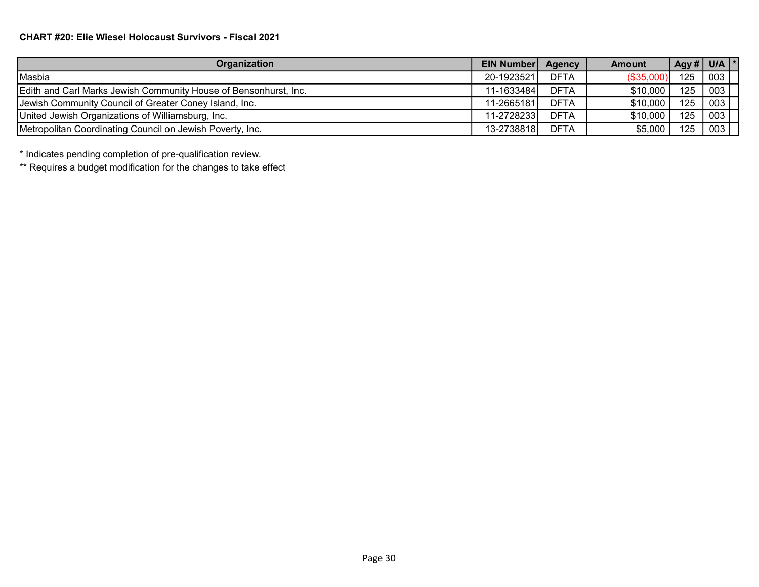**CHART #20: Elie Wiesel Holocaust Survivors - Fiscal 2021**

| Organization | EIN Number | Agency | Amount | Agy # | U/A | * |
|---|---|---|---|---|---|---|
| Masbia | 20-1923521 | DFTA | ($35,000) | 125 | 003 | |
| Edith and Carl Marks Jewish Community House of Bensonhurst, Inc. | 11-1633484 | DFTA | $10,000 | 125 | 003 | |
| Jewish Community Council of Greater Coney Island, Inc. | 11-2665181 | DFTA | $10,000 | 125 | 003 | |
| United Jewish Organizations of Williamsburg, Inc. | 11-2728233 | DFTA | $10,000 | 125 | 003 | |
| Metropolitan Coordinating Council on Jewish Poverty, Inc. | 13-2738818 | DFTA | $5,000 | 125 | 003 | |

* Indicates pending completion of pre-qualification review.

** Requires a budget modification for the changes to take effect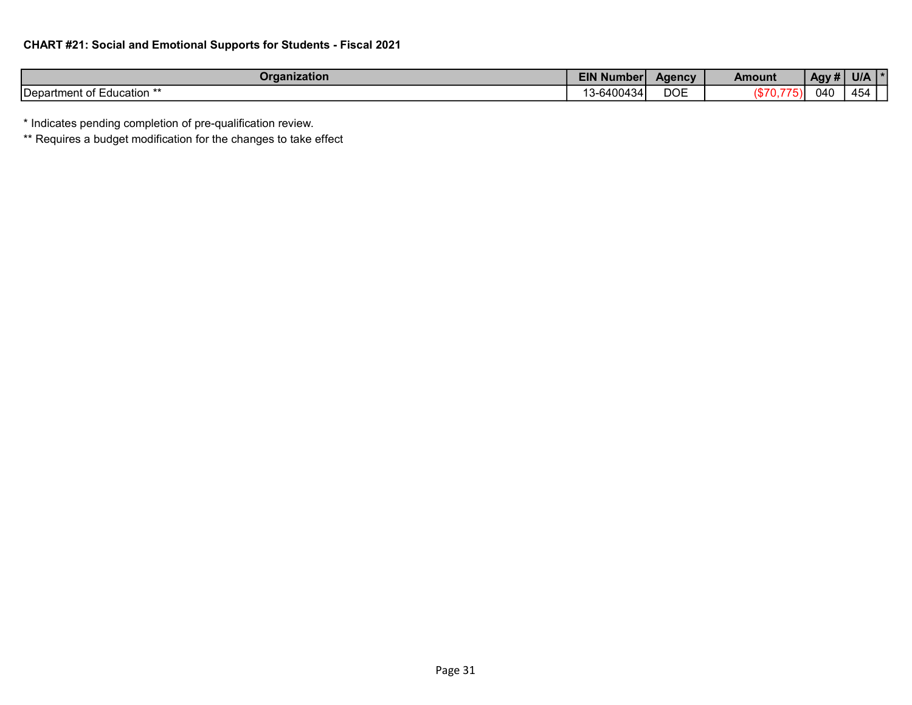**CHART #21: Social and Emotional Supports for Students - Fiscal 2021**

| Organization | EIN Number | Agency | Amount | Agy # | U/A | * |
|---|---|---|---|---|---|---|
| Department of Education ** | 13-6400434 | DOE | ($70,775) | 040 | 454 | |

* Indicates pending completion of pre-qualification review.

** Requires a budget modification for the changes to take effect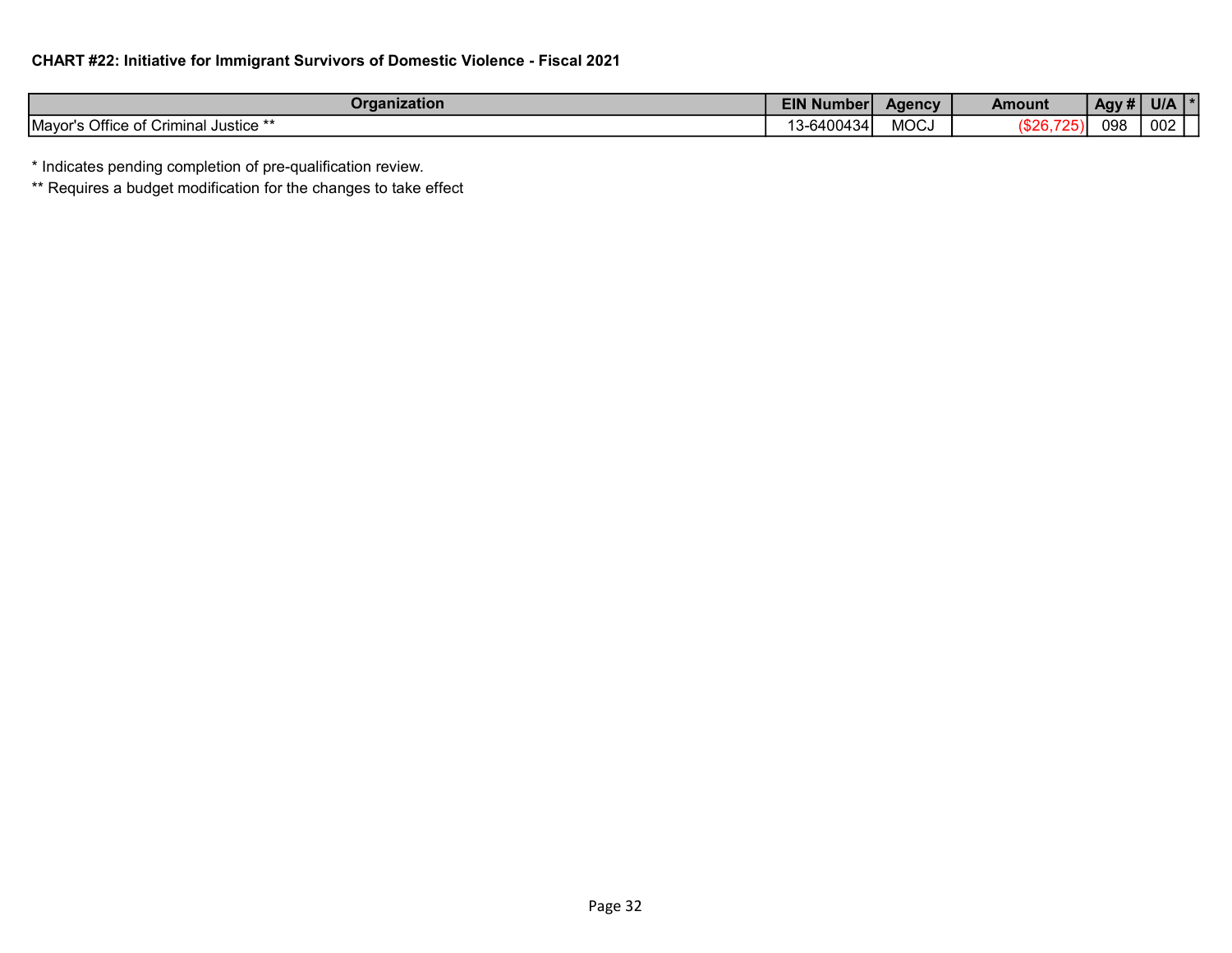**CHART #22: Initiative for Immigrant Survivors of Domestic Violence - Fiscal 2021**

| Organization | EIN Number | Agency | Amount | Agy # | U/A | * |
|---|---|---|---|---|---|---|
| Mayor's Office of Criminal Justice ** | 13-6400434 | MOCJ | ($26,725) | 098 | 002 | |

* Indicates pending completion of pre-qualification review.

** Requires a budget modification for the changes to take effect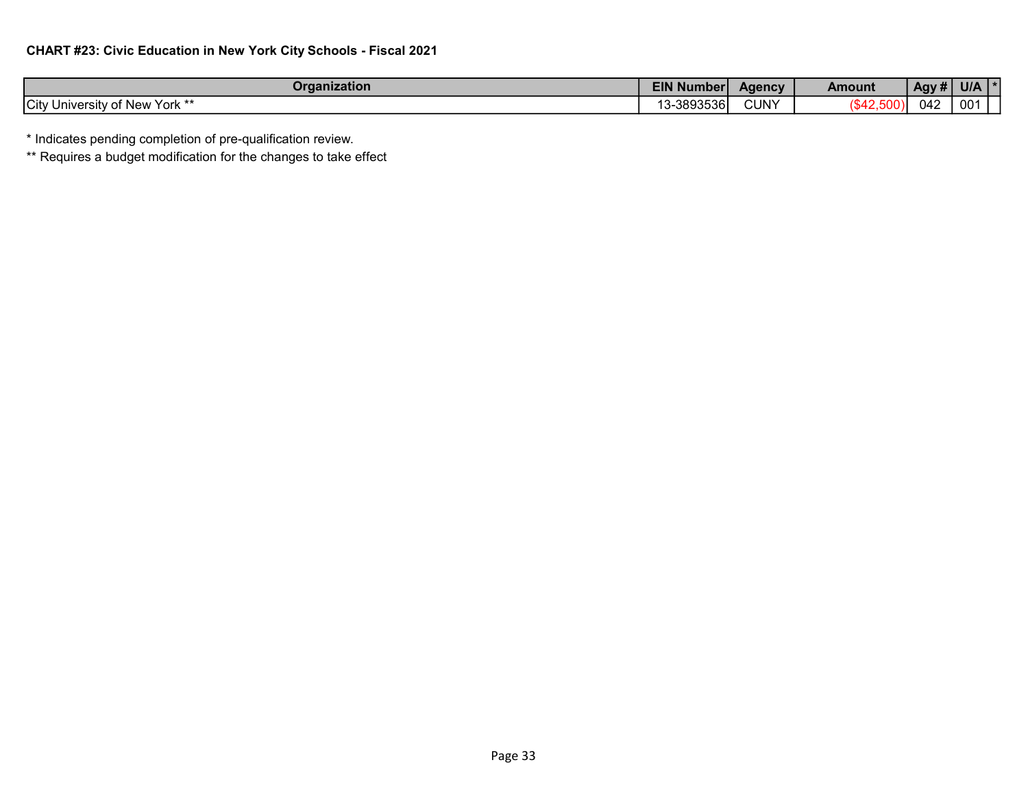**CHART #23: Civic Education in New York City Schools - Fiscal 2021**

| Organization | EIN Number | Agency | Amount | Agy # | U/A | * |
|---|---|---|---|---|---|---|
| City University of New York ** | 13-3893536 | CUNY | ($42,500) | 042 | 001 | |

* Indicates pending completion of pre-qualification review.

** Requires a budget modification for the changes to take effect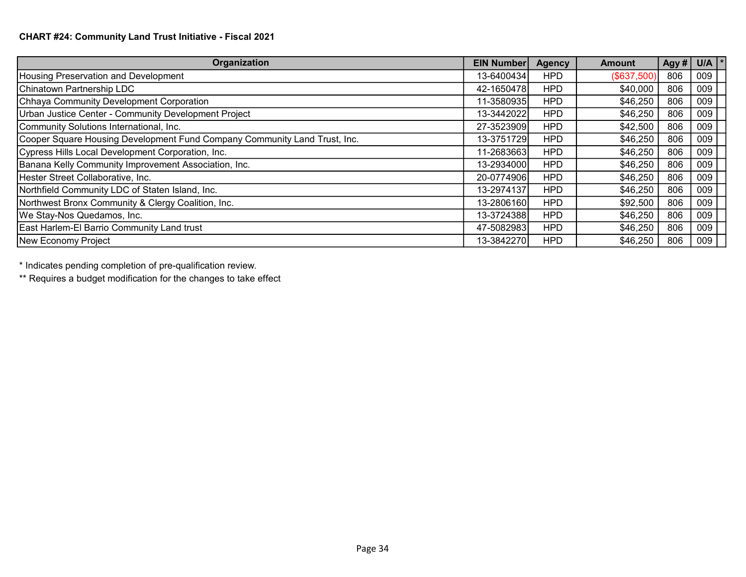**CHART #24: Community Land Trust Initiative - Fiscal 2021**

| Organization | EIN Number | Agency | Amount | Agy # | U/A | * |
|---|---|---|---|---|---|---|
| Housing Preservation and Development | 13-6400434 | HPD | ($637,500) | 806 | 009 | |
| Chinatown Partnership LDC | 42-1650478 | HPD | $40,000 | 806 | 009 | |
| Chhaya Community Development Corporation | 11-3580935 | HPD | $46,250 | 806 | 009 | |
| Urban Justice Center - Community Development Project | 13-3442022 | HPD | $46,250 | 806 | 009 | |
| Community Solutions International, Inc. | 27-3523909 | HPD | $42,500 | 806 | 009 | |
| Cooper Square Housing Development Fund Company Community Land Trust, Inc. | 13-3751729 | HPD | $46,250 | 806 | 009 | |
| Cypress Hills Local Development Corporation, Inc. | 11-2683663 | HPD | $46,250 | 806 | 009 | |
| Banana Kelly Community Improvement Association, Inc. | 13-2934000 | HPD | $46,250 | 806 | 009 | |
| Hester Street Collaborative, Inc. | 20-0774906 | HPD | $46,250 | 806 | 009 | |
| Northfield Community LDC of Staten Island, Inc. | 13-2974137 | HPD | $46,250 | 806 | 009 | |
| Northwest Bronx Community & Clergy Coalition, Inc. | 13-2806160 | HPD | $92,500 | 806 | 009 | |
| We Stay-Nos Quedamos, Inc. | 13-3724388 | HPD | $46,250 | 806 | 009 | |
| East Harlem-El Barrio Community Land trust | 47-5082983 | HPD | $46,250 | 806 | 009 | |
| New Economy Project | 13-3842270 | HPD | $46,250 | 806 | 009 | |

* Indicates pending completion of pre-qualification review.

** Requires a budget modification for the changes to take effect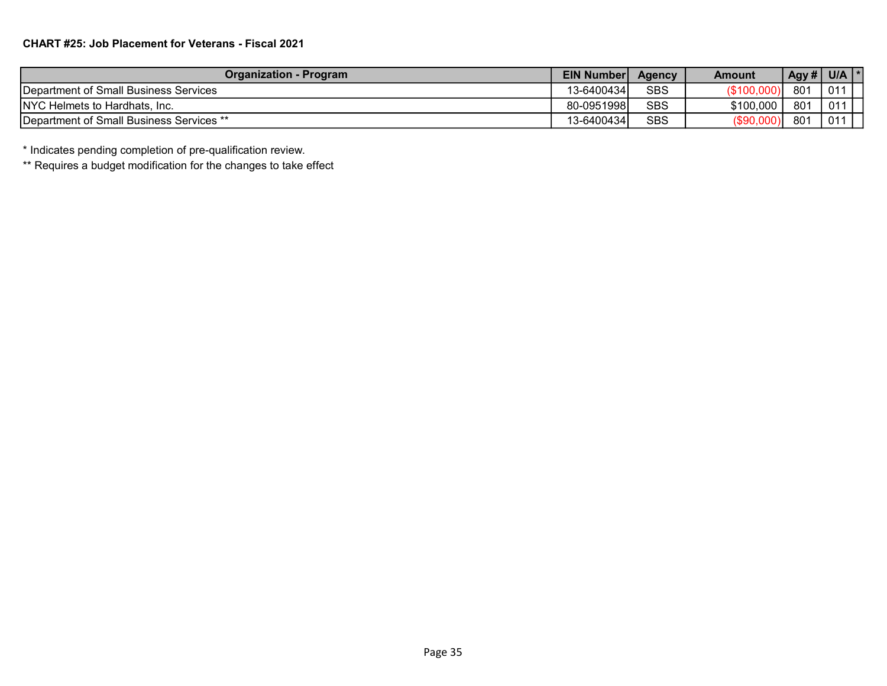**CHART #25: Job Placement for Veterans - Fiscal 2021**

| Organization - Program | EIN Number | Agency | Amount | Agy # | U/A | * |
|---|---|---|---|---|---|---|
| Department of Small Business Services | 13-6400434 | SBS | ($100,000) | 801 | 011 | |
| NYC Helmets to Hardhats, Inc. | 80-0951998 | SBS | $100,000 | 801 | 011 | |
| Department of Small Business Services ** | 13-6400434 | SBS | ($90,000) | 801 | 011 | |

* Indicates pending completion of pre-qualification review.

** Requires a budget modification for the changes to take effect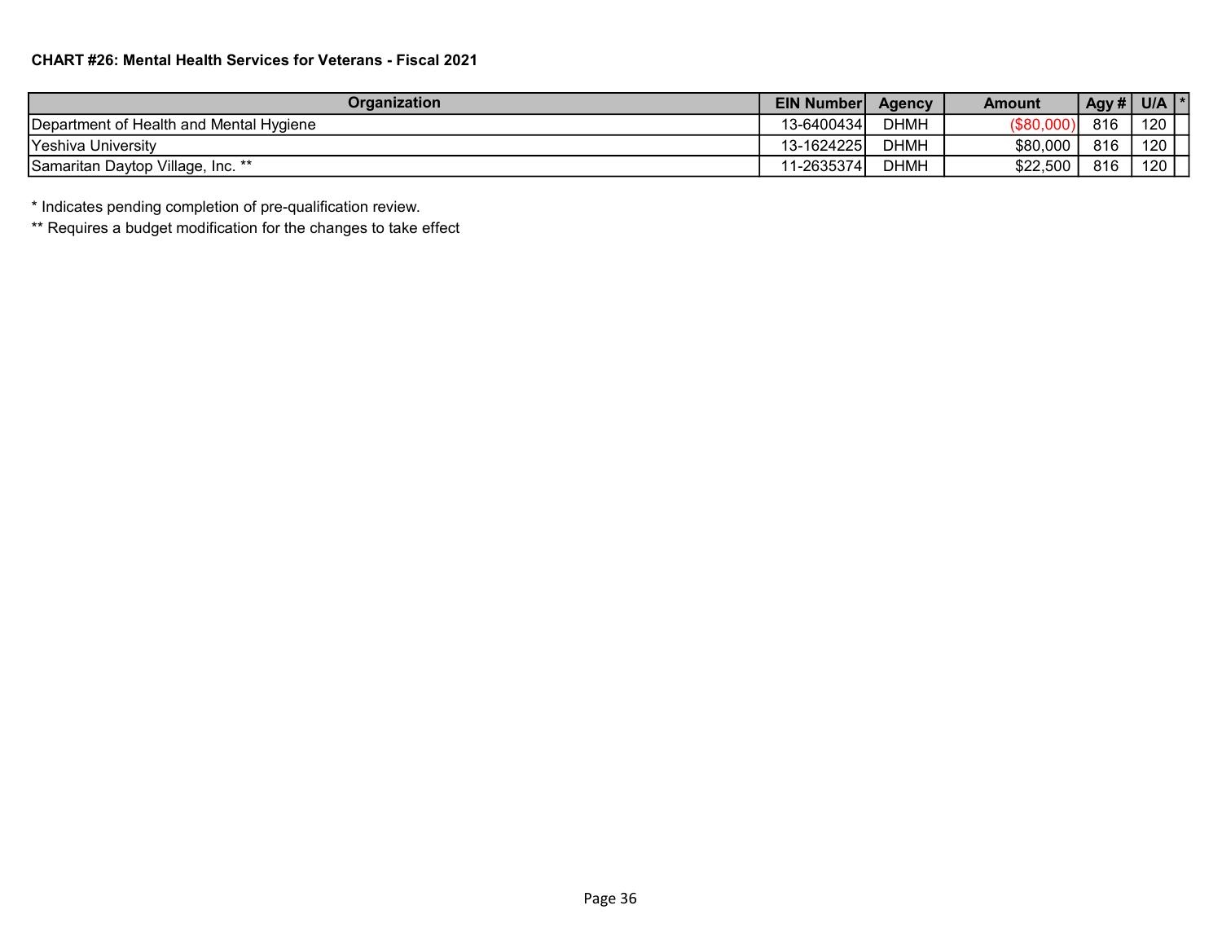**CHART #26: Mental Health Services for Veterans - Fiscal 2021**

| Organization | EIN Number | Agency | Amount | Agy # | U/A | * |
|---|---|---|---|---|---|---|
| Department of Health and Mental Hygiene | 13-6400434 | DHMH | ($80,000) | 816 | 120 | |
| Yeshiva University | 13-1624225 | DHMH | $80,000 | 816 | 120 | |
| Samaritan Daytop Village, Inc. ** | 11-2635374 | DHMH | $22,500 | 816 | 120 | |

* Indicates pending completion of pre-qualification review.

** Requires a budget modification for the changes to take effect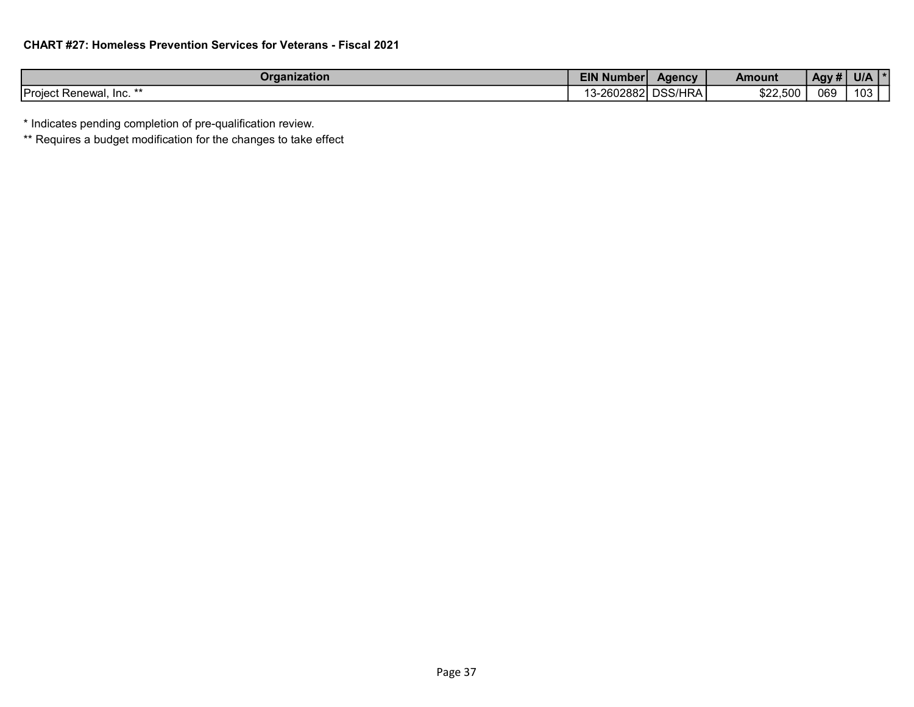**CHART #27: Homeless Prevention Services for Veterans - Fiscal 2021**

| Organization | EIN Number | Agency | Amount | Agy # | U/A | * |
|---|---|---|---|---|---|---|
| Project Renewal, Inc. ** | 13-2602882 | DSS/HRA | $22,500 | 069 | 103 | |

\* Indicates pending completion of pre-qualification review.

** Requires a budget modification for the changes to take effect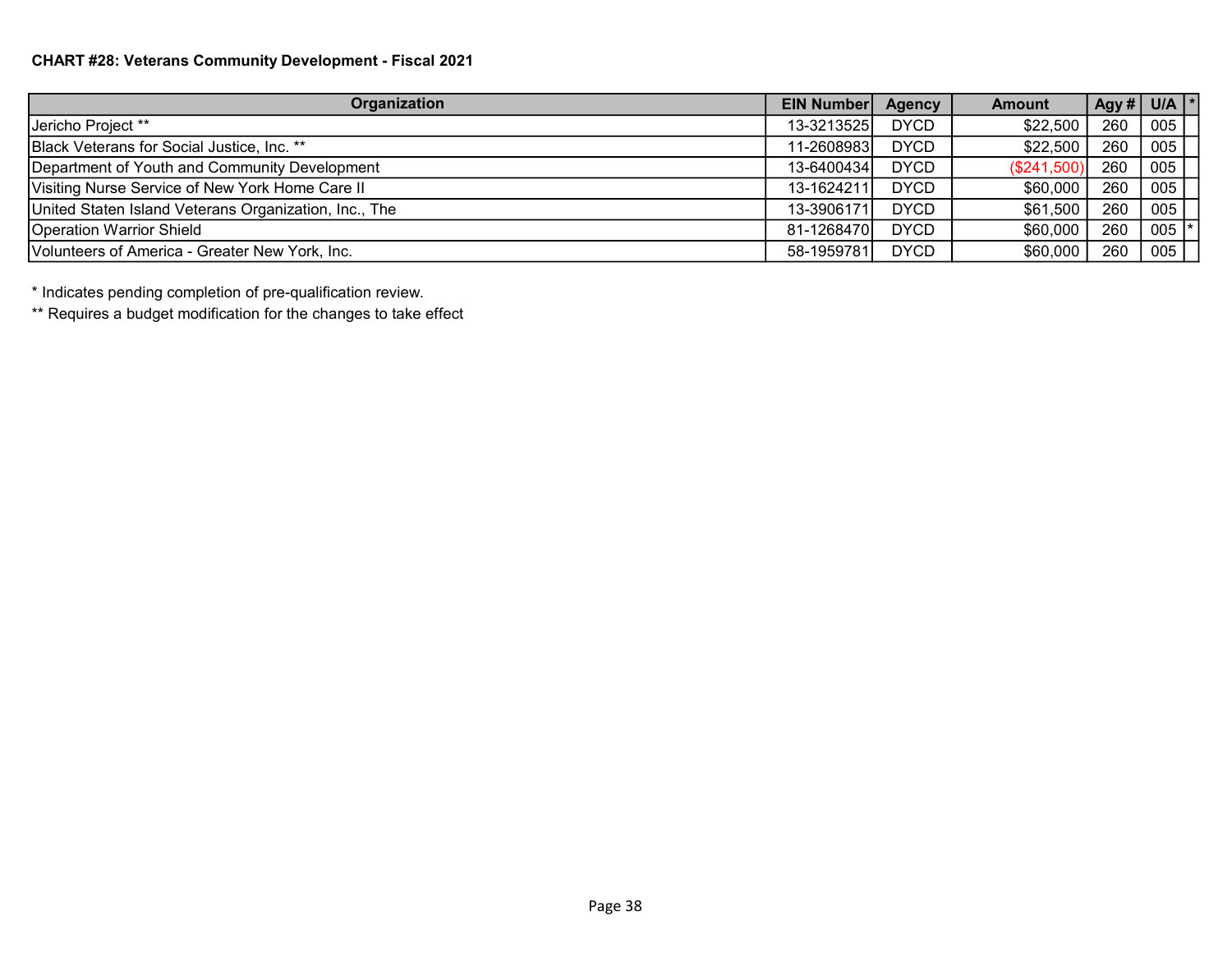**CHART #28: Veterans Community Development - Fiscal 2021**

| Organization | EIN Number | Agency | Amount | Agy # | U/A | * |
|---|---|---|---|---|---|---|
| Jericho Project ** | 13-3213525 | DYCD | $22,500 | 260 | 005 | |
| Black Veterans for Social Justice, Inc. ** | 11-2608983 | DYCD | $22,500 | 260 | 005 | |
| Department of Youth and Community Development | 13-6400434 | DYCD | ($241,500) | 260 | 005 | |
| Visiting Nurse Service of New York Home Care II | 13-1624211 | DYCD | $60,000 | 260 | 005 | |
| United Staten Island Veterans Organization, Inc., The | 13-3906171 | DYCD | $61,500 | 260 | 005 | |
| Operation Warrior Shield | 81-1268470 | DYCD | $60,000 | 260 | 005 | * |
| Volunteers of America - Greater New York, Inc. | 58-1959781 | DYCD | $60,000 | 260 | 005 | |

* Indicates pending completion of pre-qualification review.

** Requires a budget modification for the changes to take effect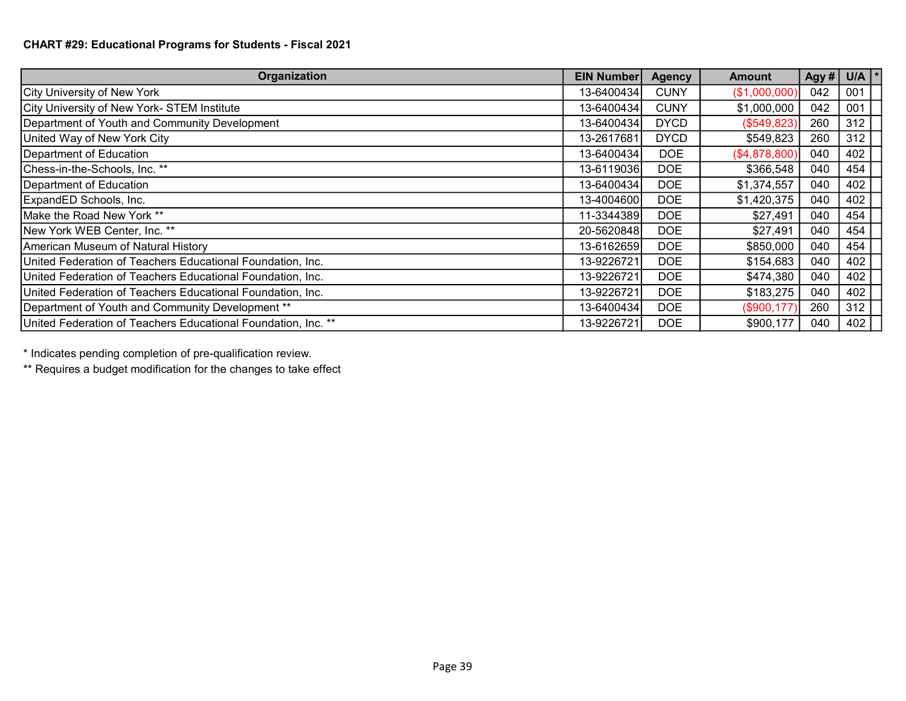**CHART #29: Educational Programs for Students - Fiscal 2021**

| Organization | EIN Number | Agency | Amount | Agy # | U/A | * |
|---|---|---|---|---|---|---|
| City University of New York | 13-6400434 | CUNY | ($1,000,000) | 042 | 001 | |
| City University of New York- STEM Institute | 13-6400434 | CUNY | $1,000,000 | 042 | 001 | |
| Department of Youth and Community Development | 13-6400434 | DYCD | ($549,823) | 260 | 312 | |
| United Way of New York City | 13-2617681 | DYCD | $549,823 | 260 | 312 | |
| Department of Education | 13-6400434 | DOE | ($4,878,800) | 040 | 402 | |
| Chess-in-the-Schools, Inc. ** | 13-6119036 | DOE | $366,548 | 040 | 454 | |
| Department of Education | 13-6400434 | DOE | $1,374,557 | 040 | 402 | |
| ExpandED Schools, Inc. | 13-4004600 | DOE | $1,420,375 | 040 | 402 | |
| Make the Road New York ** | 11-3344389 | DOE | $27,491 | 040 | 454 | |
| New York WEB Center, Inc. ** | 20-5620848 | DOE | $27,491 | 040 | 454 | |
| American Museum of Natural History | 13-6162659 | DOE | $850,000 | 040 | 454 | |
| United Federation of Teachers Educational Foundation, Inc. | 13-9226721 | DOE | $154,683 | 040 | 402 | |
| United Federation of Teachers Educational Foundation, Inc. | 13-9226721 | DOE | $474,380 | 040 | 402 | |
| United Federation of Teachers Educational Foundation, Inc. | 13-9226721 | DOE | $183,275 | 040 | 402 | |
| Department of Youth and Community Development ** | 13-6400434 | DOE | ($900,177) | 260 | 312 | |
| United Federation of Teachers Educational Foundation, Inc. ** | 13-9226721 | DOE | $900,177 | 040 | 402 | |

* Indicates pending completion of pre-qualification review.

** Requires a budget modification for the changes to take effect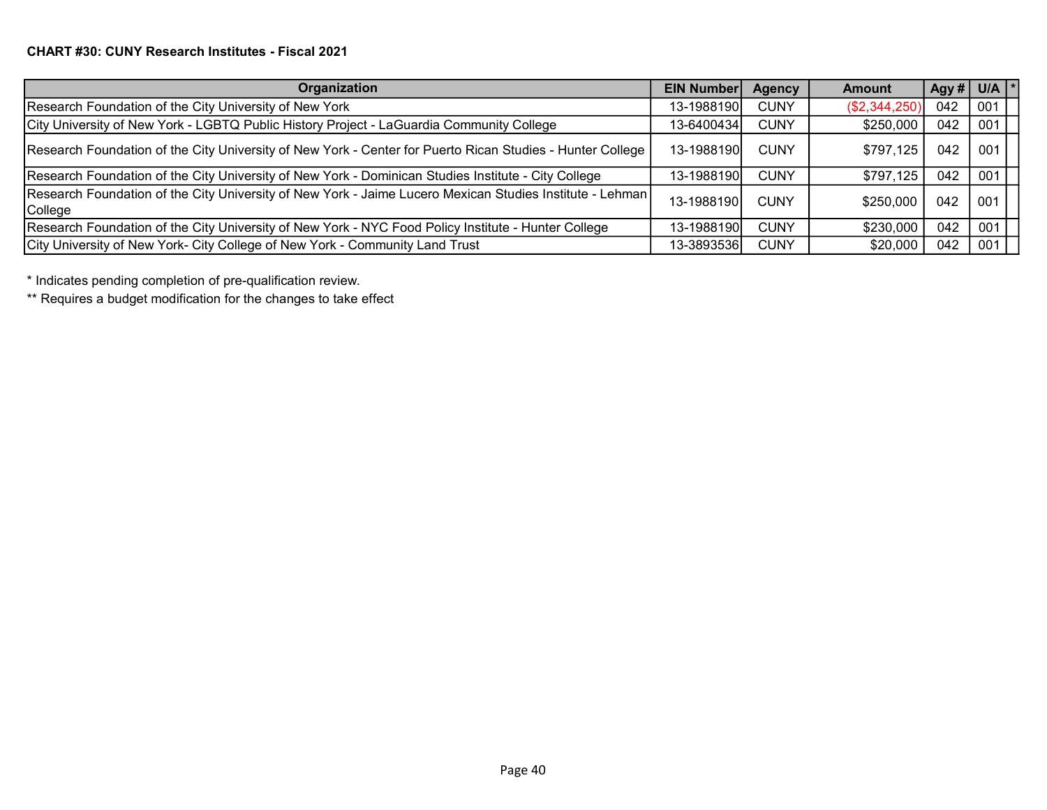**CHART #30: CUNY Research Institutes - Fiscal 2021**

| Organization | EIN Number | Agency | Amount | Agy # | U/A | * |
|---|---|---|---|---|---|---|
| Research Foundation of the City University of New York | 13-1988190 | CUNY | ($2,344,250) | 042 | 001 | |
| City University of New York - LGBTQ Public History Project - LaGuardia Community College | 13-6400434 | CUNY | $250,000 | 042 | 001 | |
| Research Foundation of the City University of New York - Center for Puerto Rican Studies - Hunter College | 13-1988190 | CUNY | $797,125 | 042 | 001 | |
| Research Foundation of the City University of New York - Dominican Studies Institute - City College | 13-1988190 | CUNY | $797,125 | 042 | 001 | |
| Research Foundation of the City University of New York - Jaime Lucero Mexican Studies Institute - Lehman College | 13-1988190 | CUNY | $250,000 | 042 | 001 | |
| Research Foundation of the City University of New York - NYC Food Policy Institute - Hunter College | 13-1988190 | CUNY | $230,000 | 042 | 001 | |
| City University of New York- City College of New York - Community Land Trust | 13-3893536 | CUNY | $20,000 | 042 | 001 | |

\* Indicates pending completion of pre-qualification review.

** Requires a budget modification for the changes to take effect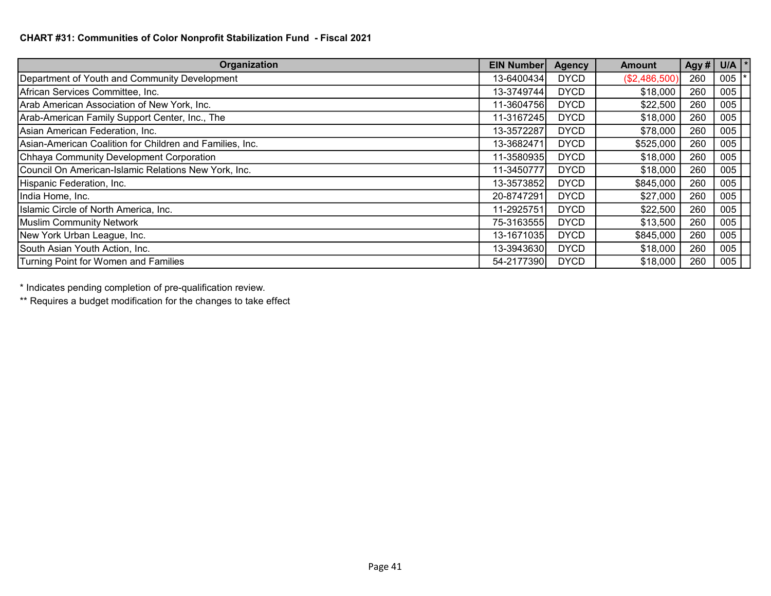**CHART #31: Communities of Color Nonprofit Stabilization Fund - Fiscal 2021**

| Organization | EIN Number | Agency | Amount | Agy # | U/A | * |
|---|---|---|---|---|---|---|
| Department of Youth and Community Development | 13-6400434 | DYCD | ($2,486,500) | 260 | 005 | * |
| African Services Committee, Inc. | 13-3749744 | DYCD | $18,000 | 260 | 005 | |
| Arab American Association of New York, Inc. | 11-3604756 | DYCD | $22,500 | 260 | 005 | |
| Arab-American Family Support Center, Inc., The | 11-3167245 | DYCD | $18,000 | 260 | 005 | |
| Asian American Federation, Inc. | 13-3572287 | DYCD | $78,000 | 260 | 005 | |
| Asian-American Coalition for Children and Families, Inc. | 13-3682471 | DYCD | $525,000 | 260 | 005 | |
| Chhaya Community Development Corporation | 11-3580935 | DYCD | $18,000 | 260 | 005 | |
| Council On American-Islamic Relations New York, Inc. | 11-3450777 | DYCD | $18,000 | 260 | 005 | |
| Hispanic Federation, Inc. | 13-3573852 | DYCD | $845,000 | 260 | 005 | |
| India Home, Inc. | 20-8747291 | DYCD | $27,000 | 260 | 005 | |
| Islamic Circle of North America, Inc. | 11-2925751 | DYCD | $22,500 | 260 | 005 | |
| Muslim Community Network | 75-3163555 | DYCD | $13,500 | 260 | 005 | |
| New York Urban League, Inc. | 13-1671035 | DYCD | $845,000 | 260 | 005 | |
| South Asian Youth Action, Inc. | 13-3943630 | DYCD | $18,000 | 260 | 005 | |
| Turning Point for Women and Families | 54-2177390 | DYCD | $18,000 | 260 | 005 | |

* Indicates pending completion of pre-qualification review.

** Requires a budget modification for the changes to take effect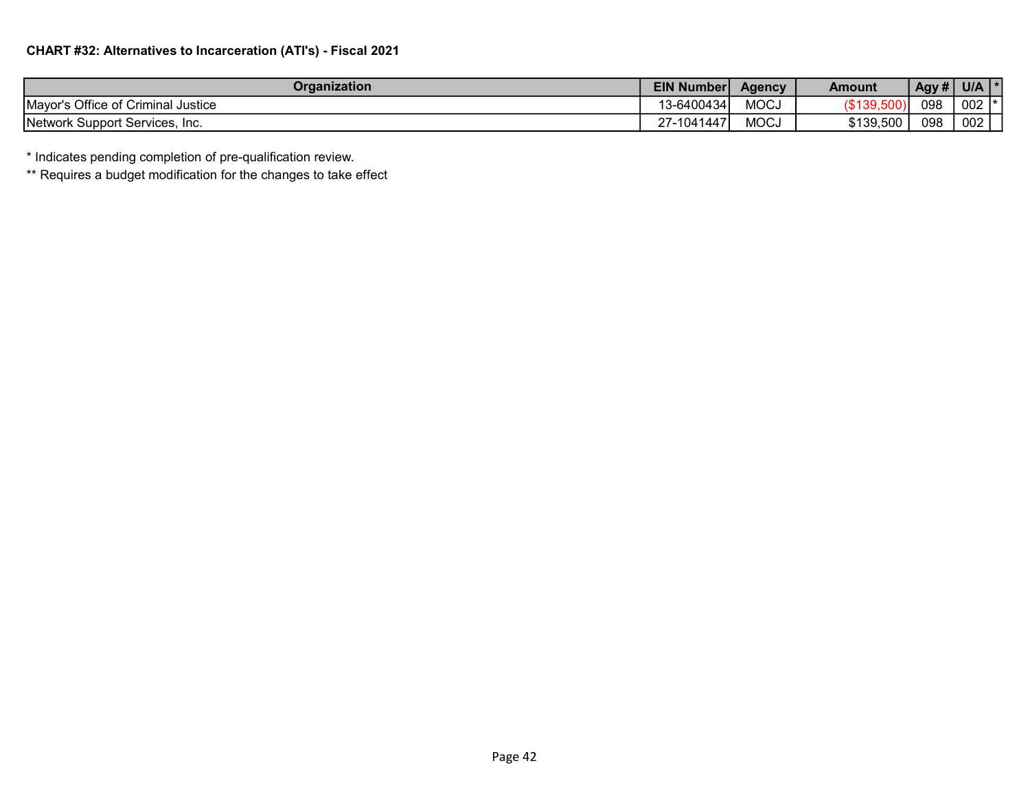**CHART #32: Alternatives to Incarceration (ATI's) - Fiscal 2021**

| Organization | EIN Number | Agency | Amount | Agy # | U/A | * |
|---|---|---|---|---|---|---|
| Mayor's Office of Criminal Justice | 13-6400434 | MOCJ | ($139,500) | 098 | 002 | * |
| Network Support Services, Inc. | 27-1041447 | MOCJ | $139,500 | 098 | 002 | |

* Indicates pending completion of pre-qualification review.

** Requires a budget modification for the changes to take effect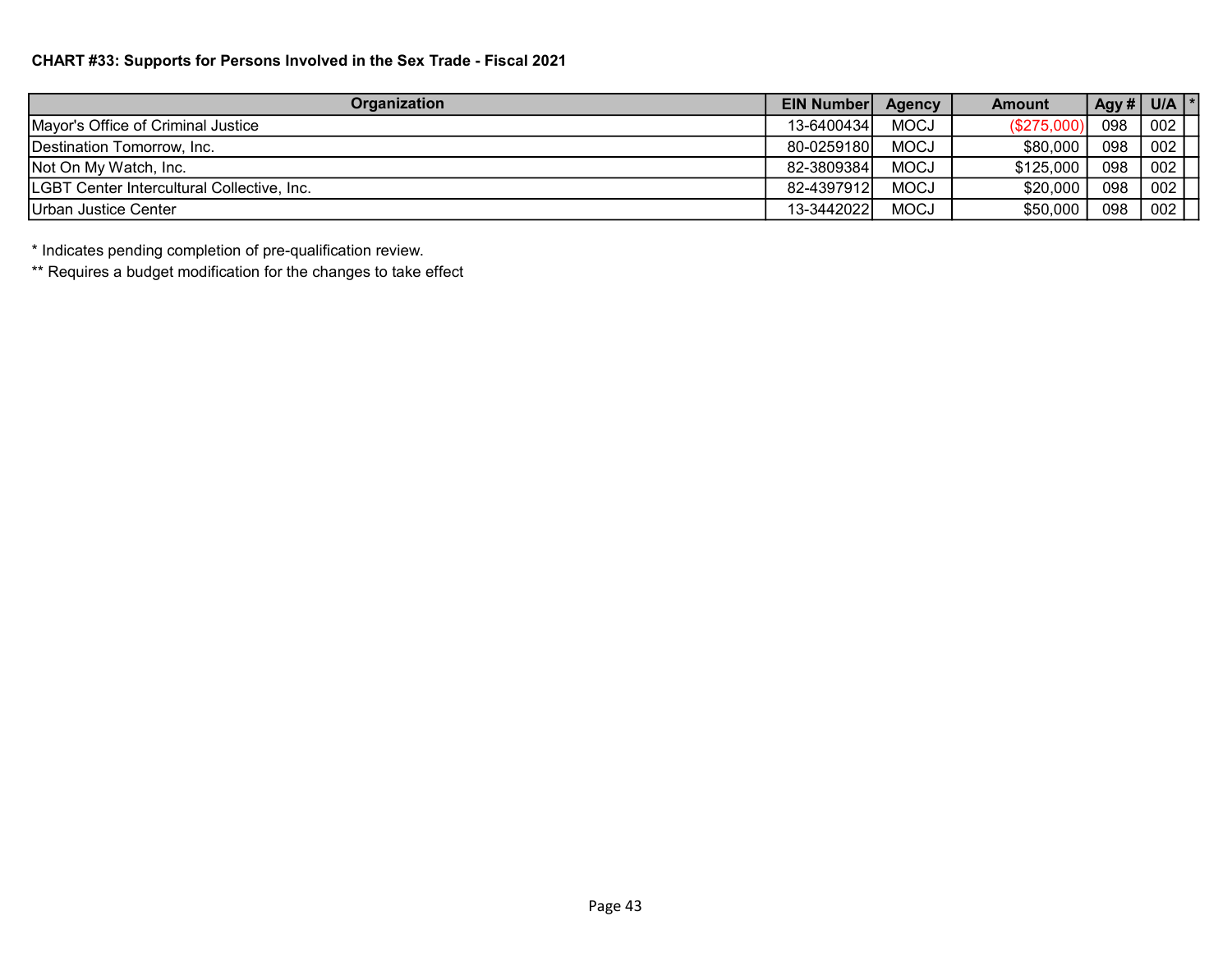**CHART #33: Supports for Persons Involved in the Sex Trade - Fiscal 2021**

| Organization | EIN Number | Agency | Amount | Agy # | U/A | * |
|---|---|---|---|---|---|---|
| Mayor's Office of Criminal Justice | 13-6400434 | MOCJ | ($275,000) | 098 | 002 | |
| Destination Tomorrow, Inc. | 80-0259180 | MOCJ | $80,000 | 098 | 002 | |
| Not On My Watch, Inc. | 82-3809384 | MOCJ | $125,000 | 098 | 002 | |
| LGBT Center Intercultural Collective, Inc. | 82-4397912 | MOCJ | $20,000 | 098 | 002 | |
| Urban Justice Center | 13-3442022 | MOCJ | $50,000 | 098 | 002 | |

* Indicates pending completion of pre-qualification review.

** Requires a budget modification for the changes to take effect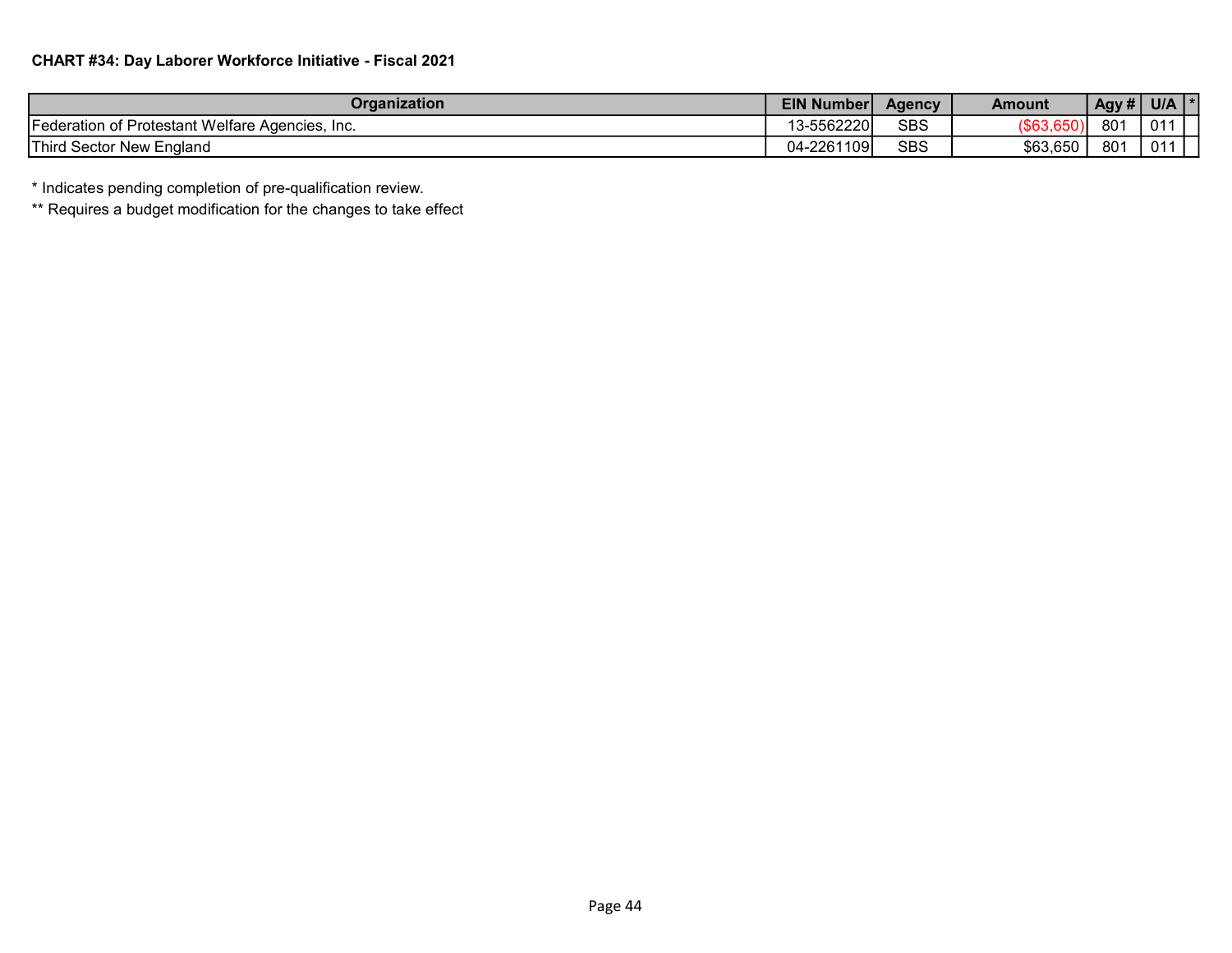**CHART #34: Day Laborer Workforce Initiative - Fiscal 2021**

| Organization | EIN Number | Agency | Amount | Agy # | U/A | * |
|---|---|---|---|---|---|---|
| Federation of Protestant Welfare Agencies, Inc. | 13-5562220 | SBS | ($63,650) | 801 | 011 | |
| Third Sector New England | 04-2261109 | SBS | $63,650 | 801 | 011 | |

* Indicates pending completion of pre-qualification review.

** Requires a budget modification for the changes to take effect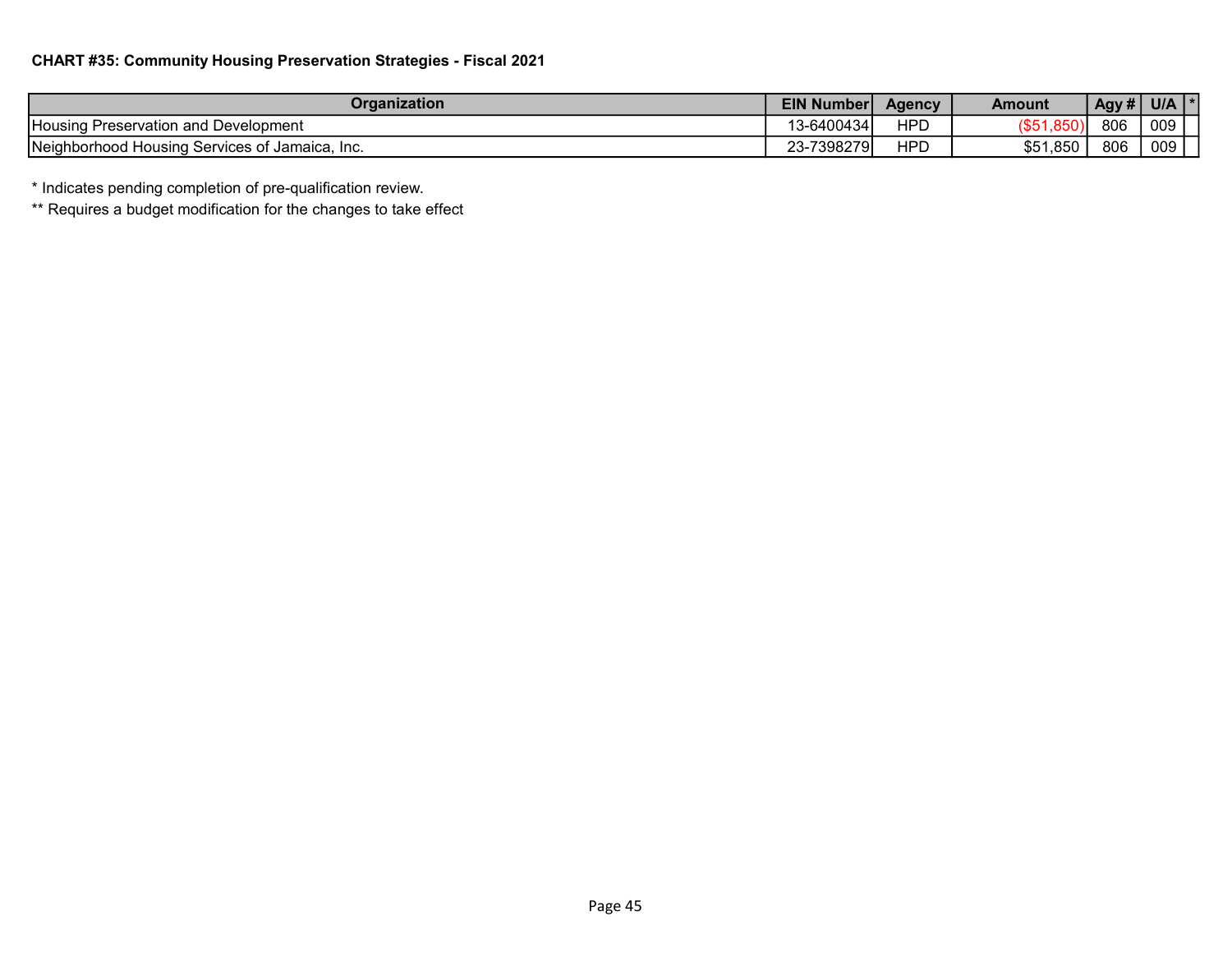**CHART #35: Community Housing Preservation Strategies - Fiscal 2021**

| Organization | EIN Number | Agency | Amount | Agy # | U/A | * |
|---|---|---|---|---|---|---|
| Housing Preservation and Development | 13-6400434 | HPD | ($51,850) | 806 | 009 | |
| Neighborhood Housing Services of Jamaica, Inc. | 23-7398279 | HPD | $51,850 | 806 | 009 | |

* Indicates pending completion of pre-qualification review.

** Requires a budget modification for the changes to take effect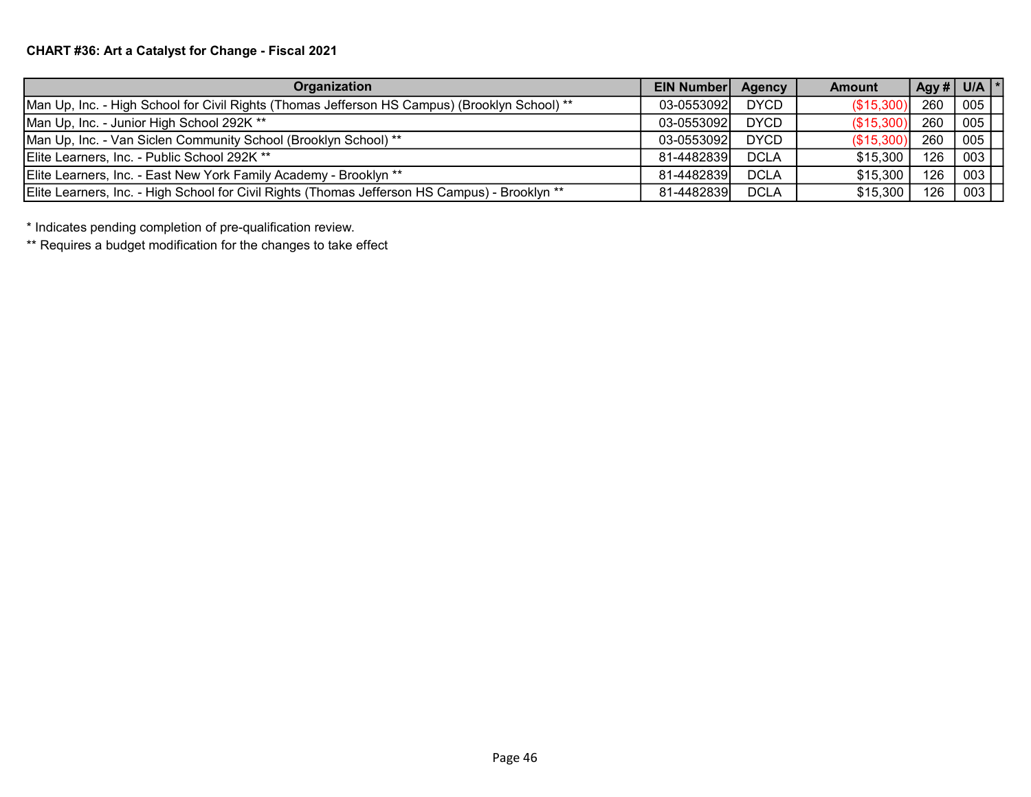**CHART #36: Art a Catalyst for Change - Fiscal 2021**

| Organization | EIN Number | Agency | Amount | Agy # | U/A | * |
|---|---|---|---|---|---|---|
| Man Up, Inc. - High School for Civil Rights (Thomas Jefferson HS Campus) (Brooklyn School) ** | 03-0553092 | DYCD | ($15,300) | 260 | 005 | |
| Man Up, Inc. - Junior High School 292K ** | 03-0553092 | DYCD | ($15,300) | 260 | 005 | |
| Man Up, Inc. - Van Siclen Community School (Brooklyn School) ** | 03-0553092 | DYCD | ($15,300) | 260 | 005 | |
| Elite Learners, Inc. - Public School 292K ** | 81-4482839 | DCLA | $15,300 | 126 | 003 | |
| Elite Learners, Inc. - East New York Family Academy - Brooklyn ** | 81-4482839 | DCLA | $15,300 | 126 | 003 | |
| Elite Learners, Inc. - High School for Civil Rights (Thomas Jefferson HS Campus) - Brooklyn ** | 81-4482839 | DCLA | $15,300 | 126 | 003 | |

* Indicates pending completion of pre-qualification review.

** Requires a budget modification for the changes to take effect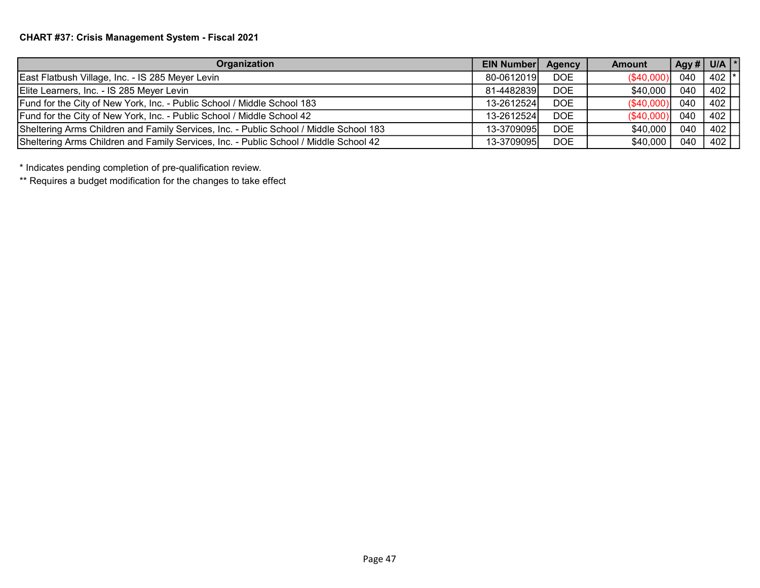**CHART #37: Crisis Management System - Fiscal 2021**

| Organization | EIN Number | Agency | Amount | Agy # | U/A | * |
|---|---|---|---|---|---|---|
| East Flatbush Village, Inc. - IS 285 Meyer Levin | 80-0612019 | DOE | ($40,000) | 040 | 402 | * |
| Elite Learners, Inc. - IS 285 Meyer Levin | 81-4482839 | DOE | $40,000 | 040 | 402 | |
| Fund for the City of New York, Inc. - Public School / Middle School 183 | 13-2612524 | DOE | ($40,000) | 040 | 402 | |
| Fund for the City of New York, Inc. - Public School / Middle School 42 | 13-2612524 | DOE | ($40,000) | 040 | 402 | |
| Sheltering Arms Children and Family Services, Inc. - Public School / Middle School 183 | 13-3709095 | DOE | $40,000 | 040 | 402 | |
| Sheltering Arms Children and Family Services, Inc. - Public School / Middle School 42 | 13-3709095 | DOE | $40,000 | 040 | 402 | |

\* Indicates pending completion of pre-qualification review.

\*\* Requires a budget modification for the changes to take effect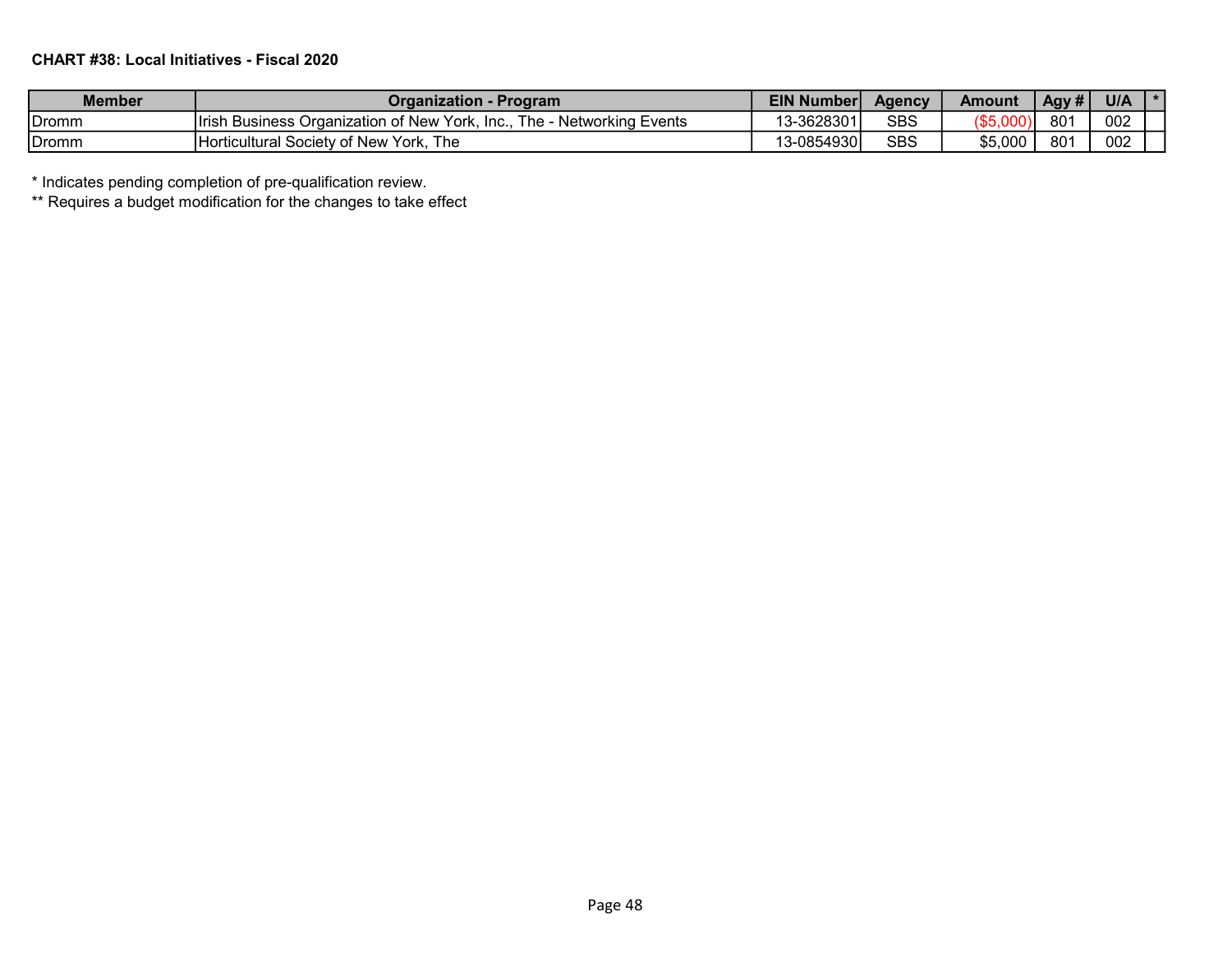**CHART #38: Local Initiatives - Fiscal 2020**

| Member | Organization - Program | EIN Number | Agency | Amount | Agy # | U/A | * |
|---|---|---|---|---|---|---|---|
| Dromm | Irish Business Organization of New York, Inc., The - Networking Events | 13-3628301 | SBS | ($5,000) | 801 | 002 | |
| Dromm | Horticultural Society of New York, The | 13-0854930 | SBS | $5,000 | 801 | 002 | |

* Indicates pending completion of pre-qualification review.

** Requires a budget modification for the changes to take effect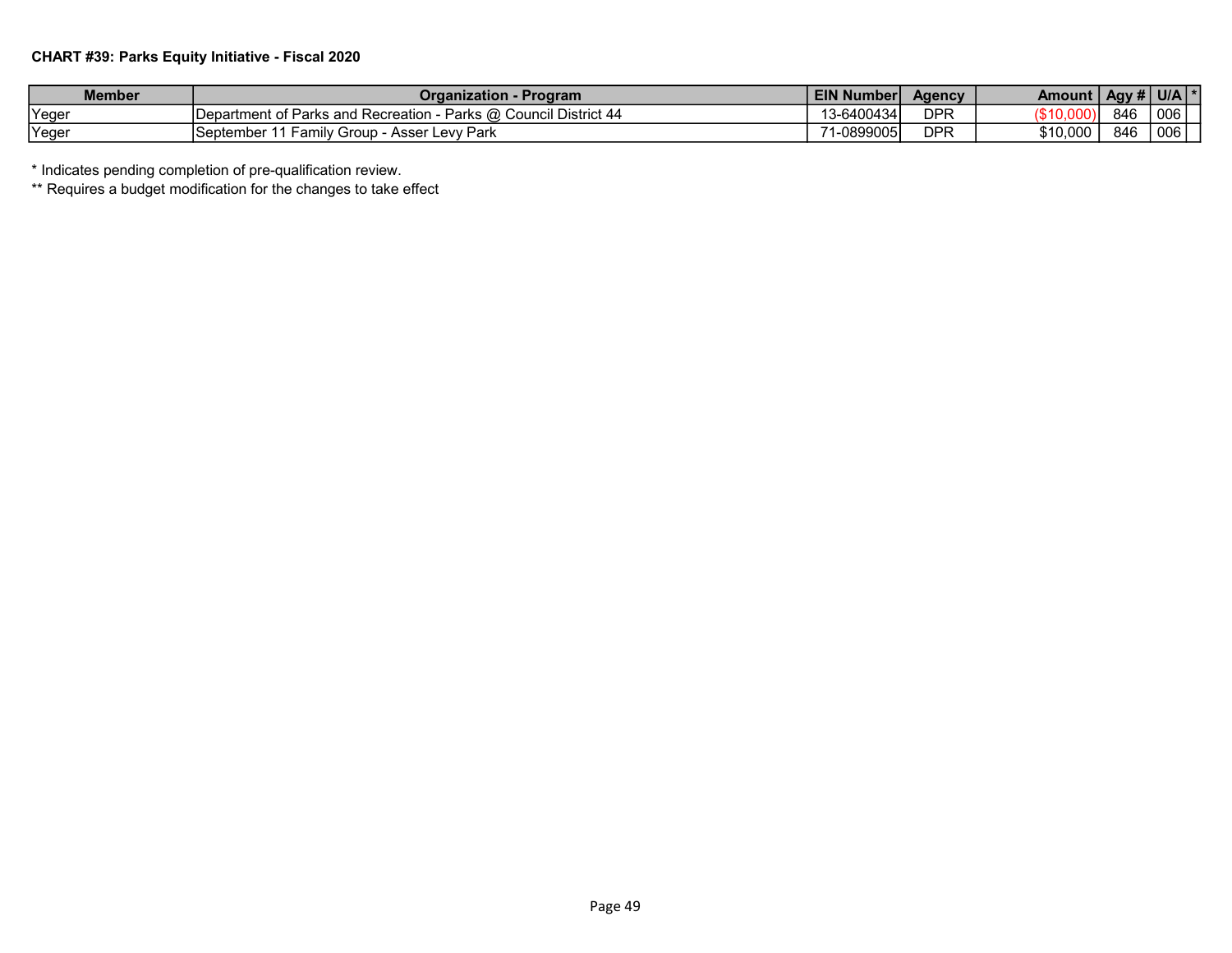**CHART #39: Parks Equity Initiative - Fiscal 2020**

| Member | Organization - Program | EIN Number | Agency | Amount | Agy # | U/A | * |
|---|---|---|---|---|---|---|---|
| Yeger | Department of Parks and Recreation - Parks @ Council District 44 | 13-6400434 | DPR | ($10,000) | 846 | 006 | |
| Yeger | September 11 Family Group - Asser Levy Park | 71-0899005 | DPR | $10,000 | 846 | 006 | |

\* Indicates pending completion of pre-qualification review.

\*\* Requires a budget modification for the changes to take effect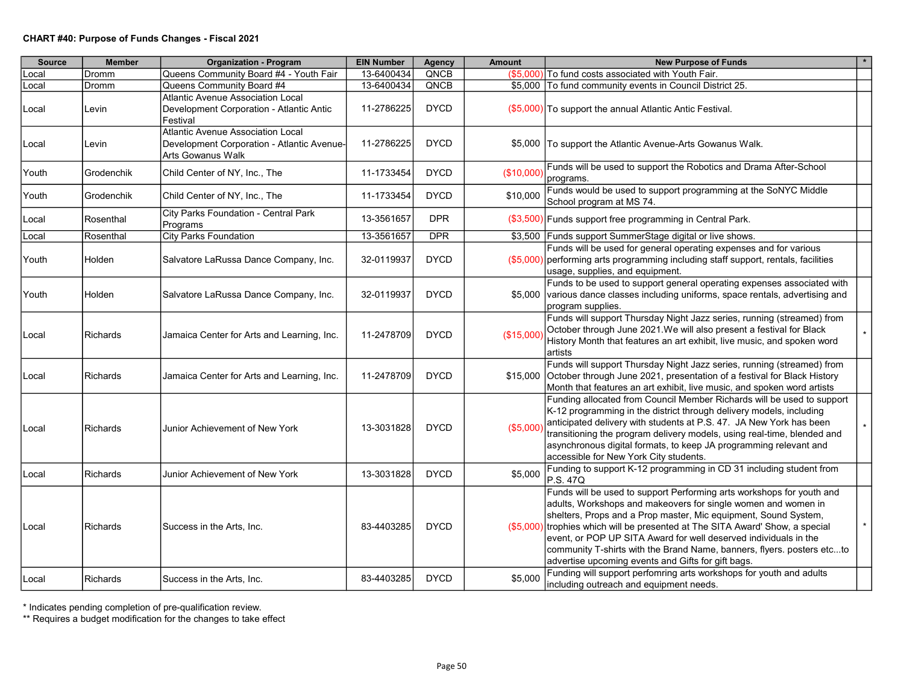**CHART #40: Purpose of Funds Changes - Fiscal 2021**

| Source | Member | Organization - Program | EIN Number | Agency | Amount | New Purpose of Funds | * |
|---|---|---|---|---|---|---|---|
| Local | Dromm | Queens Community Board #4 - Youth Fair | 13-6400434 | QNCB | ($5,000) | To fund costs associated with Youth Fair. | |
| Local | Dromm | Queens Community Board #4 | 13-6400434 | QNCB | $5,000 | To fund community events in Council District 25. | |
| Local | Levin | Atlantic Avenue Association Local Development Corporation - Atlantic Antic Festival | 11-2786225 | DYCD | ($5,000) | To support the annual Atlantic Antic Festival. | |
| Local | Levin | Atlantic Avenue Association Local Development Corporation - Atlantic Avenue-Arts Gowanus Walk | 11-2786225 | DYCD | $5,000 | To support the Atlantic Avenue-Arts Gowanus Walk. | |
| Youth | Grodenchik | Child Center of NY, Inc., The | 11-1733454 | DYCD | ($10,000) | Funds will be used to support the Robotics and Drama After-School programs. | |
| Youth | Grodenchik | Child Center of NY, Inc., The | 11-1733454 | DYCD | $10,000 | Funds would be used to support programming at the SoNYC Middle School program at MS 74. | |
| Local | Rosenthal | City Parks Foundation - Central Park Programs | 13-3561657 | DPR | ($3,500) | Funds support free programming in Central Park. | |
| Local | Rosenthal | City Parks Foundation | 13-3561657 | DPR | $3,500 | Funds support SummerStage digital or live shows. | |
| Youth | Holden | Salvatore LaRussa Dance Company, Inc. | 32-0119937 | DYCD | ($5,000) | Funds will be used for general operating expenses and for various performing arts programming including staff support, rentals, facilities usage, supplies, and equipment. | |
| Youth | Holden | Salvatore LaRussa Dance Company, Inc. | 32-0119937 | DYCD | $5,000 | Funds to be used to support general operating expenses associated with various dance classes including uniforms, space rentals, advertising and program supplies. | |
| Local | Richards | Jamaica Center for Arts and Learning, Inc. | 11-2478709 | DYCD | ($15,000) | Funds will support Thursday Night Jazz series, running (streamed) from October through June 2021.We will also present a festival for Black History Month that features an art exhibit, live music, and spoken word artists | * |
| Local | Richards | Jamaica Center for Arts and Learning, Inc. | 11-2478709 | DYCD | $15,000 | Funds will support Thursday Night Jazz series, running (streamed) from October through June 2021, presentation of a festival for Black History Month that features an art exhibit, live music, and spoken word artists | |
| Local | Richards | Junior Achievement of New York | 13-3031828 | DYCD | ($5,000) | Funding allocated from Council Member Richards will be used to support K-12 programming in the district through delivery models, including anticipated delivery with students at P.S. 47. JA New York has been transitioning the program delivery models, using real-time, blended and asynchronous digital formats, to keep JA programming relevant and accessible for New York City students. | * |
| Local | Richards | Junior Achievement of New York | 13-3031828 | DYCD | $5,000 | Funding to support K-12 programming in CD 31 including student from P.S. 47Q | |
| Local | Richards | Success in the Arts, Inc. | 83-4403285 | DYCD | ($5,000) | Funds will be used to support Performing arts workshops for youth and adults, Workshops and makeovers for single women and women in shelters, Props and a Prop master, Mic equipment, Sound System, trophies which will be presented at The SITA Award' Show, a special event, or POP UP SITA Award for well deserved individuals in the community T-shirts with the Brand Name, banners, flyers. posters etc...to advertise upcoming events and Gifts for gift bags. | * |
| Local | Richards | Success in the Arts, Inc. | 83-4403285 | DYCD | $5,000 | Funding will support perfomring arts workshops for youth and adults including outreach and equipment needs. | |

\* Indicates pending completion of pre-qualification review.
\*\* Requires a budget modification for the changes to take effect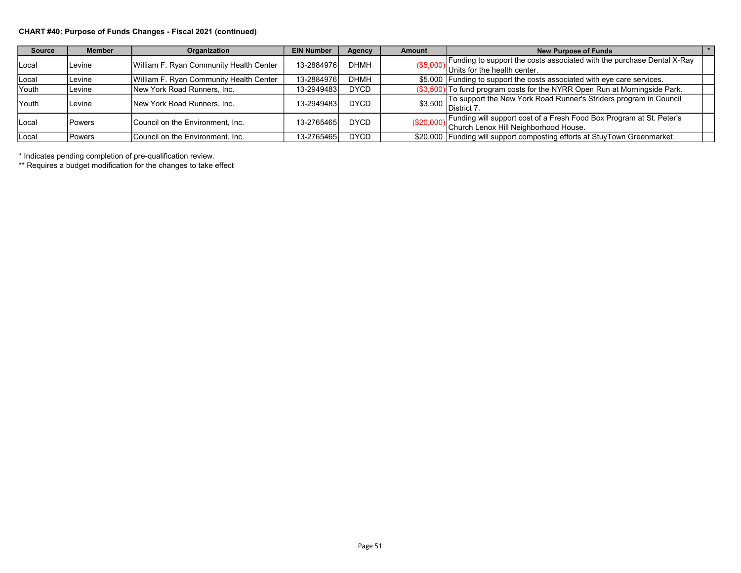**CHART #40: Purpose of Funds Changes - Fiscal 2021 (continued)**

| Source | Member | Organization | EIN Number | Agency | Amount | New Purpose of Funds | * |
|---|---|---|---|---|---|---|---|
| Local | Levine | William F. Ryan Community Health Center | 13-2884976 | DHMH | ($5,000) | Funding to support the costs associated with the purchase Dental X-Ray Units for the health center. | |
| Local | Levine | William F. Ryan Community Health Center | 13-2884976 | DHMH | $5,000 | Funding to support the costs associated with eye care services. | |
| Youth | Levine | New York Road Runners, Inc. | 13-2949483 | DYCD | ($3,500) | To fund program costs for the NYRR Open Run at Morningside Park. | |
| Youth | Levine | New York Road Runners, Inc. | 13-2949483 | DYCD | $3,500 | To support the New York Road Runner's Striders program in Council District 7. | |
| Local | Powers | Council on the Environment, Inc. | 13-2765465 | DYCD | ($20,000) | Funding will support cost of a Fresh Food Box Program at St. Peter's Church Lenox Hill Neighborhood House. | |
| Local | Powers | Council on the Environment, Inc. | 13-2765465 | DYCD | $20,000 | Funding will support composting efforts at StuyTown Greenmarket. | |

\* Indicates pending completion of pre-qualification review.

\*\* Requires a budget modification for the changes to take effect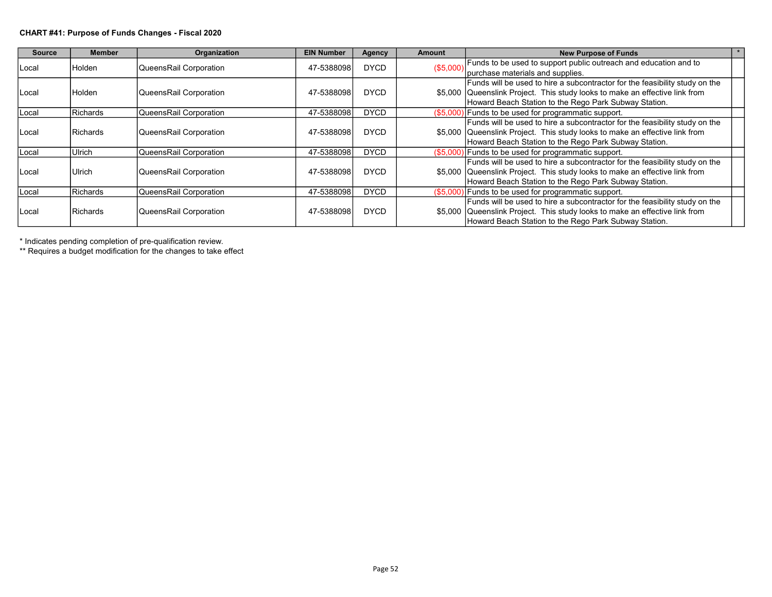**CHART #41: Purpose of Funds Changes - Fiscal 2020**

| Source | Member | Organization | EIN Number | Agency | Amount | New Purpose of Funds | * |
|---|---|---|---|---|---|---|---|
| Local | Holden | QueensRail Corporation | 47-5388098 | DYCD | ($5,000) | Funds to be used to support public outreach and education and to purchase materials and supplies. | |
| Local | Holden | QueensRail Corporation | 47-5388098 | DYCD | $5,000 | Funds will be used to hire a subcontractor for the feasibility study on the Queenslink Project. This study looks to make an effective link from Howard Beach Station to the Rego Park Subway Station. | |
| Local | Richards | QueensRail Corporation | 47-5388098 | DYCD | ($5,000) | Funds to be used for programmatic support. | |
| Local | Richards | QueensRail Corporation | 47-5388098 | DYCD | $5,000 | Funds will be used to hire a subcontractor for the feasibility study on the Queenslink Project. This study looks to make an effective link from Howard Beach Station to the Rego Park Subway Station. | |
| Local | Ulrich | QueensRail Corporation | 47-5388098 | DYCD | ($5,000) | Funds to be used for programmatic support. | |
| Local | Ulrich | QueensRail Corporation | 47-5388098 | DYCD | $5,000 | Funds will be used to hire a subcontractor for the feasibility study on the Queenslink Project. This study looks to make an effective link from Howard Beach Station to the Rego Park Subway Station. | |
| Local | Richards | QueensRail Corporation | 47-5388098 | DYCD | ($5,000) | Funds to be used for programmatic support. | |
| Local | Richards | QueensRail Corporation | 47-5388098 | DYCD | $5,000 | Funds will be used to hire a subcontractor for the feasibility study on the Queenslink Project. This study looks to make an effective link from Howard Beach Station to the Rego Park Subway Station. | |

* Indicates pending completion of pre-qualification review.

** Requires a budget modification for the changes to take effect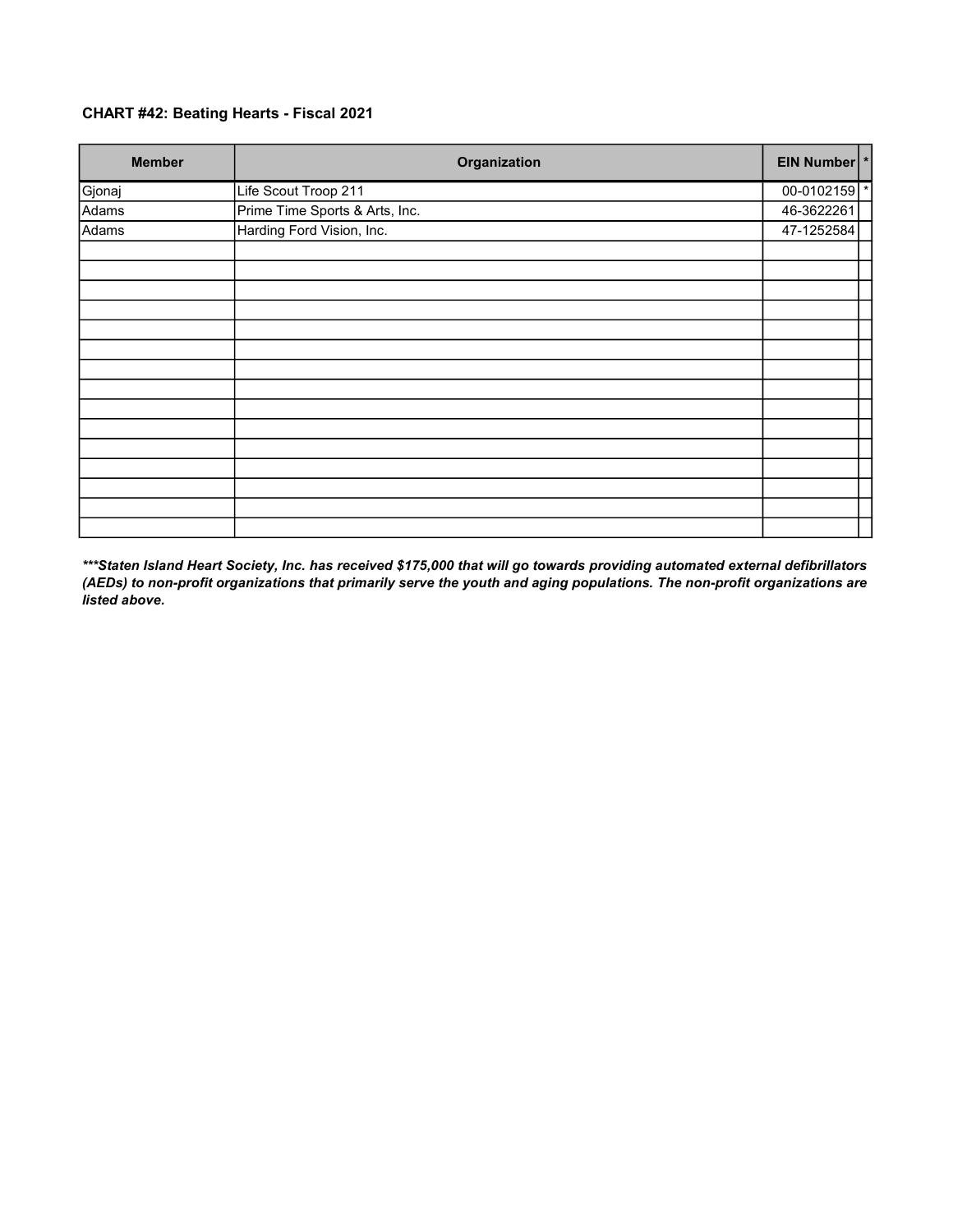**CHART #42: Beating Hearts - Fiscal 2021**

| Member | Organization | EIN Number | * |
|---|---|---|---|
| Gjonaj | Life Scout Troop 211 | 00-0102159 | * |
| Adams | Prime Time Sports & Arts, Inc. | 46-3622261 | |
| Adams | Harding Ford Vision, Inc. | 47-1252584 | |
| | | | |
| | | | |
| | | | |
| | | | |
| | | | |
| | | | |
| | | | |
| | | | |
| | | | |
| | | | |
| | | | |
| | | | |
| | | | |
| | | | |
| | | | |

***\*\*\*Staten Island Heart Society, Inc. has received $175,000 that will go towards providing automated external defibrillators (AEDs) to non-profit organizations that primarily serve the youth and aging populations. The non-profit organizations are listed above.***